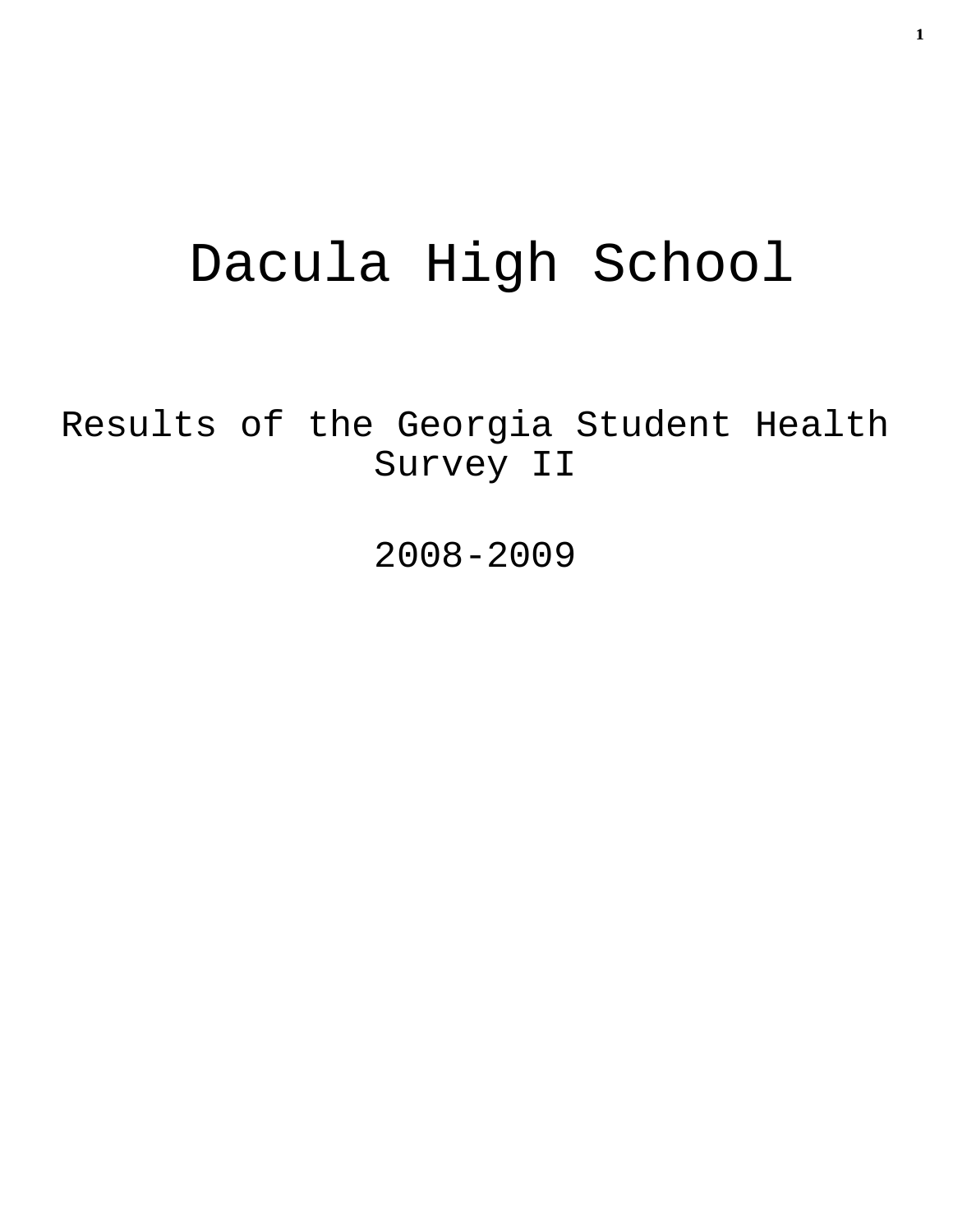# Dacula High School

## Results of the Georgia Student Health Survey II

## 2008-2009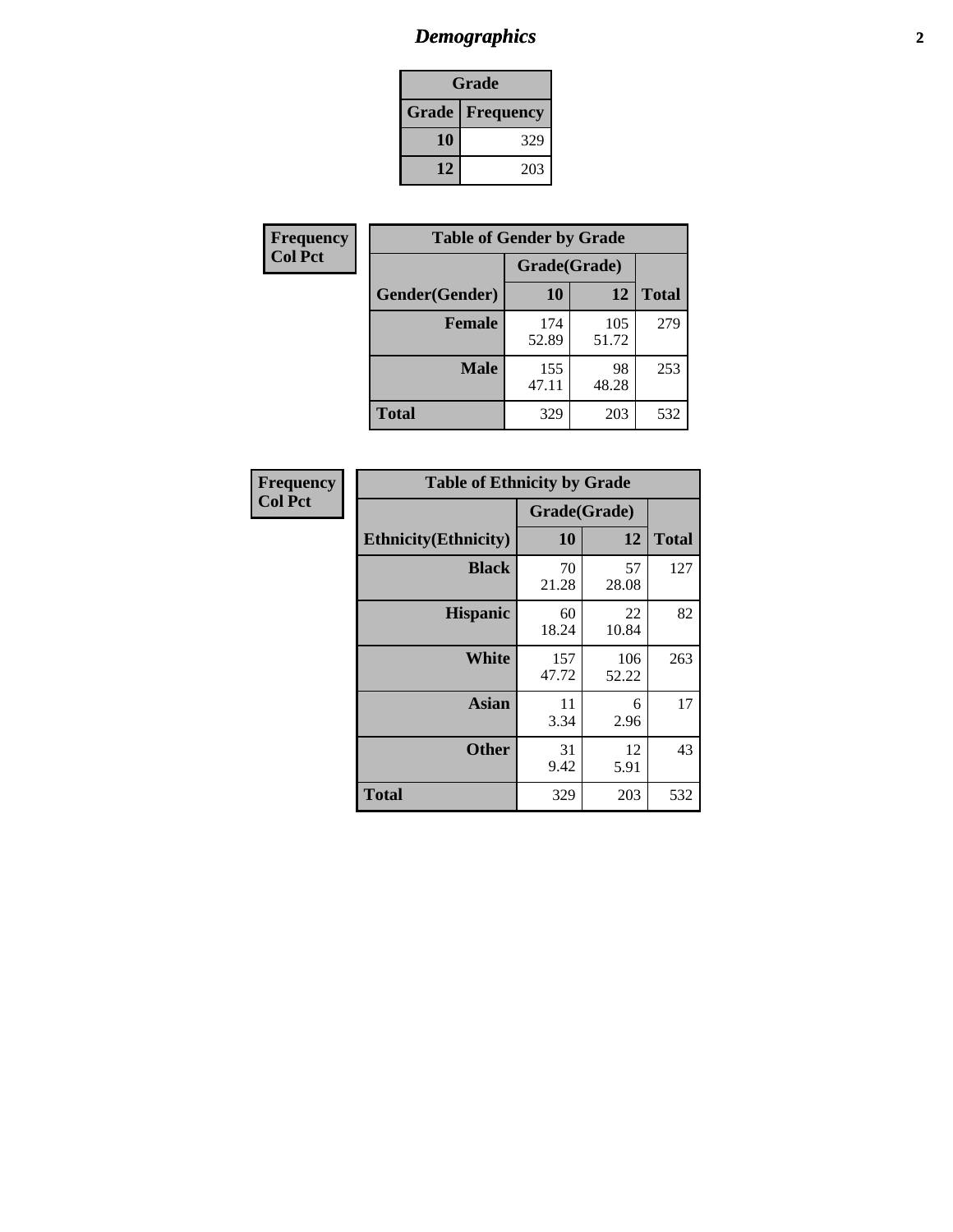## Demographics

| Grade | |
|---|---|
| **Grade** | **Frequency** |
| **10** | 329 |
| **12** | 203 |

Frequency
Col Pct

| Table of Gender by Grade | | | |
|---|---|---|---|
| | Grade(Grade) | | |
| **Gender(Gender)** | **10** | **12** | **Total** |
| **Female** | 174<br>52.89 | 105<br>51.72 | 279 |
| **Male** | 155<br>47.11 | 98<br>48.28 | 253 |
| **Total** | 329 | 203 | 532 |

Frequency
Col Pct

| Table of Ethnicity by Grade | | | |
|---|---|---|---|
| | Grade(Grade) | | |
| **Ethnicity(Ethnicity)** | **10** | **12** | **Total** |
| **Black** | 70<br>21.28 | 57<br>28.08 | 127 |
| **Hispanic** | 60<br>18.24 | 22<br>10.84 | 82 |
| **White** | 157<br>47.72 | 106<br>52.22 | 263 |
| **Asian** | 11<br>3.34 | 6<br>2.96 | 17 |
| **Other** | 31<br>9.42 | 12<br>5.91 | 43 |
| **Total** | 329 | 203 | 532 |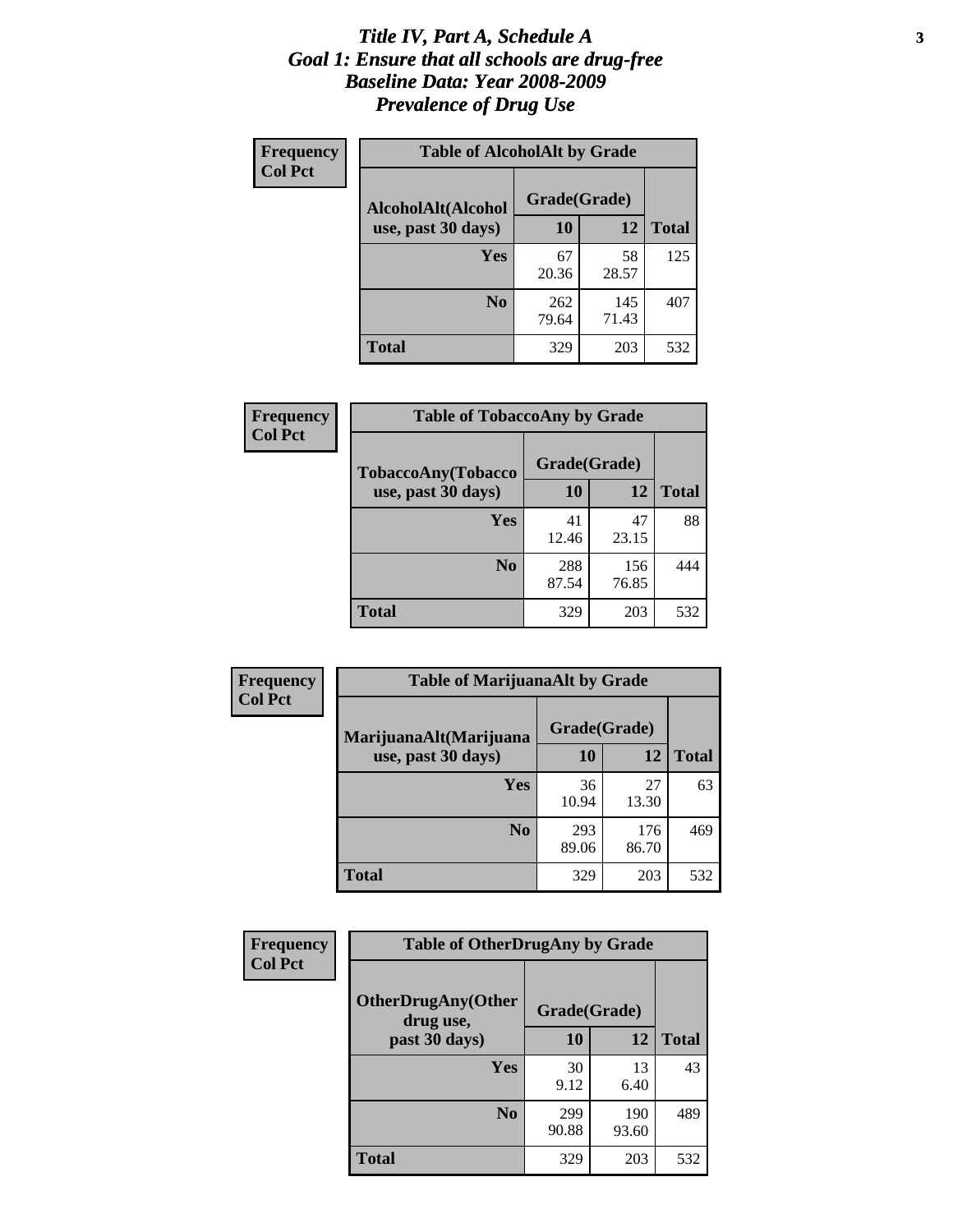# *Title IV, Part A, Schedule A*
# *Goal 1: Ensure that all schools are drug-free*
# *Baseline Data: Year 2008-2009*
# *Prevalence of Drug Use*

**Frequency**
**Col Pct**

| Table of AlcoholAlt by Grade | | | |
|---|---|---|---|
| AlcoholAlt(Alcohol use, past 30 days) | Grade(Grade) | | |
| | 10 | 12 | Total |
| Yes | 67<br>20.36 | 58<br>28.57 | 125 |
| No | 262<br>79.64 | 145<br>71.43 | 407 |
| Total | 329 | 203 | 532 |

**Frequency**
**Col Pct**

| Table of TobaccoAny by Grade | | | |
|---|---|---|---|
| TobaccoAny(Tobacco use, past 30 days) | Grade(Grade) | | |
| | 10 | 12 | Total |
| Yes | 41<br>12.46 | 47<br>23.15 | 88 |
| No | 288<br>87.54 | 156<br>76.85 | 444 |
| Total | 329 | 203 | 532 |

**Frequency**
**Col Pct**

| Table of MarijuanaAlt by Grade | | | |
|---|---|---|---|
| MarijuanaAlt(Marijuana use, past 30 days) | Grade(Grade) | | |
| | 10 | 12 | Total |
| Yes | 36<br>10.94 | 27<br>13.30 | 63 |
| No | 293<br>89.06 | 176<br>86.70 | 469 |
| Total | 329 | 203 | 532 |

**Frequency**
**Col Pct**

| Table of OtherDrugAny by Grade | | | |
|---|---|---|---|
| OtherDrugAny(Other drug use, past 30 days) | Grade(Grade) | | |
| | 10 | 12 | Total |
| Yes | 30<br>9.12 | 13<br>6.40 | 43 |
| No | 299<br>90.88 | 190<br>93.60 | 489 |
| Total | 329 | 203 | 532 |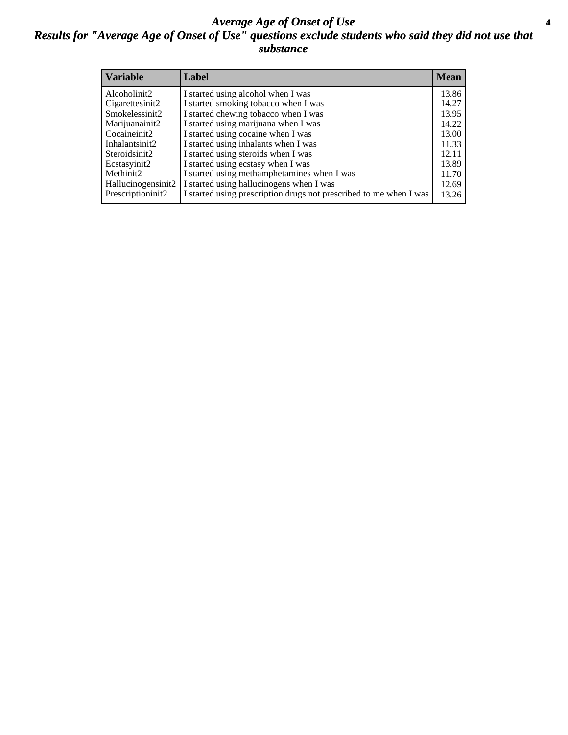# *Average Age of Onset of Use*

## *Results for "Average Age of Onset of Use" questions exclude students who said they did not use that substance*

| Variable | Label | Mean |
|---|---|---|
| Alcoholinit2 | I started using alcohol when I was | 13.86 |
| Cigarettesinit2 | I started smoking tobacco when I was | 14.27 |
| Smokelessinit2 | I started chewing tobacco when I was | 13.95 |
| Marijuanainit2 | I started using marijuana when I was | 14.22 |
| Cocaineinit2 | I started using cocaine when I was | 13.00 |
| Inhalantsinit2 | I started using inhalants when I was | 11.33 |
| Steroidsinit2 | I started using steroids when I was | 12.11 |
| Ecstasyinit2 | I started using ecstasy when I was | 13.89 |
| Methinit2 | I started using methamphetamines when I was | 11.70 |
| Hallucinogensinit2 | I started using hallucinogens when I was | 12.69 |
| Prescriptioninit2 | I started using prescription drugs not prescribed to me when I was | 13.26 |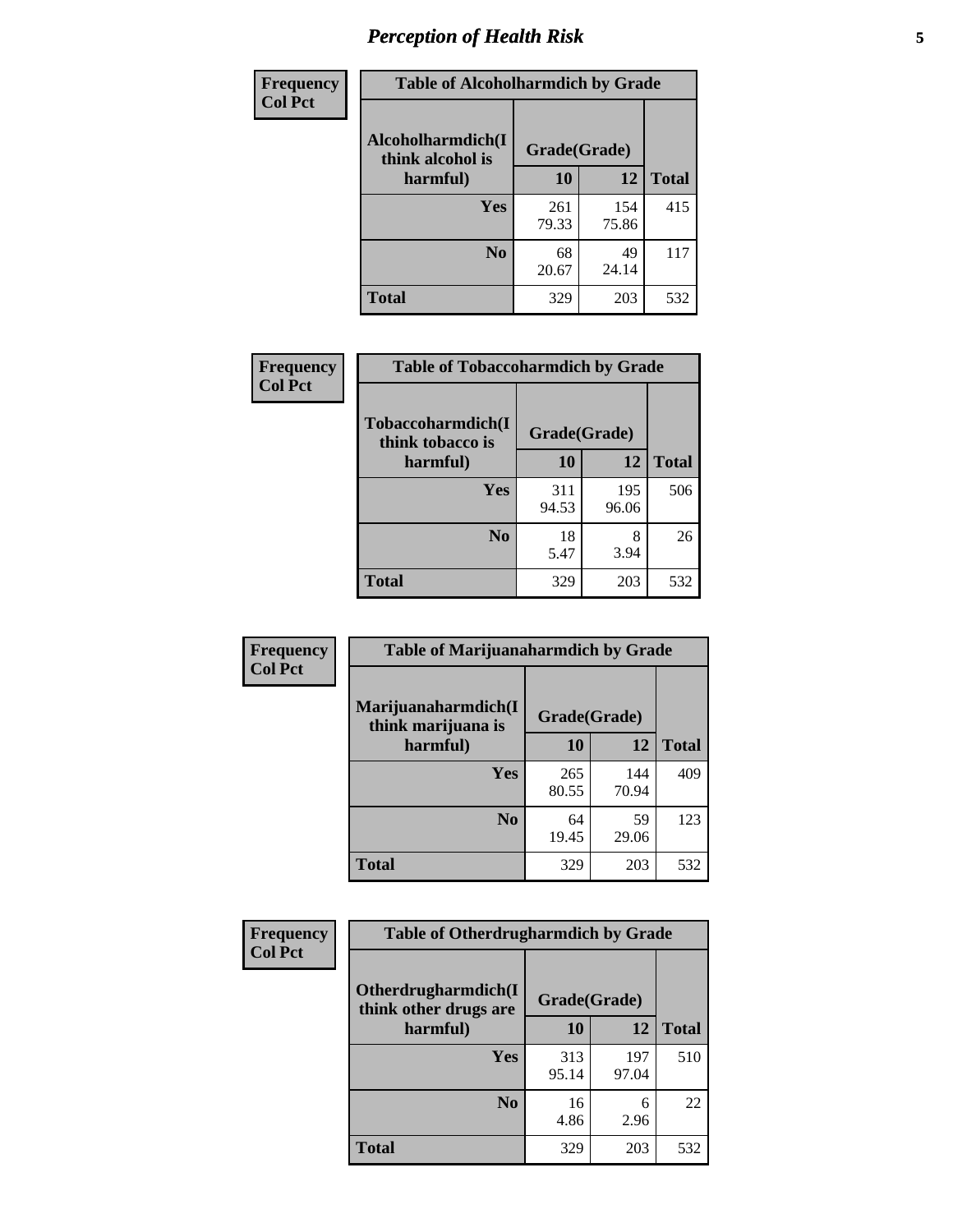## Perception of Health Risk

| Frequency<br>Col Pct | Table of Alcoholharmdich by Grade | | |
|---|---|---|---|
| **Alcoholharmdich(I think alcohol is harmful)** | **Grade(Grade)** | | |
| | **10** | **12** | **Total** |
| **Yes** | 261<br>79.33 | 154<br>75.86 | 415 |
| **No** | 68<br>20.67 | 49<br>24.14 | 117 |
| **Total** | 329 | 203 | 532 |

| Frequency<br>Col Pct | Table of Tobaccoharmdich by Grade | | |
|---|---|---|---|
| **Tobaccoharmdich(I think tobacco is harmful)** | **Grade(Grade)** | | |
| | **10** | **12** | **Total** |
| **Yes** | 311<br>94.53 | 195<br>96.06 | 506 |
| **No** | 18<br>5.47 | 8<br>3.94 | 26 |
| **Total** | 329 | 203 | 532 |

| Frequency<br>Col Pct | Table of Marijuanaharmdich by Grade | | |
|---|---|---|---|
| **Marijuanaharmdich(I think marijuana is harmful)** | **Grade(Grade)** | | |
| | **10** | **12** | **Total** |
| **Yes** | 265<br>80.55 | 144<br>70.94 | 409 |
| **No** | 64<br>19.45 | 59<br>29.06 | 123 |
| **Total** | 329 | 203 | 532 |

| Frequency<br>Col Pct | Table of Otherdrugharmdich by Grade | | |
|---|---|---|---|
| **Otherdrugharmdich(I think other drugs are harmful)** | **Grade(Grade)** | | |
| | **10** | **12** | **Total** |
| **Yes** | 313<br>95.14 | 197<br>97.04 | 510 |
| **No** | 16<br>4.86 | 6<br>2.96 | 22 |
| **Total** | 329 | 203 | 532 |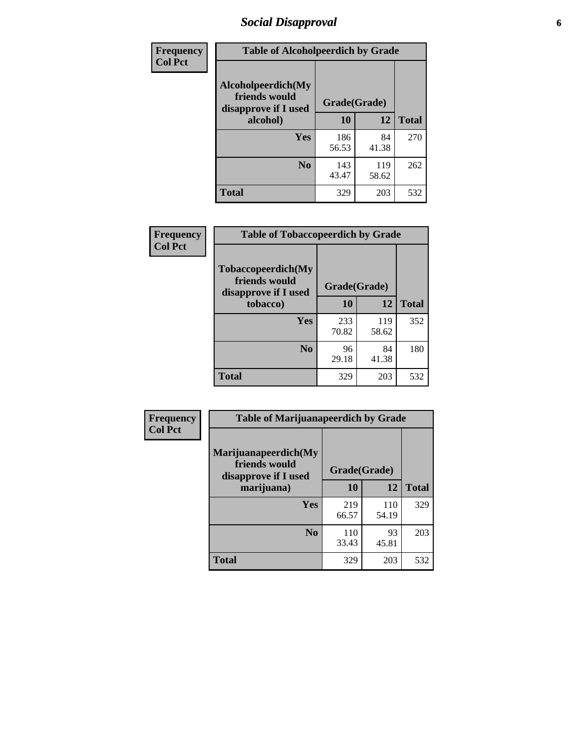## Social Disapproval

Frequency
Col Pct

| Table of Alcoholpeerdich by Grade | | | |
|---|---|---|---|
| Alcoholpeerdich(My friends would disapprove if I used alcohol) | Grade(Grade) | | |
| | 10 | 12 | Total |
| Yes | 186<br>56.53 | 84<br>41.38 | 270 |
| No | 143<br>43.47 | 119<br>58.62 | 262 |
| Total | 329 | 203 | 532 |

Frequency
Col Pct

| Table of Tobaccopeerdich by Grade | | | |
|---|---|---|---|
| Tobaccopeerdich(My friends would disapprove if I used tobacco) | Grade(Grade) | | |
| | 10 | 12 | Total |
| Yes | 233<br>70.82 | 119<br>58.62 | 352 |
| No | 96<br>29.18 | 84<br>41.38 | 180 |
| Total | 329 | 203 | 532 |

Frequency
Col Pct

| Table of Marijuanapeerdich by Grade | | | |
|---|---|---|---|
| Marijuanapeerdich(My friends would disapprove if I used marijuana) | Grade(Grade) | | |
| | 10 | 12 | Total |
| Yes | 219<br>66.57 | 110<br>54.19 | 329 |
| No | 110<br>33.43 | 93<br>45.81 | 203 |
| Total | 329 | 203 | 532 |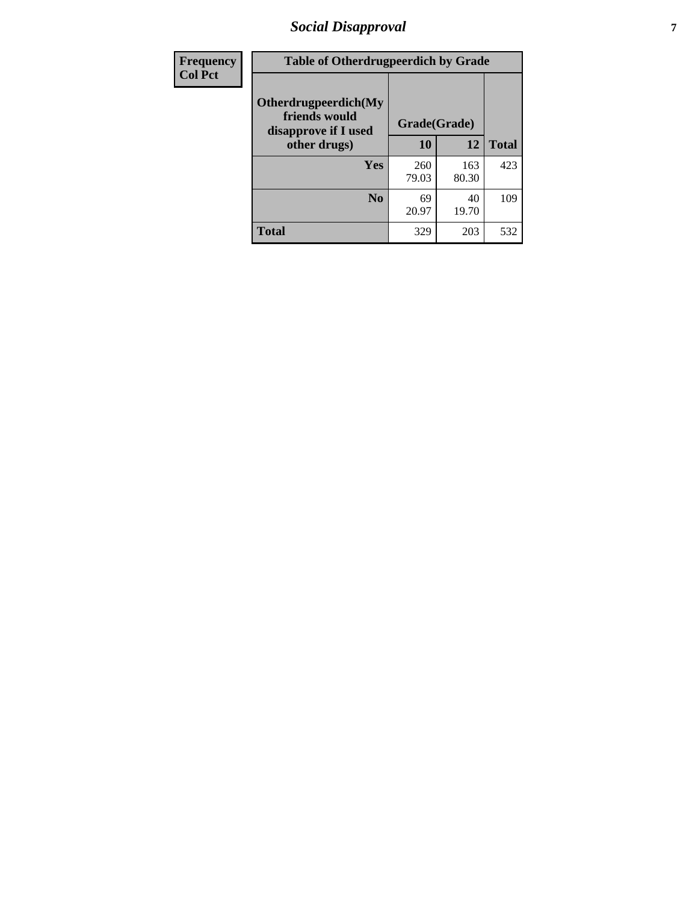| Frequency<br>Col Pct | Table of Otherdrugpeerdich by Grade | | |
|---|---|---|---|
| Otherdrugpeerdich(My friends would disapprove if I used other drugs) | Grade(Grade) | | |
| | 10 | 12 | Total |
| Yes | 260<br>79.03 | 163<br>80.30 | 423 |
| No | 69<br>20.97 | 40<br>19.70 | 109 |
| Total | 329 | 203 | 532 |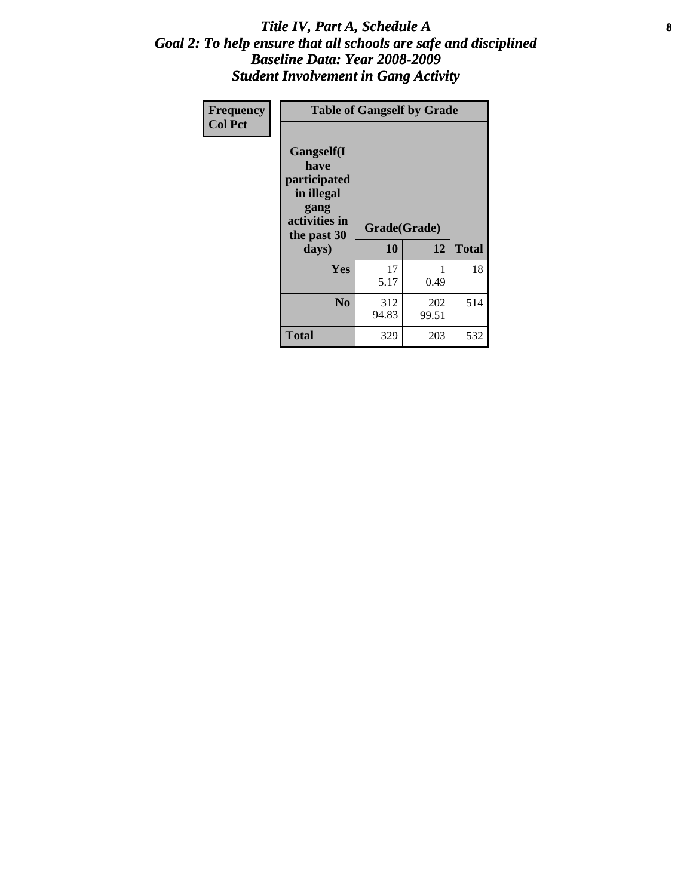# *Title IV, Part A, Schedule A*
## *Goal 2: To help ensure that all schools are safe and disciplined*
## *Baseline Data: Year 2008-2009*
## *Student Involvement in Gang Activity*

| Frequency<br>Col Pct | Table of Gangself by Grade | | |
|---|---|---|---|
| **Gangself(I have participated in illegal gang activities in the past 30 days)** | **Grade(Grade)** | | |
| | **10** | **12** | **Total** |
| **Yes** | 17<br>5.17 | 1<br>0.49 | 18 |
| **No** | 312<br>94.83 | 202<br>99.51 | 514 |
| **Total** | 329 | 203 | 532 |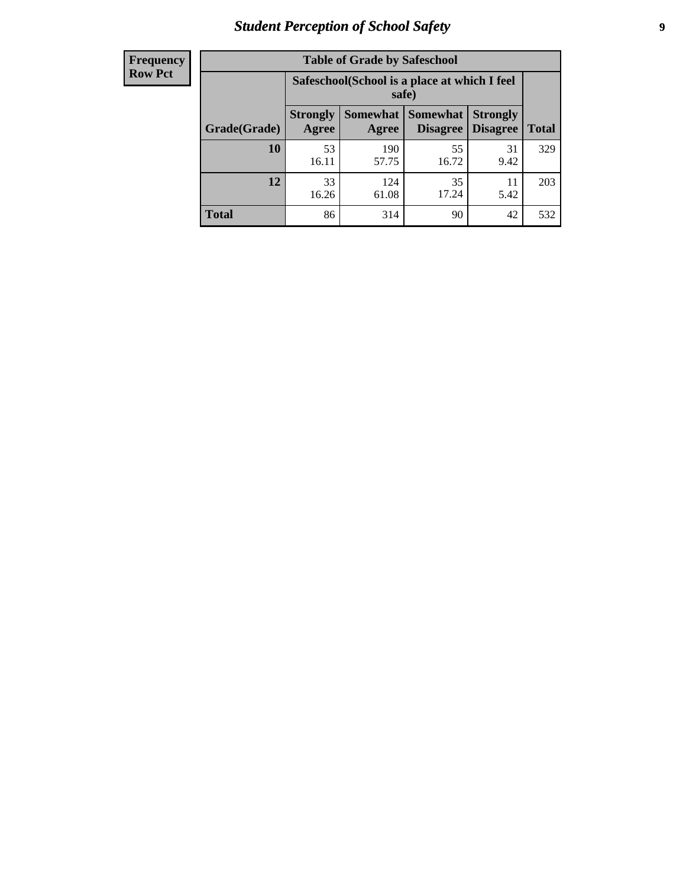| Frequency Row Pct |
|---|

**Table of Grade by Safeschool**

| Grade(Grade) | Safeschool(School is a place at which I feel safe) | | | | Total |
|---|---|---|---|---|---|
| | Strongly Agree | Somewhat Agree | Somewhat Disagree | Strongly Disagree | |
| 10 | 53<br>16.11 | 190<br>57.75 | 55<br>16.72 | 31<br>9.42 | 329 |
| 12 | 33<br>16.26 | 124<br>61.08 | 35<br>17.24 | 11<br>5.42 | 203 |
| Total | 86 | 314 | 90 | 42 | 532 |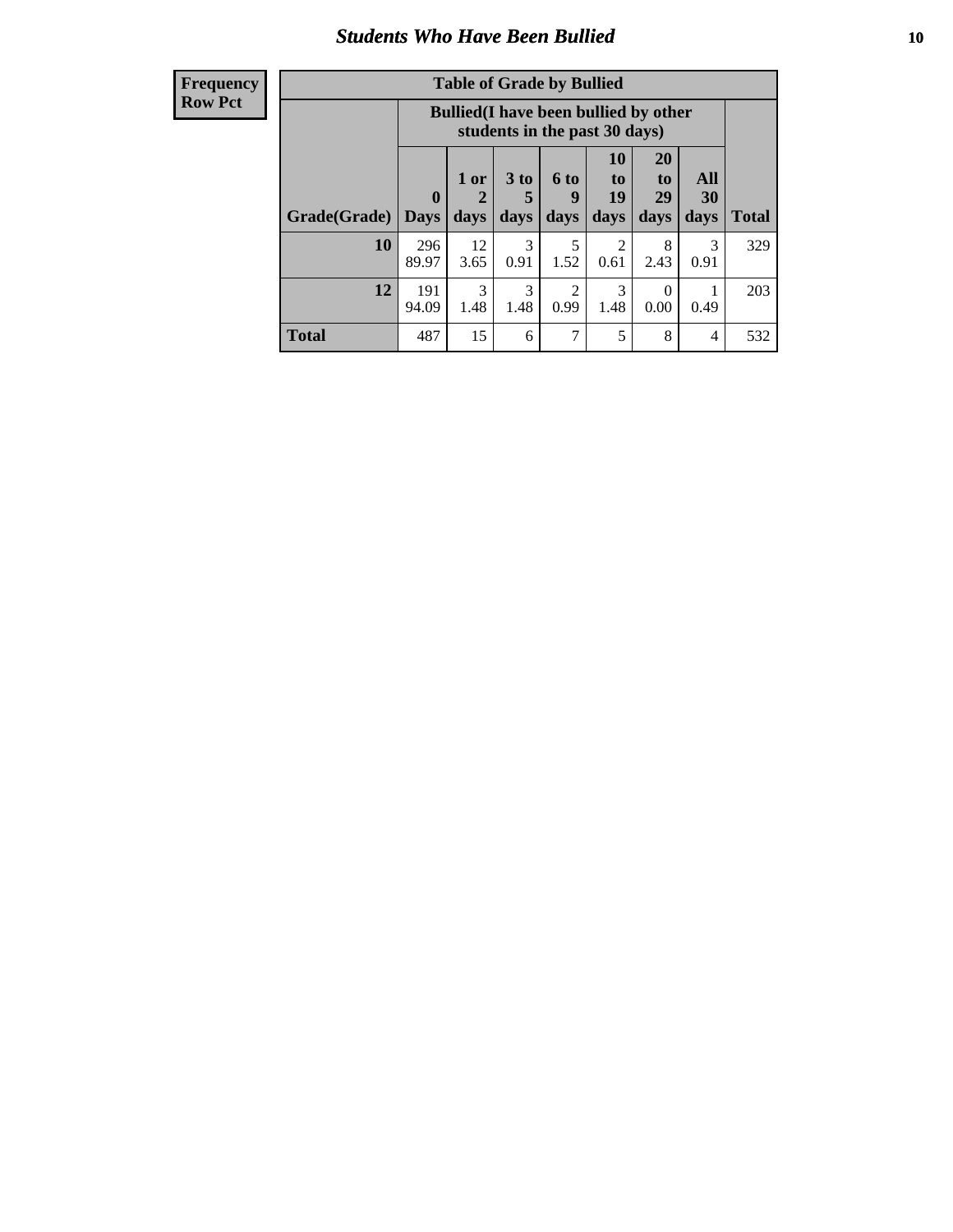# Students Who Have Been Bullied

**Frequency**
**Row Pct**

**Table of Grade by Bullied**

| Grade(Grade) | Bullied(I have been bullied by other students in the past 30 days) | | | | | | | Total |
|---|---|---|---|---|---|---|---|---|
| | 0 Days | 1 or 2 days | 3 to 5 days | 6 to 9 days | 10 to 19 days | 20 to 29 days | All 30 days | |
| **10** | 296<br>89.97 | 12<br>3.65 | 3<br>0.91 | 5<br>1.52 | 2<br>0.61 | 8<br>2.43 | 3<br>0.91 | 329 |
| **12** | 191<br>94.09 | 3<br>1.48 | 3<br>1.48 | 2<br>0.99 | 3<br>1.48 | 0<br>0.00 | 1<br>0.49 | 203 |
| **Total** | 487 | 15 | 6 | 7 | 5 | 8 | 4 | 532 |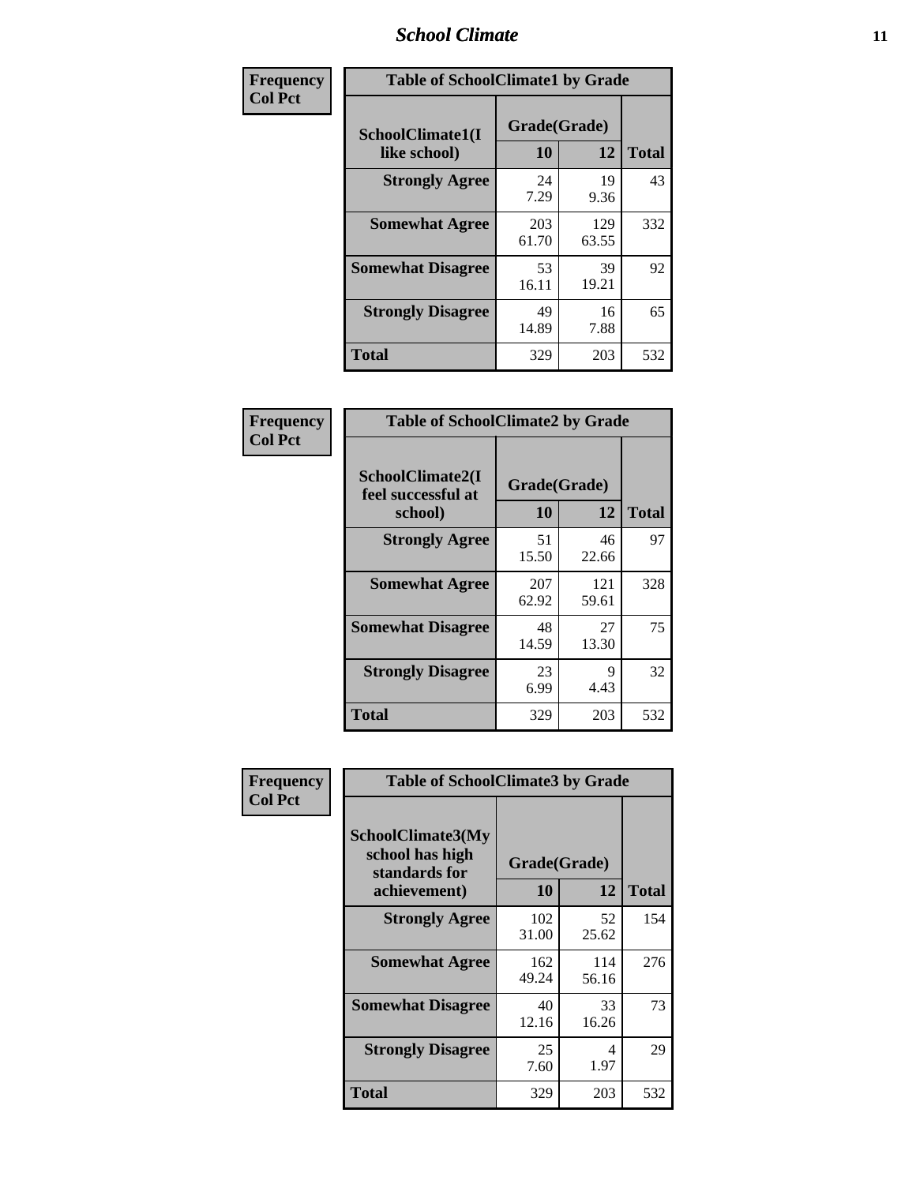| Frequency<br>Col Pct | Table of SchoolClimate1 by Grade | | |
|---|---|---|---|
| SchoolClimate1(I like school) | Grade(Grade) | | |
| | 10 | 12 | Total |
| Strongly Agree | 24<br>7.29 | 19<br>9.36 | 43 |
| Somewhat Agree | 203<br>61.70 | 129<br>63.55 | 332 |
| Somewhat Disagree | 53<br>16.11 | 39<br>19.21 | 92 |
| Strongly Disagree | 49<br>14.89 | 16<br>7.88 | 65 |
| Total | 329 | 203 | 532 |

| Frequency<br>Col Pct | Table of SchoolClimate2 by Grade | | |
|---|---|---|---|
| SchoolClimate2(I feel successful at school) | Grade(Grade) | | |
| | 10 | 12 | Total |
| Strongly Agree | 51<br>15.50 | 46<br>22.66 | 97 |
| Somewhat Agree | 207<br>62.92 | 121<br>59.61 | 328 |
| Somewhat Disagree | 48<br>14.59 | 27<br>13.30 | 75 |
| Strongly Disagree | 23<br>6.99 | 9<br>4.43 | 32 |
| Total | 329 | 203 | 532 |

| Frequency<br>Col Pct | Table of SchoolClimate3 by Grade | | |
|---|---|---|---|
| SchoolClimate3(My school has high standards for achievement) | Grade(Grade) | | |
| | 10 | 12 | Total |
| Strongly Agree | 102<br>31.00 | 52<br>25.62 | 154 |
| Somewhat Agree | 162<br>49.24 | 114<br>56.16 | 276 |
| Somewhat Disagree | 40<br>12.16 | 33<br>16.26 | 73 |
| Strongly Disagree | 25<br>7.60 | 4<br>1.97 | 29 |
| Total | 329 | 203 | 532 |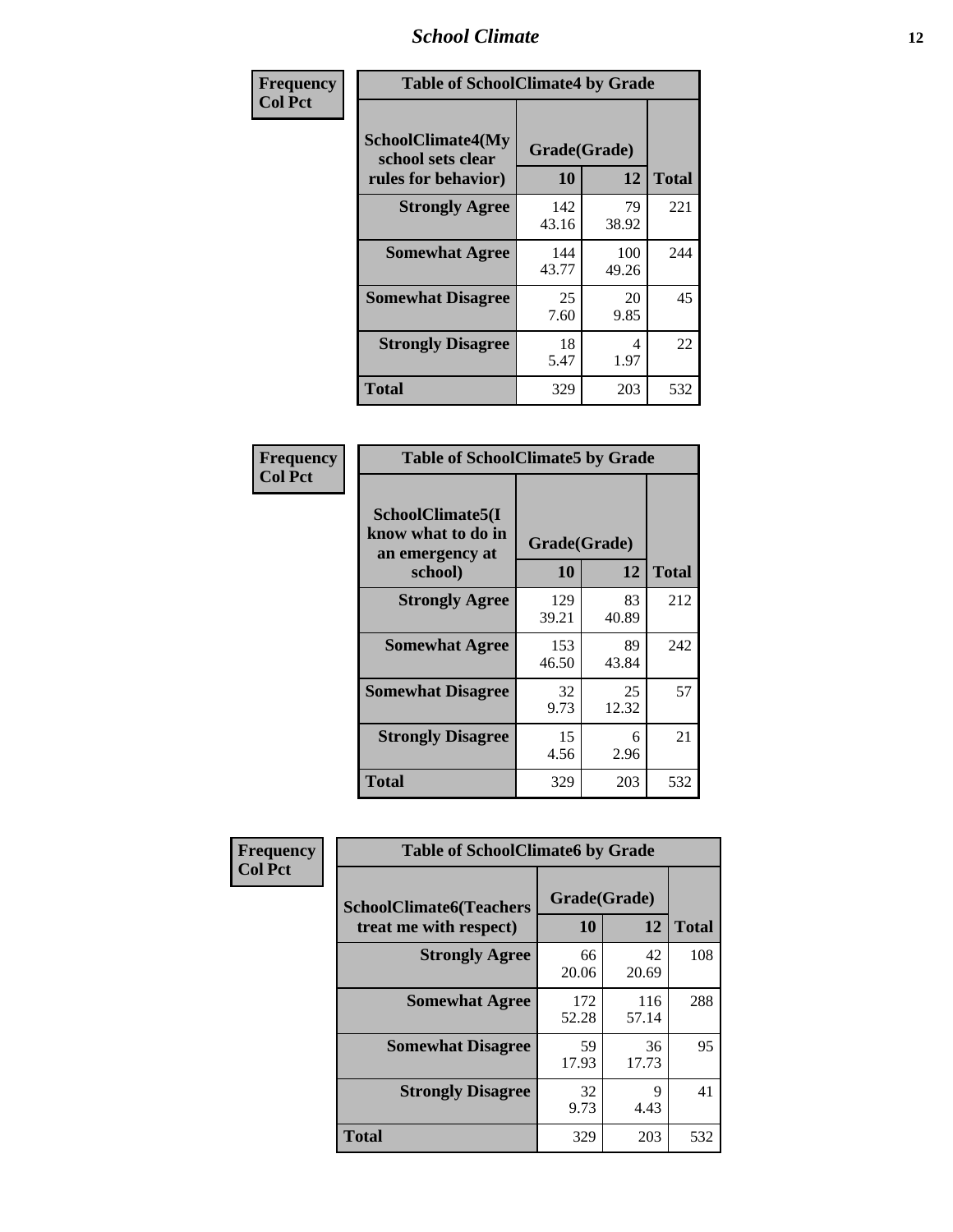| Frequency Col Pct | Table of SchoolClimate4 by Grade | | |
|---|---|---|---|
| SchoolClimate4(My school sets clear rules for behavior) | Grade(Grade) | | |
| | 10 | 12 | Total |
| Strongly Agree | 142<br>43.16 | 79<br>38.92 | 221 |
| Somewhat Agree | 144<br>43.77 | 100<br>49.26 | 244 |
| Somewhat Disagree | 25<br>7.60 | 20<br>9.85 | 45 |
| Strongly Disagree | 18<br>5.47 | 4<br>1.97 | 22 |
| Total | 329 | 203 | 532 |

| Frequency Col Pct | Table of SchoolClimate5 by Grade | | |
|---|---|---|---|
| SchoolClimate5(I know what to do in an emergency at school) | Grade(Grade) | | |
| | 10 | 12 | Total |
| Strongly Agree | 129<br>39.21 | 83<br>40.89 | 212 |
| Somewhat Agree | 153<br>46.50 | 89<br>43.84 | 242 |
| Somewhat Disagree | 32<br>9.73 | 25<br>12.32 | 57 |
| Strongly Disagree | 15<br>4.56 | 6<br>2.96 | 21 |
| Total | 329 | 203 | 532 |

| Frequency Col Pct | Table of SchoolClimate6 by Grade | | |
|---|---|---|---|
| SchoolClimate6(Teachers treat me with respect) | Grade(Grade) | | |
| | 10 | 12 | Total |
| Strongly Agree | 66<br>20.06 | 42<br>20.69 | 108 |
| Somewhat Agree | 172<br>52.28 | 116<br>57.14 | 288 |
| Somewhat Disagree | 59<br>17.93 | 36<br>17.73 | 95 |
| Strongly Disagree | 32<br>9.73 | 9<br>4.43 | 41 |
| Total | 329 | 203 | 532 |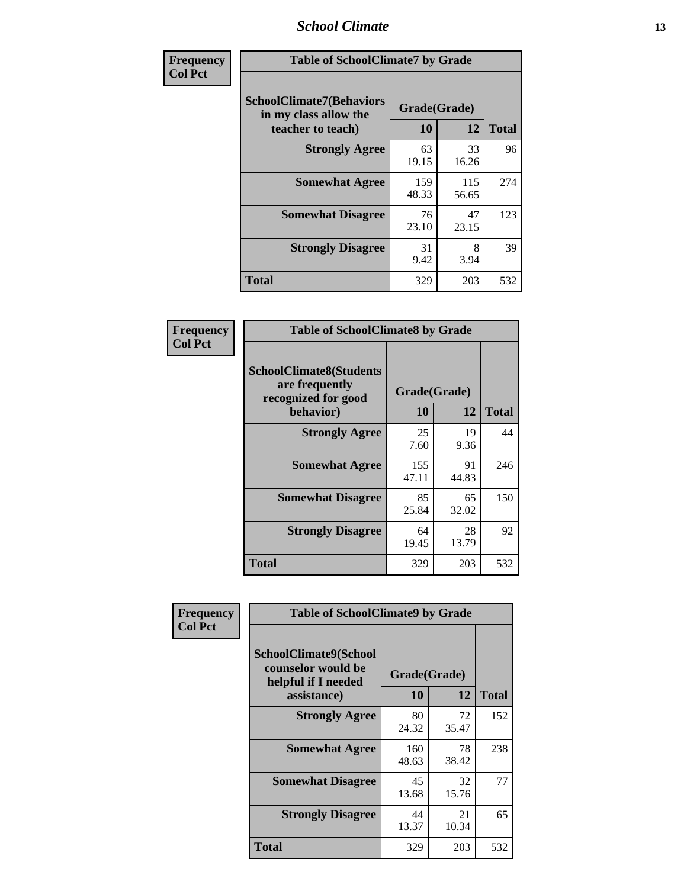**Frequency**
**Col Pct**

| SchoolClimate7(Behaviors in my class allow the teacher to teach) | Grade(Grade) | | Total |
|---|---|---|---|
| | 10 | 12 | |
| **Strongly Agree** | 63<br>19.15 | 33<br>16.26 | 96 |
| **Somewhat Agree** | 159<br>48.33 | 115<br>56.65 | 274 |
| **Somewhat Disagree** | 76<br>23.10 | 47<br>23.15 | 123 |
| **Strongly Disagree** | 31<br>9.42 | 8<br>3.94 | 39 |
| **Total** | 329 | 203 | 532 |

Table of SchoolClimate7 by Grade

**Frequency**
**Col Pct**

| SchoolClimate8(Students are frequently recognized for good behavior) | Grade(Grade) | | Total |
|---|---|---|---|
| | 10 | 12 | |
| **Strongly Agree** | 25<br>7.60 | 19<br>9.36 | 44 |
| **Somewhat Agree** | 155<br>47.11 | 91<br>44.83 | 246 |
| **Somewhat Disagree** | 85<br>25.84 | 65<br>32.02 | 150 |
| **Strongly Disagree** | 64<br>19.45 | 28<br>13.79 | 92 |
| **Total** | 329 | 203 | 532 |

Table of SchoolClimate8 by Grade

**Frequency**
**Col Pct**

| SchoolClimate9(School counselor would be helpful if I needed assistance) | Grade(Grade) | | Total |
|---|---|---|---|
| | 10 | 12 | |
| **Strongly Agree** | 80<br>24.32 | 72<br>35.47 | 152 |
| **Somewhat Agree** | 160<br>48.63 | 78<br>38.42 | 238 |
| **Somewhat Disagree** | 45<br>13.68 | 32<br>15.76 | 77 |
| **Strongly Disagree** | 44<br>13.37 | 21<br>10.34 | 65 |
| **Total** | 329 | 203 | 532 |

Table of SchoolClimate9 by Grade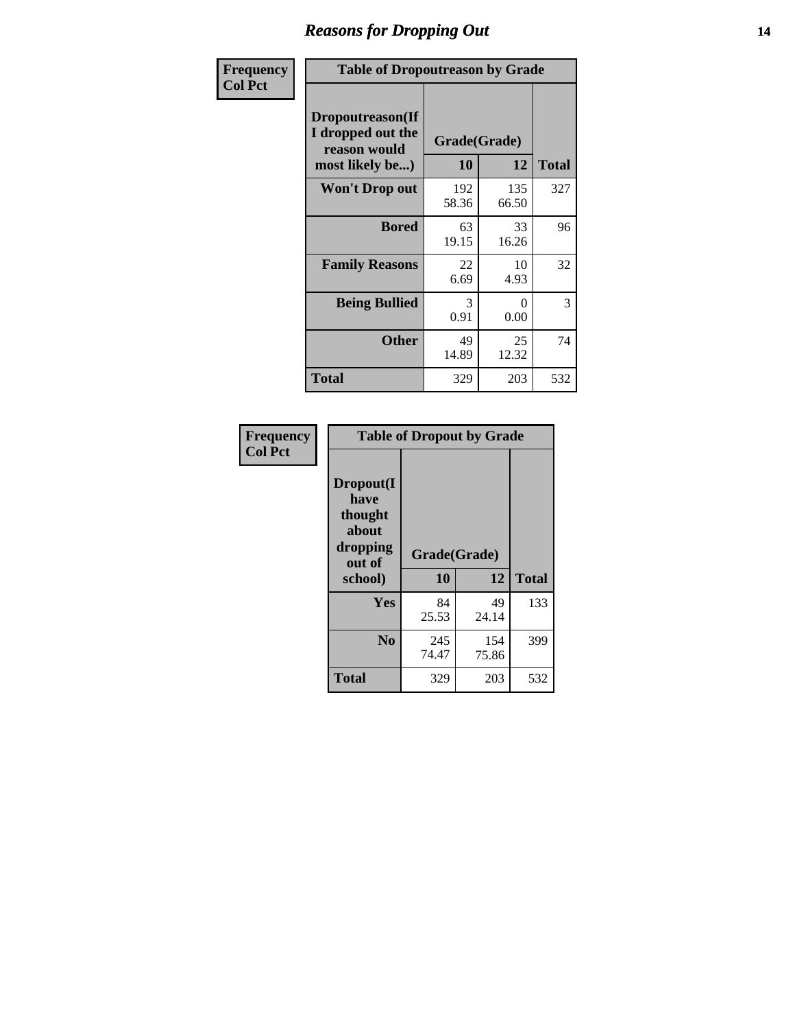## Reasons for Dropping Out

| Frequency<br>Col Pct | | | |
|---|---|---|---|

**Table of Dropoutreason by Grade**

| Dropoutreason(If I dropped out the reason would most likely be...) | Grade(Grade) 10 | 12 | Total |
|---|---|---|---|
| Won't Drop out | 192<br>58.36 | 135<br>66.50 | 327 |
| Bored | 63<br>19.15 | 33<br>16.26 | 96 |
| Family Reasons | 22<br>6.69 | 10<br>4.93 | 32 |
| Being Bullied | 3<br>0.91 | 0<br>0.00 | 3 |
| Other | 49<br>14.89 | 25<br>12.32 | 74 |
| Total | 329 | 203 | 532 |

| Frequency<br>Col Pct | | | |
|---|---|---|---|

**Table of Dropout by Grade**

| Dropout(I have thought about dropping out of school) | Grade(Grade) 10 | 12 | Total |
|---|---|---|---|
| Yes | 84<br>25.53 | 49<br>24.14 | 133 |
| No | 245<br>74.47 | 154<br>75.86 | 399 |
| Total | 329 | 203 | 532 |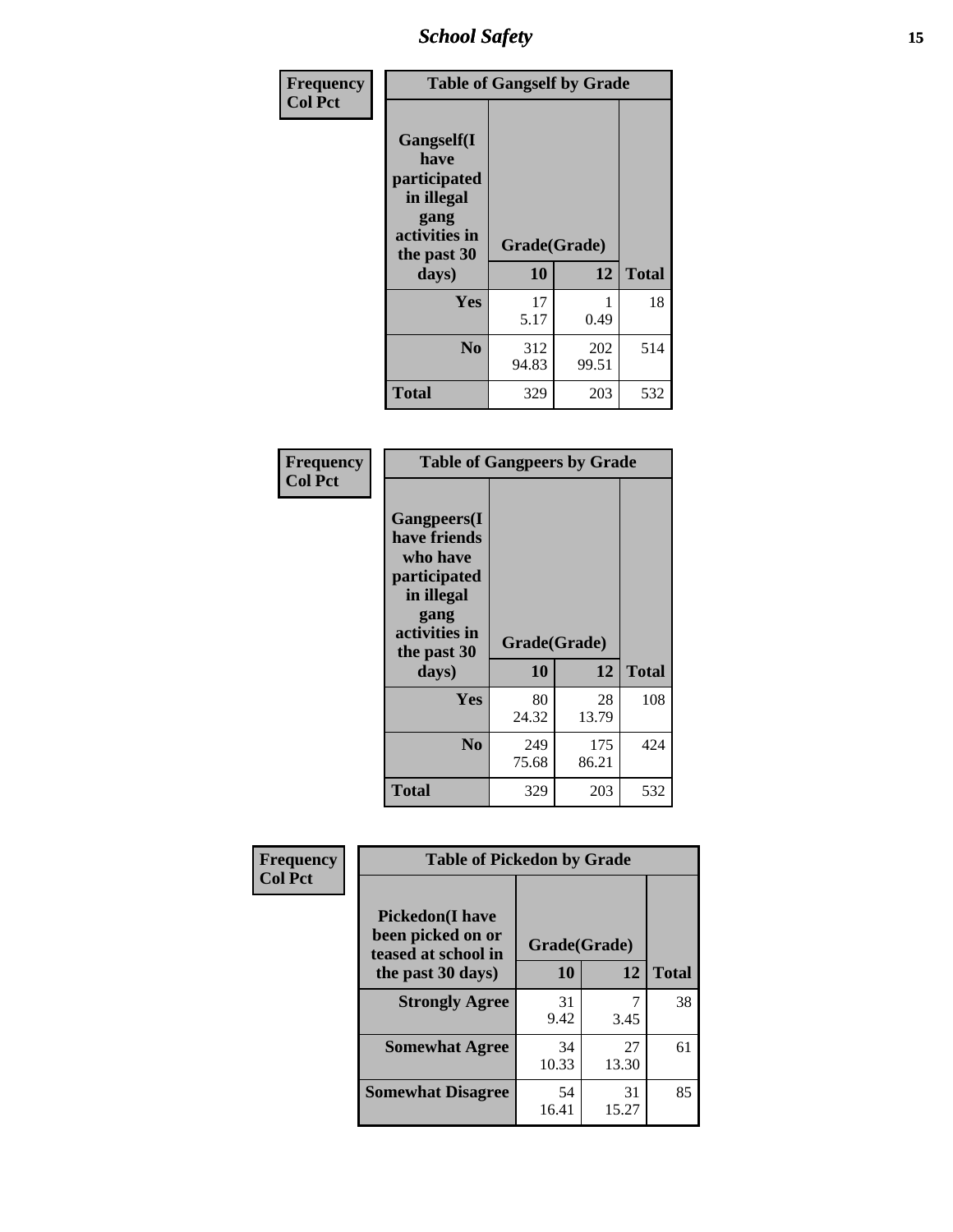**Frequency**
**Col Pct**

| Table of Gangself by Grade | | | |
|---|---|---|---|
| **Gangself(I have participated in illegal gang activities in the past 30 days)** | **Grade(Grade)** | | |
| | **10** | **12** | **Total** |
| **Yes** | 17<br>5.17 | 1<br>0.49 | 18 |
| **No** | 312<br>94.83 | 202<br>99.51 | 514 |
| **Total** | 329 | 203 | 532 |

**Frequency**
**Col Pct**

| Table of Gangpeers by Grade | | | |
|---|---|---|---|
| **Gangpeers(I have friends who have participated in illegal gang activities in the past 30 days)** | **Grade(Grade)** | | |
| | **10** | **12** | **Total** |
| **Yes** | 80<br>24.32 | 28<br>13.79 | 108 |
| **No** | 249<br>75.68 | 175<br>86.21 | 424 |
| **Total** | 329 | 203 | 532 |

**Frequency**
**Col Pct**

| Table of Pickedon by Grade | | | |
|---|---|---|---|
| **Pickedon(I have been picked on or teased at school in the past 30 days)** | **Grade(Grade)** | | |
| | **10** | **12** | **Total** |
| **Strongly Agree** | 31<br>9.42 | 7<br>3.45 | 38 |
| **Somewhat Agree** | 34<br>10.33 | 27<br>13.30 | 61 |
| **Somewhat Disagree** | 54<br>16.41 | 31<br>15.27 | 85 |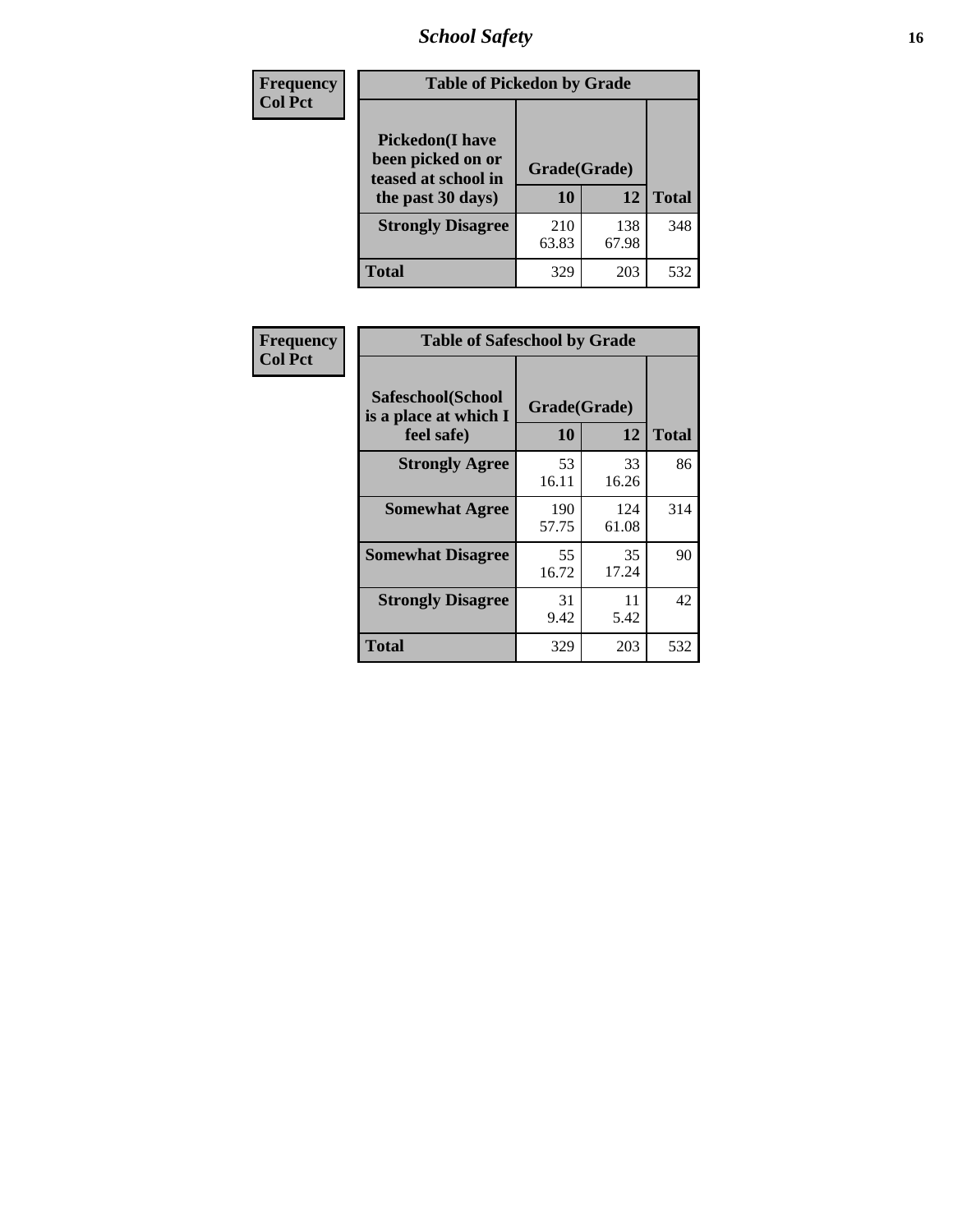| Frequency Col Pct |
|---|

**Table of Pickedon by Grade**

| Pickedon(I have been picked on or teased at school in the past 30 days) | Grade(Grade) | | Total |
|---|---|---|---|
| | 10 | 12 | |
| Strongly Disagree | 210<br>63.83 | 138<br>67.98 | 348 |
| Total | 329 | 203 | 532 |

| Frequency Col Pct |
|---|

**Table of Safeschool by Grade**

| Safeschool(School is a place at which I feel safe) | Grade(Grade) | | Total |
|---|---|---|---|
| | 10 | 12 | |
| Strongly Agree | 53<br>16.11 | 33<br>16.26 | 86 |
| Somewhat Agree | 190<br>57.75 | 124<br>61.08 | 314 |
| Somewhat Disagree | 55<br>16.72 | 35<br>17.24 | 90 |
| Strongly Disagree | 31<br>9.42 | 11<br>5.42 | 42 |
| Total | 329 | 203 | 532 |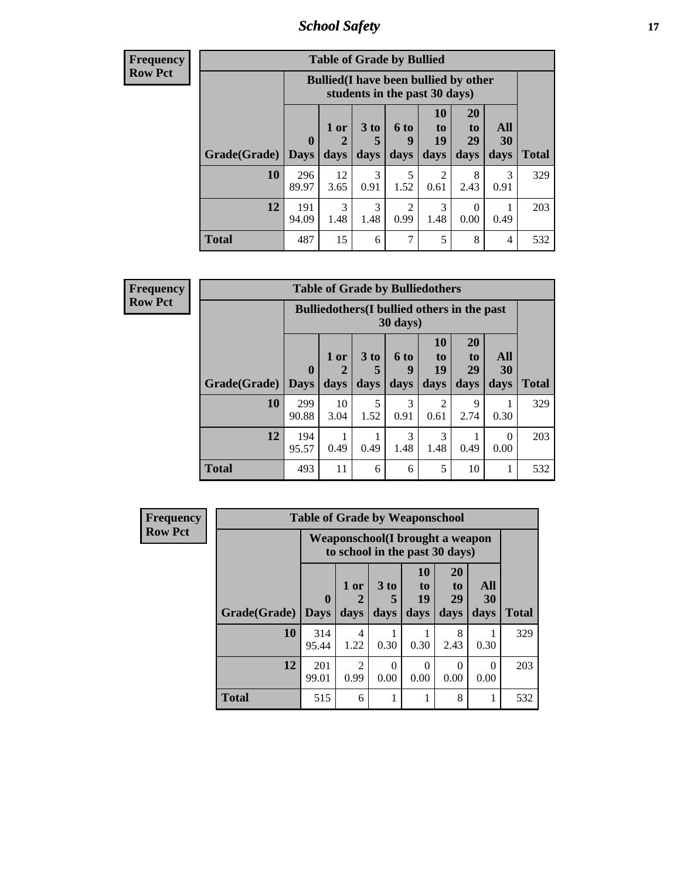| Frequency<br>Row Pct | Table of Grade by Bullied | | | | | | | |
|---|---|---|---|---|---|---|---|---|
| | Bullied(I have been bullied by other students in the past 30 days) | | | | | | | |
| Grade(Grade) | 0 Days | 1 or 2 days | 3 to 5 days | 6 to 9 days | 10 to 19 days | 20 to 29 days | All 30 days | Total |
| 10 | 296<br>89.97 | 12<br>3.65 | 3<br>0.91 | 5<br>1.52 | 2<br>0.61 | 8<br>2.43 | 3<br>0.91 | 329 |
| 12 | 191<br>94.09 | 3<br>1.48 | 3<br>1.48 | 2<br>0.99 | 3<br>1.48 | 0<br>0.00 | 1<br>0.49 | 203 |
| Total | 487 | 15 | 6 | 7 | 5 | 8 | 4 | 532 |

| Frequency<br>Row Pct | Table of Grade by Bulliedothers | | | | | | | |
|---|---|---|---|---|---|---|---|---|
| | Bulliedothers(I bullied others in the past 30 days) | | | | | | | |
| Grade(Grade) | 0 Days | 1 or 2 days | 3 to 5 days | 6 to 9 days | 10 to 19 days | 20 to 29 days | All 30 days | Total |
| 10 | 299<br>90.88 | 10<br>3.04 | 5<br>1.52 | 3<br>0.91 | 2<br>0.61 | 9<br>2.74 | 1<br>0.30 | 329 |
| 12 | 194<br>95.57 | 1<br>0.49 | 1<br>0.49 | 3<br>1.48 | 3<br>1.48 | 1<br>0.49 | 0<br>0.00 | 203 |
| Total | 493 | 11 | 6 | 6 | 5 | 10 | 1 | 532 |

| Frequency<br>Row Pct | Table of Grade by Weaponschool | | | | | | |
|---|---|---|---|---|---|---|---|
| | Weaponschool(I brought a weapon to school in the past 30 days) | | | | | | |
| Grade(Grade) | 0 Days | 1 or 2 days | 3 to 5 days | 10 to 19 days | 20 to 29 days | All 30 days | Total |
| 10 | 314<br>95.44 | 4<br>1.22 | 1<br>0.30 | 1<br>0.30 | 8<br>2.43 | 1<br>0.30 | 329 |
| 12 | 201<br>99.01 | 2<br>0.99 | 0<br>0.00 | 0<br>0.00 | 0<br>0.00 | 0<br>0.00 | 203 |
| Total | 515 | 6 | 1 | 1 | 8 | 1 | 532 |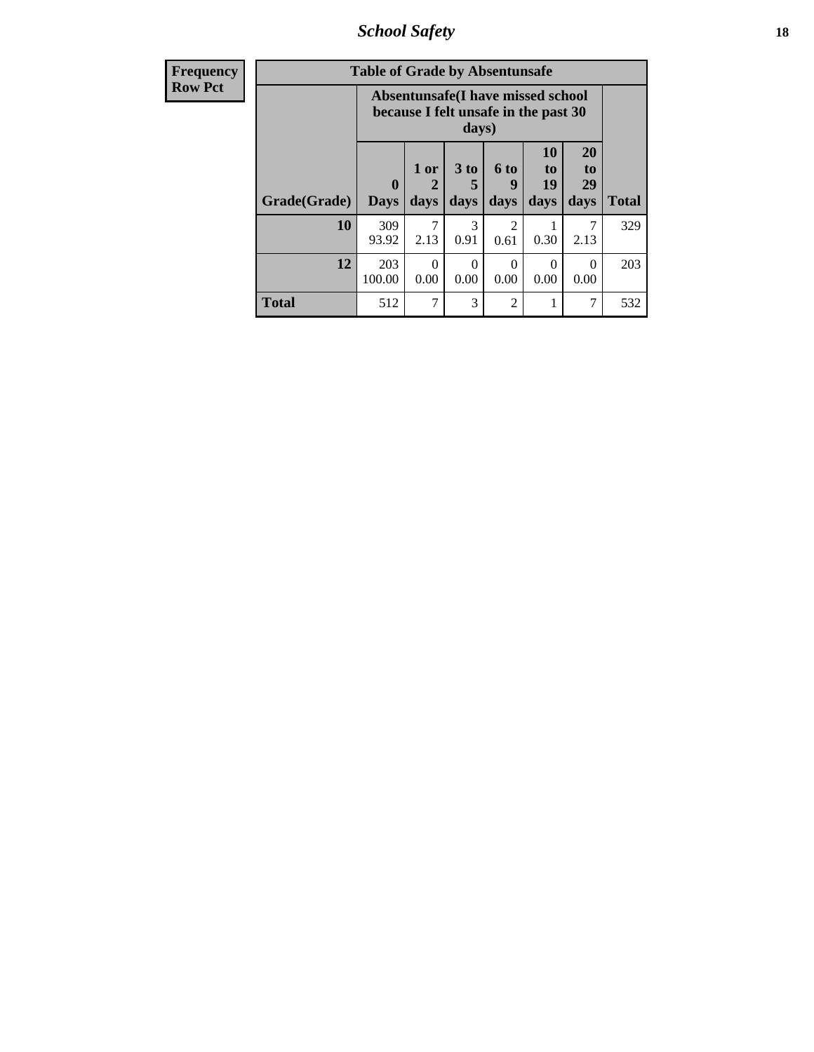| Frequency Row Pct | Table of Grade by Absentunsafe | | | | | | |
|---|---|---|---|---|---|---|---|
| | Absentunsafe(I have missed school because I felt unsafe in the past 30 days) | | | | | | |
| Grade(Grade) | 0 Days | 1 or 2 days | 3 to 5 days | 6 to 9 days | 10 to 19 days | 20 to 29 days | Total |
| 10 | 309 93.92 | 7 2.13 | 3 0.91 | 2 0.61 | 1 0.30 | 7 2.13 | 329 |
| 12 | 203 100.00 | 0 0.00 | 0 0.00 | 0 0.00 | 0 0.00 | 0 0.00 | 203 |
| Total | 512 | 7 | 3 | 2 | 1 | 7 | 532 |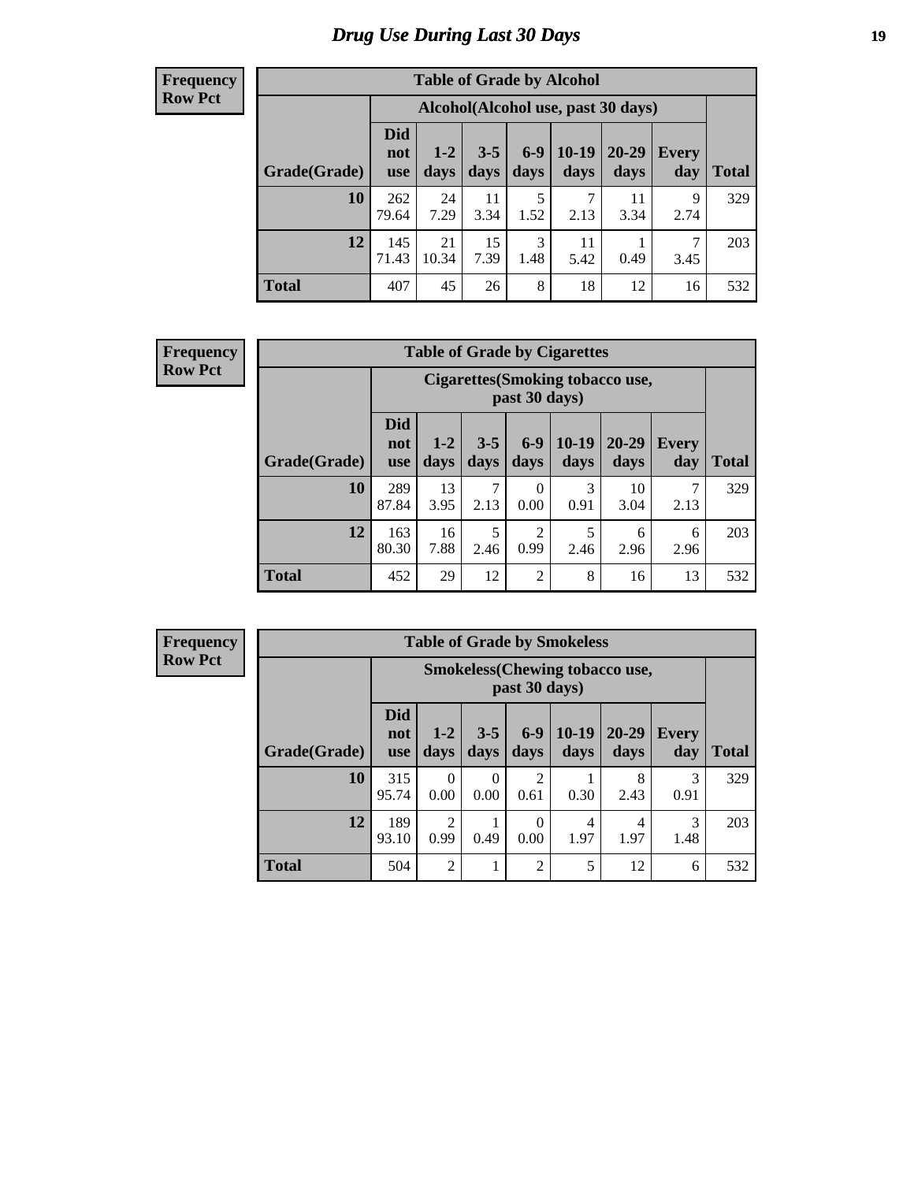# Drug Use During Last 30 Days

**Frequency**
**Row Pct**

| Table of Grade by Alcohol | | | | | | | | |
|---|---|---|---|---|---|---|---|---|
| | Alcohol(Alcohol use, past 30 days) | | | | | | | |
| Grade(Grade) | Did not use | 1-2 days | 3-5 days | 6-9 days | 10-19 days | 20-29 days | Every day | Total |
| 10 | 262<br>79.64 | 24<br>7.29 | 11<br>3.34 | 5<br>1.52 | 7<br>2.13 | 11<br>3.34 | 9<br>2.74 | 329 |
| 12 | 145<br>71.43 | 21<br>10.34 | 15<br>7.39 | 3<br>1.48 | 11<br>5.42 | 1<br>0.49 | 7<br>3.45 | 203 |
| Total | 407 | 45 | 26 | 8 | 18 | 12 | 16 | 532 |

**Frequency**
**Row Pct**

| Table of Grade by Cigarettes | | | | | | | | |
|---|---|---|---|---|---|---|---|---|
| | Cigarettes(Smoking tobacco use, past 30 days) | | | | | | | |
| Grade(Grade) | Did not use | 1-2 days | 3-5 days | 6-9 days | 10-19 days | 20-29 days | Every day | Total |
| 10 | 289<br>87.84 | 13<br>3.95 | 7<br>2.13 | 0<br>0.00 | 3<br>0.91 | 10<br>3.04 | 7<br>2.13 | 329 |
| 12 | 163<br>80.30 | 16<br>7.88 | 5<br>2.46 | 2<br>0.99 | 5<br>2.46 | 6<br>2.96 | 6<br>2.96 | 203 |
| Total | 452 | 29 | 12 | 2 | 8 | 16 | 13 | 532 |

**Frequency**
**Row Pct**

| Table of Grade by Smokeless | | | | | | | | |
|---|---|---|---|---|---|---|---|---|
| | Smokeless(Chewing tobacco use, past 30 days) | | | | | | | |
| Grade(Grade) | Did not use | 1-2 days | 3-5 days | 6-9 days | 10-19 days | 20-29 days | Every day | Total |
| 10 | 315<br>95.74 | 0<br>0.00 | 0<br>0.00 | 2<br>0.61 | 1<br>0.30 | 8<br>2.43 | 3<br>0.91 | 329 |
| 12 | 189<br>93.10 | 2<br>0.99 | 1<br>0.49 | 0<br>0.00 | 4<br>1.97 | 4<br>1.97 | 3<br>1.48 | 203 |
| Total | 504 | 2 | 1 | 2 | 5 | 12 | 6 | 532 |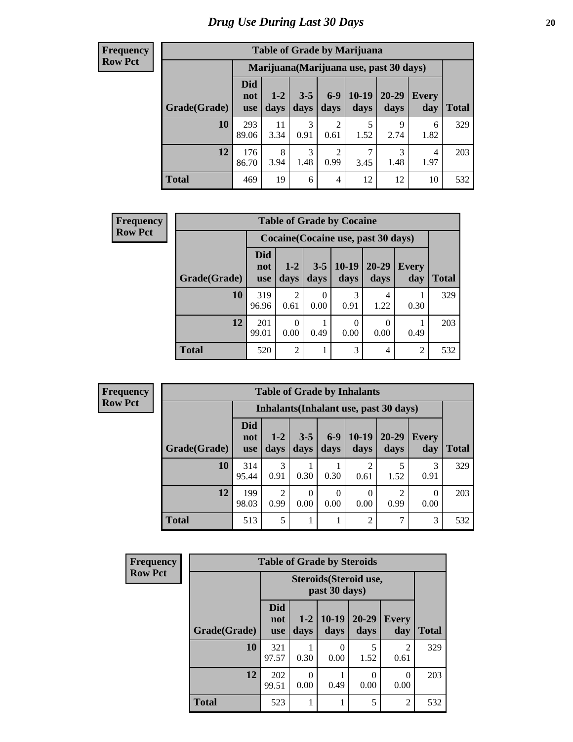# Drug Use During Last 30 Days

**Frequency**
**Row Pct**

| Table of Grade by Marijuana | | | | | | | | |
|---|---|---|---|---|---|---|---|---|
| | Marijuana(Marijuana use, past 30 days) | | | | | | | |
| Grade(Grade) | Did not use | 1-2 days | 3-5 days | 6-9 days | 10-19 days | 20-29 days | Every day | Total |
| 10 | 293<br>89.06 | 11<br>3.34 | 3<br>0.91 | 2<br>0.61 | 5<br>1.52 | 9<br>2.74 | 6<br>1.82 | 329 |
| 12 | 176<br>86.70 | 8<br>3.94 | 3<br>1.48 | 2<br>0.99 | 7<br>3.45 | 3<br>1.48 | 4<br>1.97 | 203 |
| Total | 469 | 19 | 6 | 4 | 12 | 12 | 10 | 532 |

**Frequency**
**Row Pct**

| Table of Grade by Cocaine | | | | | | | |
|---|---|---|---|---|---|---|---|
| | Cocaine(Cocaine use, past 30 days) | | | | | | |
| Grade(Grade) | Did not use | 1-2 days | 3-5 days | 10-19 days | 20-29 days | Every day | Total |
| 10 | 319<br>96.96 | 2<br>0.61 | 0<br>0.00 | 3<br>0.91 | 4<br>1.22 | 1<br>0.30 | 329 |
| 12 | 201<br>99.01 | 0<br>0.00 | 1<br>0.49 | 0<br>0.00 | 0<br>0.00 | 1<br>0.49 | 203 |
| Total | 520 | 2 | 1 | 3 | 4 | 2 | 532 |

**Frequency**
**Row Pct**

| Table of Grade by Inhalants | | | | | | | | |
|---|---|---|---|---|---|---|---|---|
| | Inhalants(Inhalant use, past 30 days) | | | | | | | |
| Grade(Grade) | Did not use | 1-2 days | 3-5 days | 6-9 days | 10-19 days | 20-29 days | Every day | Total |
| 10 | 314<br>95.44 | 3<br>0.91 | 1<br>0.30 | 1<br>0.30 | 2<br>0.61 | 5<br>1.52 | 3<br>0.91 | 329 |
| 12 | 199<br>98.03 | 2<br>0.99 | 0<br>0.00 | 0<br>0.00 | 0<br>0.00 | 2<br>0.99 | 0<br>0.00 | 203 |
| Total | 513 | 5 | 1 | 1 | 2 | 7 | 3 | 532 |

**Frequency**
**Row Pct**

| Table of Grade by Steroids | | | | | | |
|---|---|---|---|---|---|---|
| | Steroids(Steroid use, past 30 days) | | | | | |
| Grade(Grade) | Did not use | 1-2 days | 10-19 days | 20-29 days | Every day | Total |
| 10 | 321<br>97.57 | 1<br>0.30 | 0<br>0.00 | 5<br>1.52 | 2<br>0.61 | 329 |
| 12 | 202<br>99.51 | 0<br>0.00 | 1<br>0.49 | 0<br>0.00 | 0<br>0.00 | 203 |
| Total | 523 | 1 | 1 | 5 | 2 | 532 |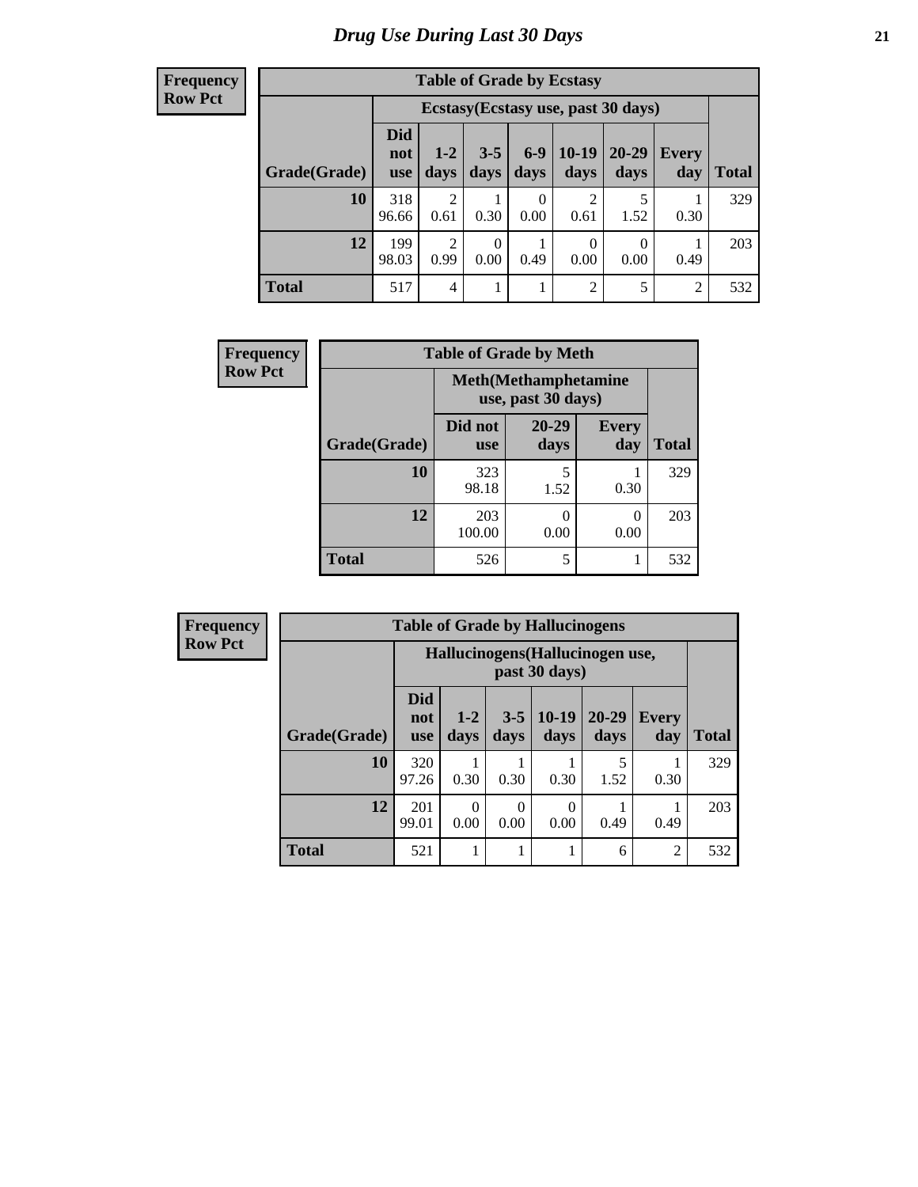# Drug Use During Last 30 Days

**Frequency**
**Row Pct**

| Table of Grade by Ecstasy | | | | | | | | |
|---|---|---|---|---|---|---|---|---|
| | Ecstasy(Ecstasy use, past 30 days) | | | | | | | |
| Grade(Grade) | Did not use | 1-2 days | 3-5 days | 6-9 days | 10-19 days | 20-29 days | Every day | Total |
| 10 | 318<br>96.66 | 2<br>0.61 | 1<br>0.30 | 0<br>0.00 | 2<br>0.61 | 5<br>1.52 | 1<br>0.30 | 329 |
| 12 | 199<br>98.03 | 2<br>0.99 | 0<br>0.00 | 1<br>0.49 | 0<br>0.00 | 0<br>0.00 | 1<br>0.49 | 203 |
| Total | 517 | 4 | 1 | 1 | 2 | 5 | 2 | 532 |

**Frequency**
**Row Pct**

| Table of Grade by Meth | | | | |
|---|---|---|---|---|
| | Meth(Methamphetamine use, past 30 days) | | | |
| Grade(Grade) | Did not use | 20-29 days | Every day | Total |
| 10 | 323<br>98.18 | 5<br>1.52 | 1<br>0.30 | 329 |
| 12 | 203<br>100.00 | 0<br>0.00 | 0<br>0.00 | 203 |
| Total | 526 | 5 | 1 | 532 |

**Frequency**
**Row Pct**

| Table of Grade by Hallucinogens | | | | | | | |
|---|---|---|---|---|---|---|---|
| | Hallucinogens(Hallucinogen use, past 30 days) | | | | | | |
| Grade(Grade) | Did not use | 1-2 days | 3-5 days | 10-19 days | 20-29 days | Every day | Total |
| 10 | 320<br>97.26 | 1<br>0.30 | 1<br>0.30 | 1<br>0.30 | 5<br>1.52 | 1<br>0.30 | 329 |
| 12 | 201<br>99.01 | 0<br>0.00 | 0<br>0.00 | 0<br>0.00 | 1<br>0.49 | 1<br>0.49 | 203 |
| Total | 521 | 1 | 1 | 1 | 6 | 2 | 532 |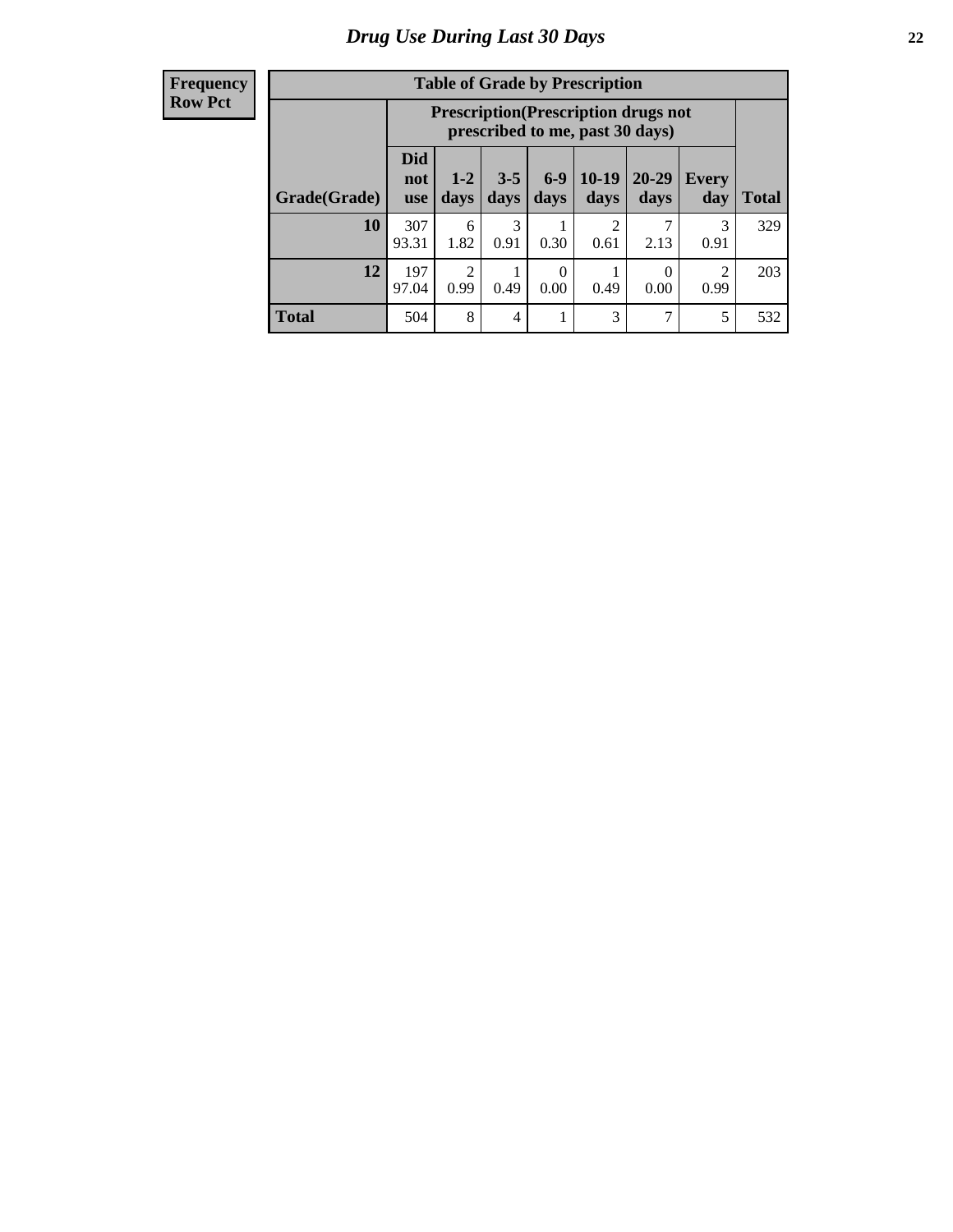## Drug Use During Last 30 Days

| Frequency Row Pct | Table of Grade by Prescription | | | | | | | |
|---|---|---|---|---|---|---|---|---|
| | Prescription(Prescription drugs not prescribed to me, past 30 days) | | | | | | | |
| Grade(Grade) | Did not use | 1-2 days | 3-5 days | 6-9 days | 10-19 days | 20-29 days | Every day | Total |
| 10 | 307 93.31 | 6 1.82 | 3 0.91 | 1 0.30 | 2 0.61 | 7 2.13 | 3 0.91 | 329 |
| 12 | 197 97.04 | 2 0.99 | 1 0.49 | 0 0.00 | 1 0.49 | 0 0.00 | 2 0.99 | 203 |
| Total | 504 | 8 | 4 | 1 | 3 | 7 | 5 | 532 |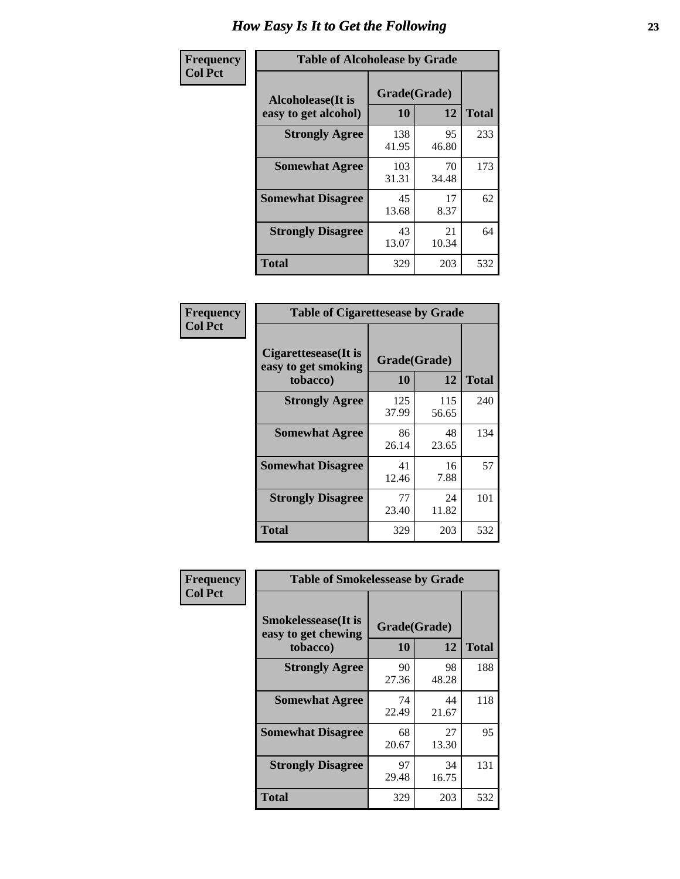# How Easy Is It to Get the Following

**Frequency**
**Col Pct**

| Table of Alcoholease by Grade | | | |
|---|---|---|---|
| Alcoholease(It is easy to get alcohol) | Grade(Grade) | | Total |
| | 10 | 12 | |
| Strongly Agree | 138<br>41.95 | 95<br>46.80 | 233 |
| Somewhat Agree | 103<br>31.31 | 70<br>34.48 | 173 |
| Somewhat Disagree | 45<br>13.68 | 17<br>8.37 | 62 |
| Strongly Disagree | 43<br>13.07 | 21<br>10.34 | 64 |
| Total | 329 | 203 | 532 |

**Frequency**
**Col Pct**

| Table of Cigarettesease by Grade | | | |
|---|---|---|---|
| Cigarettesease(It is easy to get smoking tobacco) | Grade(Grade) | | Total |
| | 10 | 12 | |
| Strongly Agree | 125<br>37.99 | 115<br>56.65 | 240 |
| Somewhat Agree | 86<br>26.14 | 48<br>23.65 | 134 |
| Somewhat Disagree | 41<br>12.46 | 16<br>7.88 | 57 |
| Strongly Disagree | 77<br>23.40 | 24<br>11.82 | 101 |
| Total | 329 | 203 | 532 |

**Frequency**
**Col Pct**

| Table of Smokelessease by Grade | | | |
|---|---|---|---|
| Smokelessease(It is easy to get chewing tobacco) | Grade(Grade) | | Total |
| | 10 | 12 | |
| Strongly Agree | 90<br>27.36 | 98<br>48.28 | 188 |
| Somewhat Agree | 74<br>22.49 | 44<br>21.67 | 118 |
| Somewhat Disagree | 68<br>20.67 | 27<br>13.30 | 95 |
| Strongly Disagree | 97<br>29.48 | 34<br>16.75 | 131 |
| Total | 329 | 203 | 532 |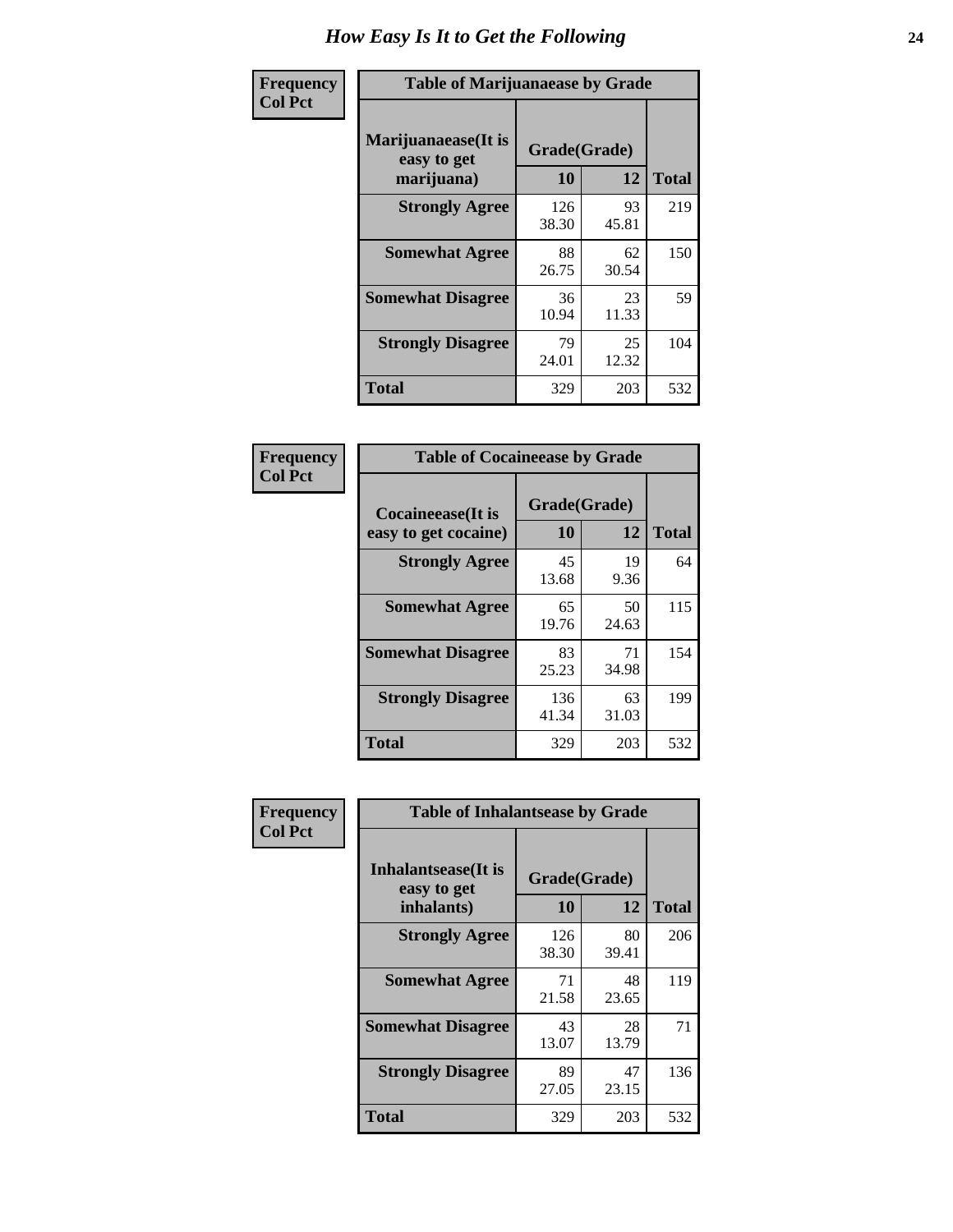# How Easy Is It to Get the Following

**Frequency**
**Col Pct**

**Table of Marijuanaease by Grade**

| Marijuanaease(It is easy to get marijuana) | Grade(Grade) | | Total |
|---|---|---|---|
| | 10 | 12 | |
| Strongly Agree | 126<br>38.30 | 93<br>45.81 | 219 |
| Somewhat Agree | 88<br>26.75 | 62<br>30.54 | 150 |
| Somewhat Disagree | 36<br>10.94 | 23<br>11.33 | 59 |
| Strongly Disagree | 79<br>24.01 | 25<br>12.32 | 104 |
| Total | 329 | 203 | 532 |

**Frequency**
**Col Pct**

**Table of Cocaineease by Grade**

| Cocaineease(It is easy to get cocaine) | Grade(Grade) | | Total |
|---|---|---|---|
| | 10 | 12 | |
| Strongly Agree | 45<br>13.68 | 19<br>9.36 | 64 |
| Somewhat Agree | 65<br>19.76 | 50<br>24.63 | 115 |
| Somewhat Disagree | 83<br>25.23 | 71<br>34.98 | 154 |
| Strongly Disagree | 136<br>41.34 | 63<br>31.03 | 199 |
| Total | 329 | 203 | 532 |

**Frequency**
**Col Pct**

**Table of Inhalantsease by Grade**

| Inhalantsease(It is easy to get inhalants) | Grade(Grade) | | Total |
|---|---|---|---|
| | 10 | 12 | |
| Strongly Agree | 126<br>38.30 | 80<br>39.41 | 206 |
| Somewhat Agree | 71<br>21.58 | 48<br>23.65 | 119 |
| Somewhat Disagree | 43<br>13.07 | 28<br>13.79 | 71 |
| Strongly Disagree | 89<br>27.05 | 47<br>23.15 | 136 |
| Total | 329 | 203 | 532 |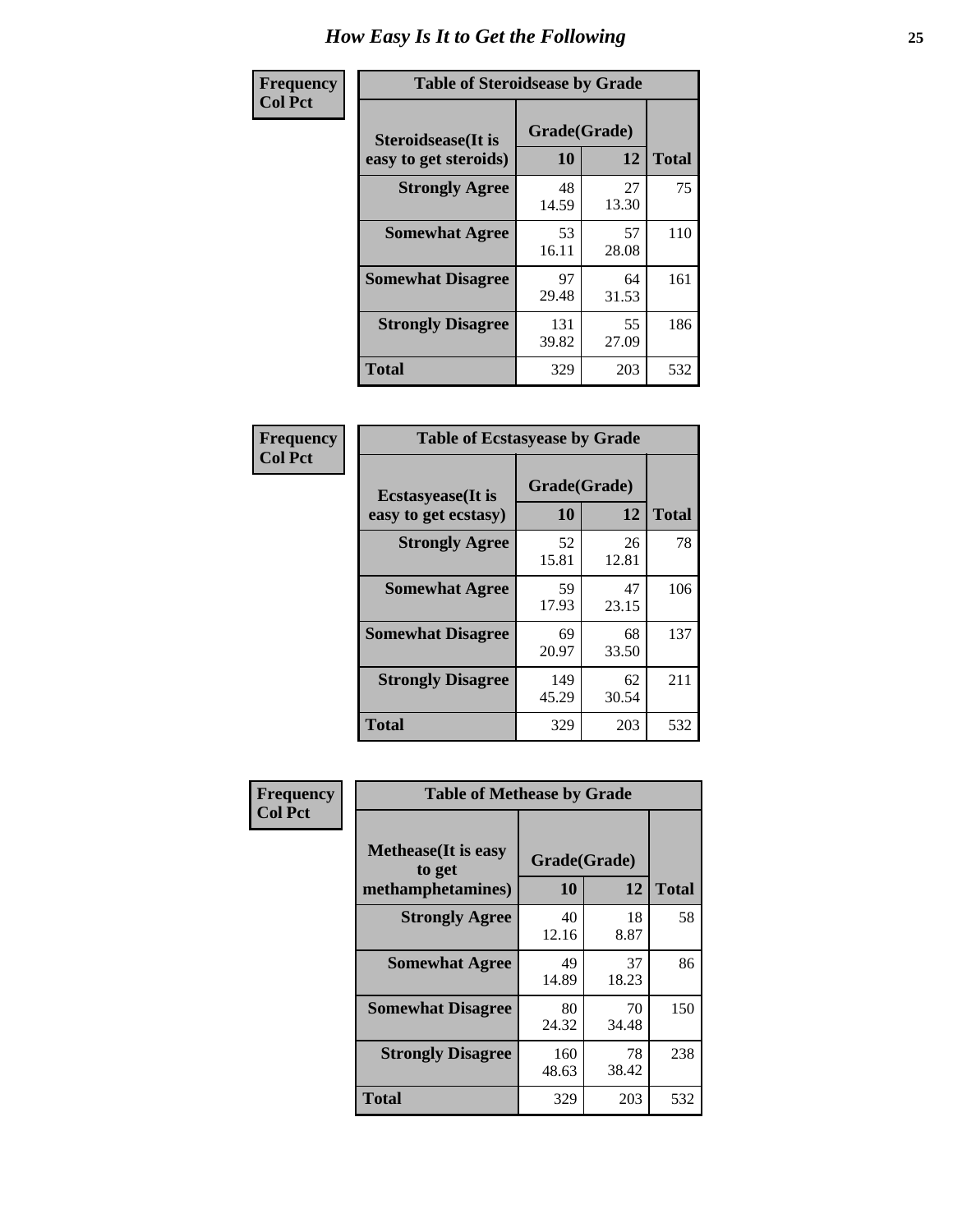# How Easy Is It to Get the Following

**Frequency / Col Pct**

**Table of Steroidsease by Grade**

| Steroidsease(It is easy to get steroids) | Grade(Grade) 10 | 12 | Total |
|---|---|---|---|
| **Strongly Agree** | 48<br>14.59 | 27<br>13.30 | 75 |
| **Somewhat Agree** | 53<br>16.11 | 57<br>28.08 | 110 |
| **Somewhat Disagree** | 97<br>29.48 | 64<br>31.53 | 161 |
| **Strongly Disagree** | 131<br>39.82 | 55<br>27.09 | 186 |
| **Total** | 329 | 203 | 532 |

**Frequency / Col Pct**

**Table of Ecstasyease by Grade**

| Ecstasyease(It is easy to get ecstasy) | Grade(Grade) 10 | 12 | Total |
|---|---|---|---|
| **Strongly Agree** | 52<br>15.81 | 26<br>12.81 | 78 |
| **Somewhat Agree** | 59<br>17.93 | 47<br>23.15 | 106 |
| **Somewhat Disagree** | 69<br>20.97 | 68<br>33.50 | 137 |
| **Strongly Disagree** | 149<br>45.29 | 62<br>30.54 | 211 |
| **Total** | 329 | 203 | 532 |

**Frequency / Col Pct**

**Table of Methease by Grade**

| Methease(It is easy to get methamphetamines) | Grade(Grade) 10 | 12 | Total |
|---|---|---|---|
| **Strongly Agree** | 40<br>12.16 | 18<br>8.87 | 58 |
| **Somewhat Agree** | 49<br>14.89 | 37<br>18.23 | 86 |
| **Somewhat Disagree** | 80<br>24.32 | 70<br>34.48 | 150 |
| **Strongly Disagree** | 160<br>48.63 | 78<br>38.42 | 238 |
| **Total** | 329 | 203 | 532 |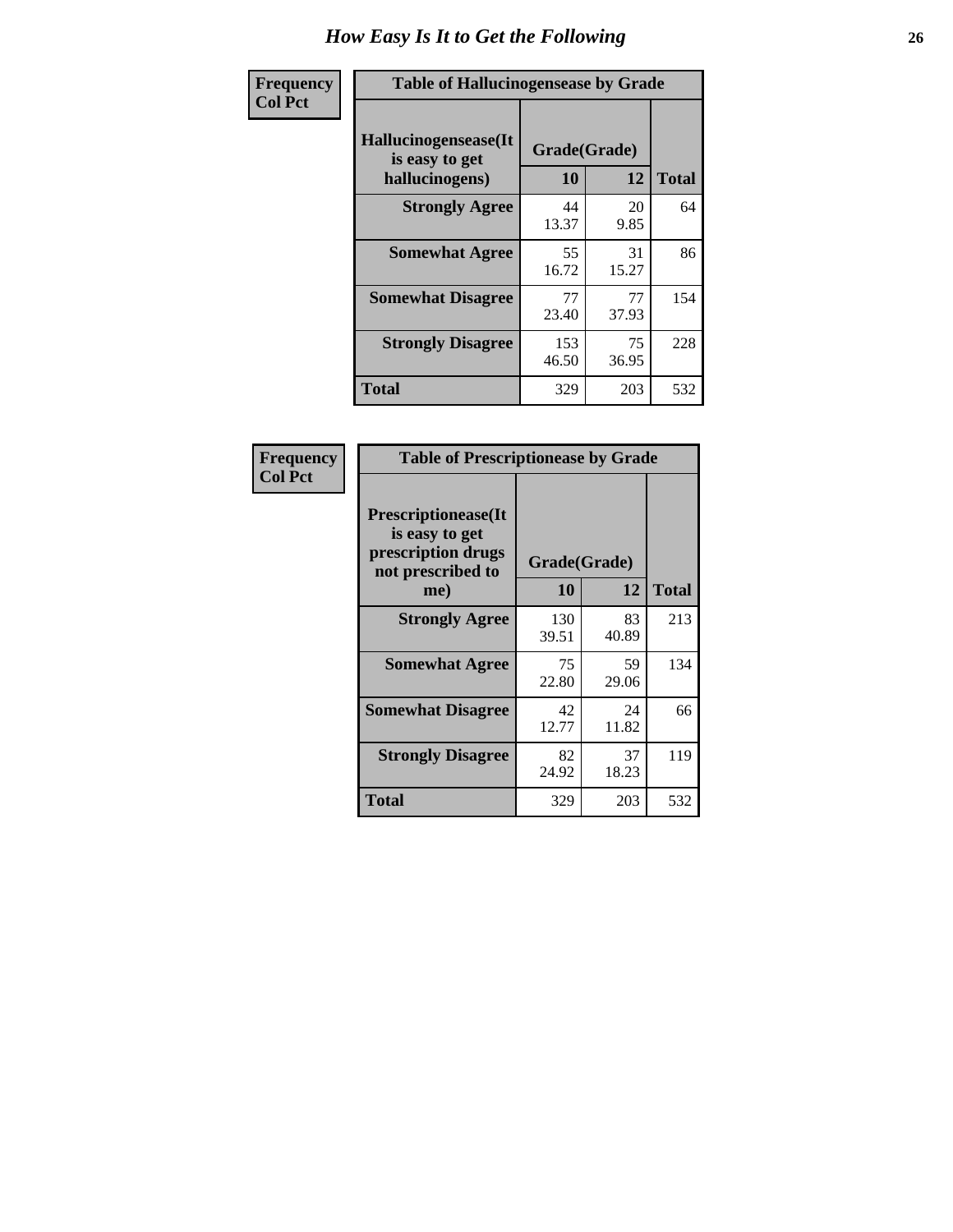# How Easy Is It to Get the Following

| Frequency<br>Col Pct | Table of Hallucinogensease by Grade | | |
|---|---|---|---|
| Hallucinogensease(It is easy to get hallucinogens) | Grade(Grade) | | |
| | 10 | 12 | Total |
| Strongly Agree | 44<br>13.37 | 20<br>9.85 | 64 |
| Somewhat Agree | 55<br>16.72 | 31<br>15.27 | 86 |
| Somewhat Disagree | 77<br>23.40 | 77<br>37.93 | 154 |
| Strongly Disagree | 153<br>46.50 | 75<br>36.95 | 228 |
| Total | 329 | 203 | 532 |

| Frequency<br>Col Pct | Table of Prescriptionease by Grade | | |
|---|---|---|---|
| Prescriptionease(It is easy to get prescription drugs not prescribed to me) | Grade(Grade) | | |
| | 10 | 12 | Total |
| Strongly Agree | 130<br>39.51 | 83<br>40.89 | 213 |
| Somewhat Agree | 75<br>22.80 | 59<br>29.06 | 134 |
| Somewhat Disagree | 42<br>12.77 | 24<br>11.82 | 66 |
| Strongly Disagree | 82<br>24.92 | 37<br>18.23 | 119 |
| Total | 329 | 203 | 532 |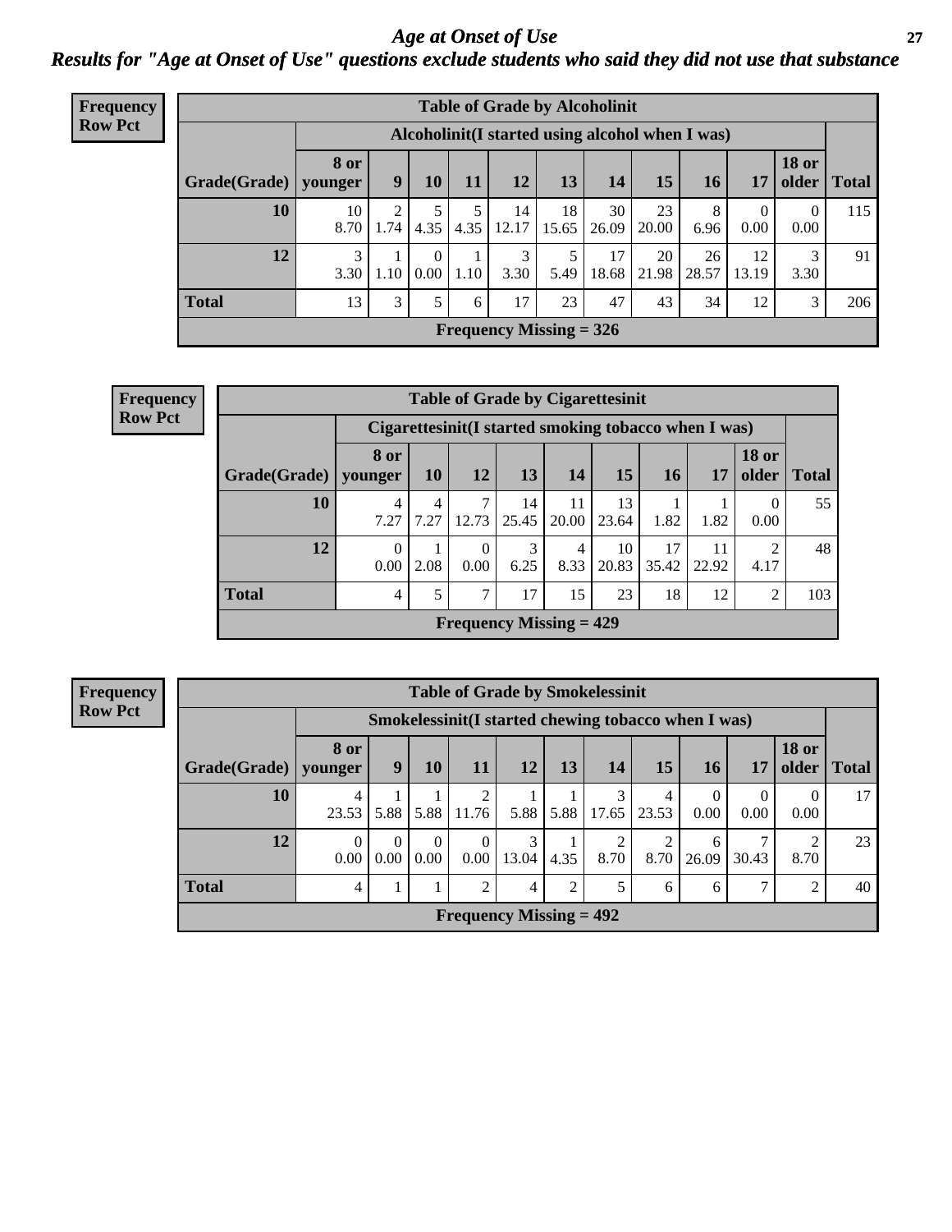# *Age at Onset of Use*

## *Results for "Age at Onset of Use" questions exclude students who said they did not use that substance*

**Frequency**
**Row Pct**

| Table of Grade by Alcoholinit | | | | | | | | | | | | |
|---|---|---|---|---|---|---|---|---|---|---|---|---|
| | Alcoholinit(I started using alcohol when I was) | | | | | | | | | | | |
| Grade(Grade) | 8 or younger | 9 | 10 | 11 | 12 | 13 | 14 | 15 | 16 | 17 | 18 or older | Total |
| 10 | 10<br>8.70 | 2<br>1.74 | 5<br>4.35 | 5<br>4.35 | 14<br>12.17 | 18<br>15.65 | 30<br>26.09 | 23<br>20.00 | 8<br>6.96 | 0<br>0.00 | 0<br>0.00 | 115 |
| 12 | 3<br>3.30 | 1<br>1.10 | 0<br>0.00 | 1<br>1.10 | 3<br>3.30 | 5<br>5.49 | 17<br>18.68 | 20<br>21.98 | 26<br>28.57 | 12<br>13.19 | 3<br>3.30 | 91 |
| Total | 13 | 3 | 5 | 6 | 17 | 23 | 47 | 43 | 34 | 12 | 3 | 206 |
| Frequency Missing = 326 | | | | | | | | | | | | |

**Frequency**
**Row Pct**

| Table of Grade by Cigarettesinit | | | | | | | | | | |
|---|---|---|---|---|---|---|---|---|---|---|
| | Cigarettesinit(I started smoking tobacco when I was) | | | | | | | | | |
| Grade(Grade) | 8 or younger | 10 | 12 | 13 | 14 | 15 | 16 | 17 | 18 or older | Total |
| 10 | 4<br>7.27 | 4<br>7.27 | 7<br>12.73 | 14<br>25.45 | 11<br>20.00 | 13<br>23.64 | 1<br>1.82 | 1<br>1.82 | 0<br>0.00 | 55 |
| 12 | 0<br>0.00 | 1<br>2.08 | 0<br>0.00 | 3<br>6.25 | 4<br>8.33 | 10<br>20.83 | 17<br>35.42 | 11<br>22.92 | 2<br>4.17 | 48 |
| Total | 4 | 5 | 7 | 17 | 15 | 23 | 18 | 12 | 2 | 103 |
| Frequency Missing = 429 | | | | | | | | | | |

**Frequency**
**Row Pct**

| Table of Grade by Smokelessinit | | | | | | | | | | | | |
|---|---|---|---|---|---|---|---|---|---|---|---|---|
| | Smokelessinit(I started chewing tobacco when I was) | | | | | | | | | | | |
| Grade(Grade) | 8 or younger | 9 | 10 | 11 | 12 | 13 | 14 | 15 | 16 | 17 | 18 or older | Total |
| 10 | 4<br>23.53 | 1<br>5.88 | 1<br>5.88 | 2<br>11.76 | 1<br>5.88 | 1<br>5.88 | 3<br>17.65 | 4<br>23.53 | 0<br>0.00 | 0<br>0.00 | 0<br>0.00 | 17 |
| 12 | 0<br>0.00 | 0<br>0.00 | 0<br>0.00 | 0<br>0.00 | 3<br>13.04 | 1<br>4.35 | 2<br>8.70 | 2<br>8.70 | 6<br>26.09 | 7<br>30.43 | 2<br>8.70 | 23 |
| Total | 4 | 1 | 1 | 2 | 4 | 2 | 5 | 6 | 6 | 7 | 2 | 40 |
| Frequency Missing = 492 | | | | | | | | | | | | |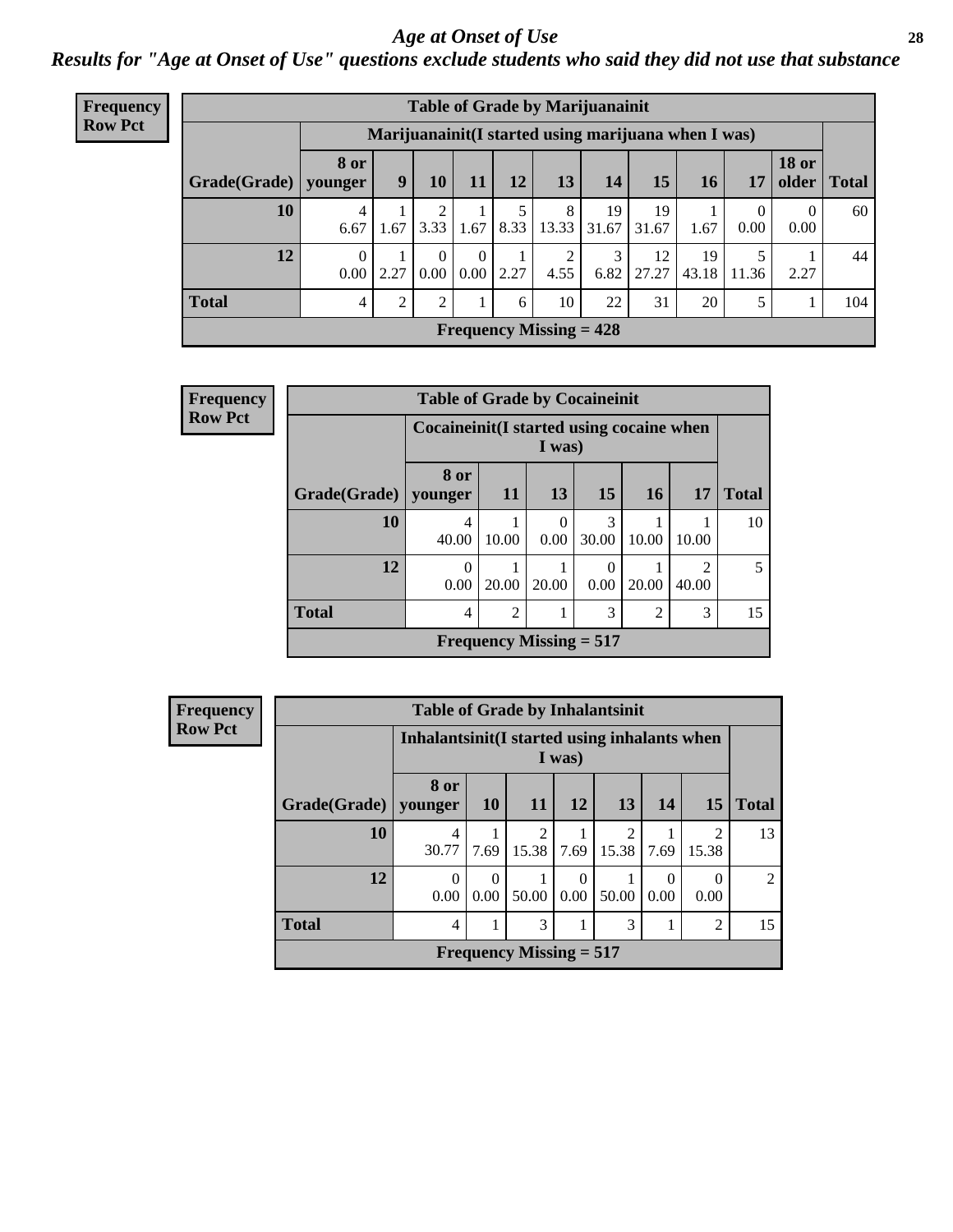# *Age at Onset of Use*

## *Results for "Age at Onset of Use" questions exclude students who said they did not use that substance*

**Frequency**
**Row Pct**

| Table of Grade by Marijuanainit | | | | | | | | | | | | |
|---|---|---|---|---|---|---|---|---|---|---|---|---|
| | Marijuanainit(I started using marijuana when I was) | | | | | | | | | | | |
| Grade(Grade) | 8 or younger | 9 | 10 | 11 | 12 | 13 | 14 | 15 | 16 | 17 | 18 or older | Total |
| 10 | 4<br>6.67 | 1<br>1.67 | 2<br>3.33 | 1<br>1.67 | 5<br>8.33 | 8<br>13.33 | 19<br>31.67 | 19<br>31.67 | 1<br>1.67 | 0<br>0.00 | 0<br>0.00 | 60 |
| 12 | 0<br>0.00 | 1<br>2.27 | 0<br>0.00 | 0<br>0.00 | 1<br>2.27 | 2<br>4.55 | 3<br>6.82 | 12<br>27.27 | 19<br>43.18 | 5<br>11.36 | 1<br>2.27 | 44 |
| Total | 4 | 2 | 2 | 1 | 6 | 10 | 22 | 31 | 20 | 5 | 1 | 104 |
| Frequency Missing = 428 | | | | | | | | | | | | |

**Frequency**
**Row Pct**

| Table of Grade by Cocaineinit | | | | | | | |
|---|---|---|---|---|---|---|---|
| | Cocaineinit(I started using cocaine when I was) | | | | | | |
| Grade(Grade) | 8 or younger | 11 | 13 | 15 | 16 | 17 | Total |
| 10 | 4<br>40.00 | 1<br>10.00 | 0<br>0.00 | 3<br>30.00 | 1<br>10.00 | 1<br>10.00 | 10 |
| 12 | 0<br>0.00 | 1<br>20.00 | 1<br>20.00 | 0<br>0.00 | 1<br>20.00 | 2<br>40.00 | 5 |
| Total | 4 | 2 | 1 | 3 | 2 | 3 | 15 |
| Frequency Missing = 517 | | | | | | | |

**Frequency**
**Row Pct**

| Table of Grade by Inhalantsinit | | | | | | | | |
|---|---|---|---|---|---|---|---|---|
| | Inhalantsinit(I started using inhalants when I was) | | | | | | | |
| Grade(Grade) | 8 or younger | 10 | 11 | 12 | 13 | 14 | 15 | Total |
| 10 | 4<br>30.77 | 1<br>7.69 | 2<br>15.38 | 1<br>7.69 | 2<br>15.38 | 1<br>7.69 | 2<br>15.38 | 13 |
| 12 | 0<br>0.00 | 0<br>0.00 | 1<br>50.00 | 0<br>0.00 | 1<br>50.00 | 0<br>0.00 | 0<br>0.00 | 2 |
| Total | 4 | 1 | 3 | 1 | 3 | 1 | 2 | 15 |
| Frequency Missing = 517 | | | | | | | | |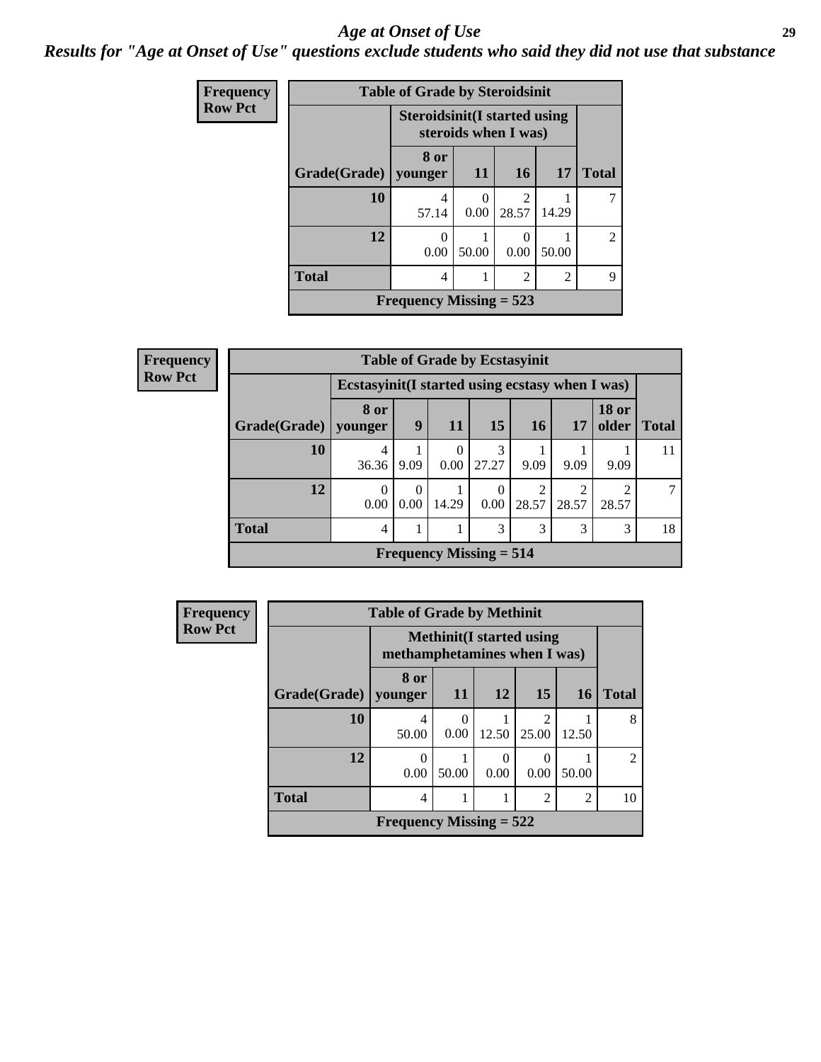# *Age at Onset of Use*

***Results for "Age at Onset of Use" questions exclude students who said they did not use that substance***

**Frequency**
**Row Pct**

| Table of Grade by Steroidsinit | | | | | |
|---|---|---|---|---|---|
| | Steroidsinit(I started using steroids when I was) | | | | |
| Grade(Grade) | 8 or younger | 11 | 16 | 17 | Total |
| 10 | 4<br>57.14 | 0<br>0.00 | 2<br>28.57 | 1<br>14.29 | 7 |
| 12 | 0<br>0.00 | 1<br>50.00 | 0<br>0.00 | 1<br>50.00 | 2 |
| Total | 4 | 1 | 2 | 2 | 9 |
| Frequency Missing = 523 | | | | | |

**Frequency**
**Row Pct**

| Table of Grade by Ecstasyinit | | | | | | | | |
|---|---|---|---|---|---|---|---|---|
| | Ecstasyinit(I started using ecstasy when I was) | | | | | | | |
| Grade(Grade) | 8 or younger | 9 | 11 | 15 | 16 | 17 | 18 or older | Total |
| 10 | 4<br>36.36 | 1<br>9.09 | 0<br>0.00 | 3<br>27.27 | 1<br>9.09 | 1<br>9.09 | 1<br>9.09 | 11 |
| 12 | 0<br>0.00 | 0<br>0.00 | 1<br>14.29 | 0<br>0.00 | 2<br>28.57 | 2<br>28.57 | 2<br>28.57 | 7 |
| Total | 4 | 1 | 1 | 3 | 3 | 3 | 3 | 18 |
| Frequency Missing = 514 | | | | | | | | |

**Frequency**
**Row Pct**

| Table of Grade by Methinit | | | | | | |
|---|---|---|---|---|---|---|
| | Methinit(I started using methamphetamines when I was) | | | | | |
| Grade(Grade) | 8 or younger | 11 | 12 | 15 | 16 | Total |
| 10 | 4<br>50.00 | 0<br>0.00 | 1<br>12.50 | 2<br>25.00 | 1<br>12.50 | 8 |
| 12 | 0<br>0.00 | 1<br>50.00 | 0<br>0.00 | 0<br>0.00 | 1<br>50.00 | 2 |
| Total | 4 | 1 | 1 | 2 | 2 | 10 |
| Frequency Missing = 522 | | | | | | |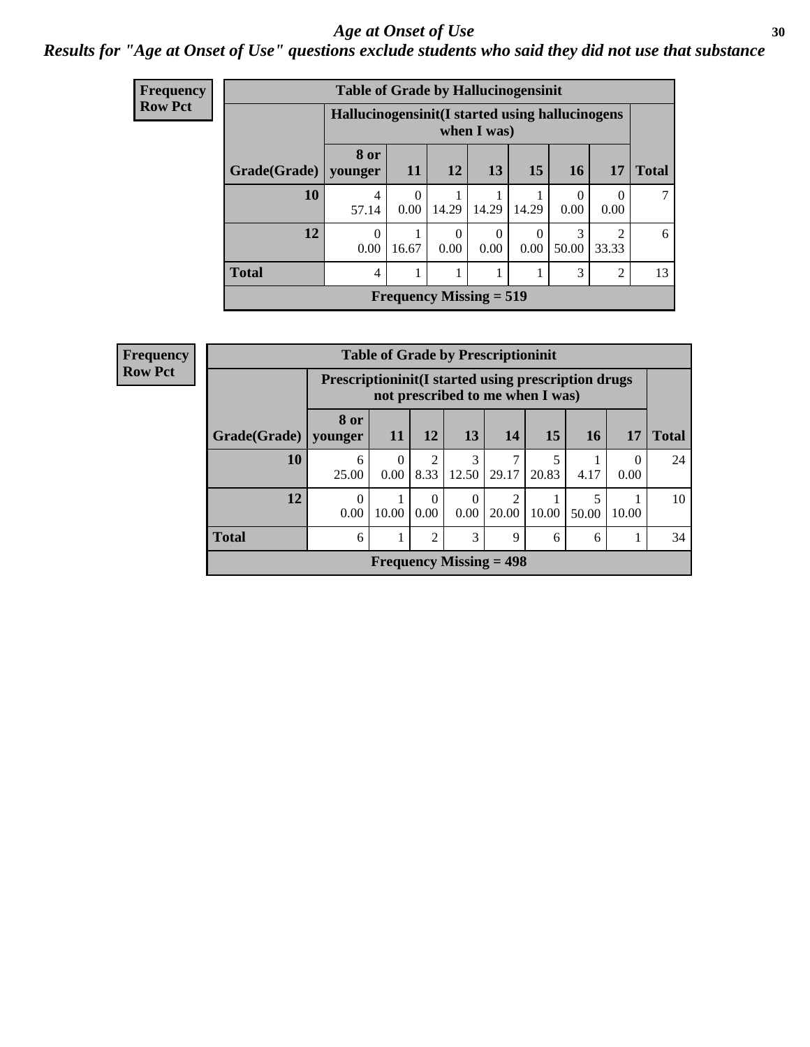# *Age at Onset of Use*

***Results for "Age at Onset of Use" questions exclude students who said they did not use that substance***

**Frequency**
**Row Pct**

**Table of Grade by Hallucinogensinit**

| Grade(Grade) | Hallucinogensinit(I started using hallucinogens when I was) | | | | | | | Total |
|---|---|---|---|---|---|---|---|---|
| | 8 or younger | 11 | 12 | 13 | 15 | 16 | 17 | |
| 10 | 4<br>57.14 | 0<br>0.00 | 1<br>14.29 | 1<br>14.29 | 1<br>14.29 | 0<br>0.00 | 0<br>0.00 | 7 |
| 12 | 0<br>0.00 | 1<br>16.67 | 0<br>0.00 | 0<br>0.00 | 0<br>0.00 | 3<br>50.00 | 2<br>33.33 | 6 |
| Total | 4 | 1 | 1 | 1 | 1 | 3 | 2 | 13 |

**Frequency Missing = 519**

**Frequency**
**Row Pct**

**Table of Grade by Prescriptioninit**

| Grade(Grade) | Prescriptioninit(I started using prescription drugs not prescribed to me when I was) | | | | | | | | Total |
|---|---|---|---|---|---|---|---|---|---|
| | 8 or younger | 11 | 12 | 13 | 14 | 15 | 16 | 17 | |
| 10 | 6<br>25.00 | 0<br>0.00 | 2<br>8.33 | 3<br>12.50 | 7<br>29.17 | 5<br>20.83 | 1<br>4.17 | 0<br>0.00 | 24 |
| 12 | 0<br>0.00 | 1<br>10.00 | 0<br>0.00 | 0<br>0.00 | 2<br>20.00 | 1<br>10.00 | 5<br>50.00 | 1<br>10.00 | 10 |
| Total | 6 | 1 | 2 | 3 | 9 | 6 | 6 | 1 | 34 |

**Frequency Missing = 498**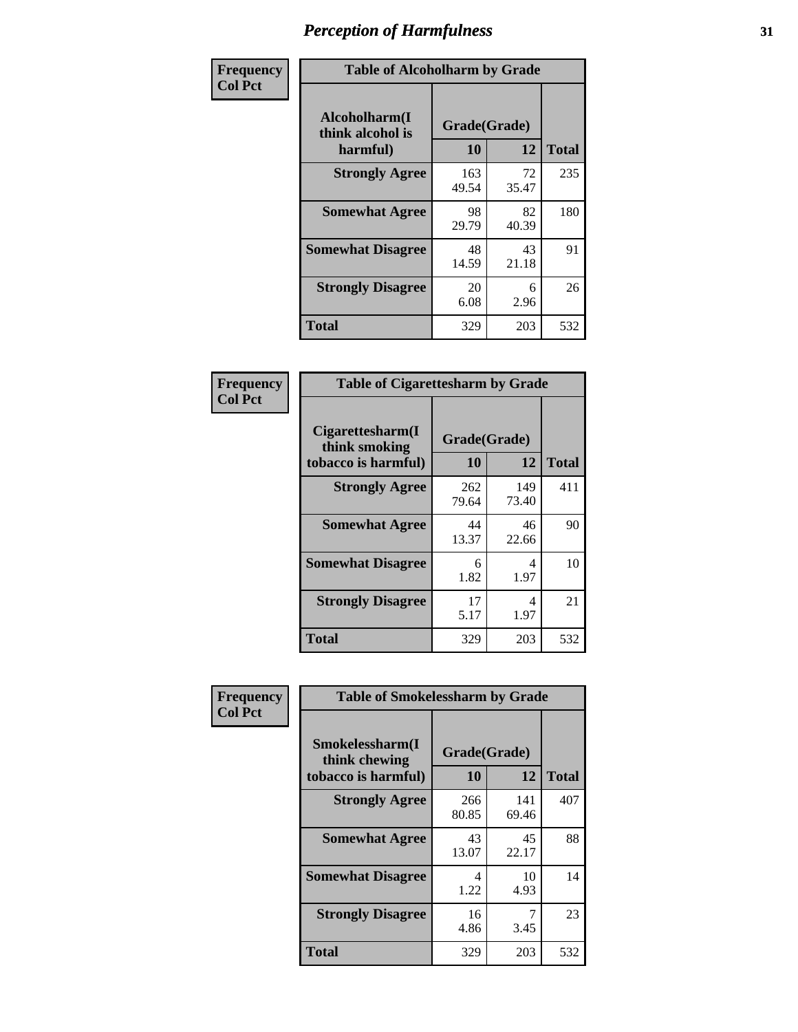# Perception of Harmfulness

**Frequency**
**Col Pct**

| Alcoholharm(I think alcohol is harmful) | Grade(Grade) 10 | 12 | Total |
|---|---|---|---|
| **Strongly Agree** | 163<br>49.54 | 72<br>35.47 | 235 |
| **Somewhat Agree** | 98<br>29.79 | 82<br>40.39 | 180 |
| **Somewhat Disagree** | 48<br>14.59 | 43<br>21.18 | 91 |
| **Strongly Disagree** | 20<br>6.08 | 6<br>2.96 | 26 |
| **Total** | 329 | 203 | 532 |

Table of Alcoholharm by Grade

**Frequency**
**Col Pct**

| Cigarettesharm(I think smoking tobacco is harmful) | Grade(Grade) 10 | 12 | Total |
|---|---|---|---|
| **Strongly Agree** | 262<br>79.64 | 149<br>73.40 | 411 |
| **Somewhat Agree** | 44<br>13.37 | 46<br>22.66 | 90 |
| **Somewhat Disagree** | 6<br>1.82 | 4<br>1.97 | 10 |
| **Strongly Disagree** | 17<br>5.17 | 4<br>1.97 | 21 |
| **Total** | 329 | 203 | 532 |

Table of Cigarettesharm by Grade

**Frequency**
**Col Pct**

| Smokelessharm(I think chewing tobacco is harmful) | Grade(Grade) 10 | 12 | Total |
|---|---|---|---|
| **Strongly Agree** | 266<br>80.85 | 141<br>69.46 | 407 |
| **Somewhat Agree** | 43<br>13.07 | 45<br>22.17 | 88 |
| **Somewhat Disagree** | 4<br>1.22 | 10<br>4.93 | 14 |
| **Strongly Disagree** | 16<br>4.86 | 7<br>3.45 | 23 |
| **Total** | 329 | 203 | 532 |

Table of Smokelessharm by Grade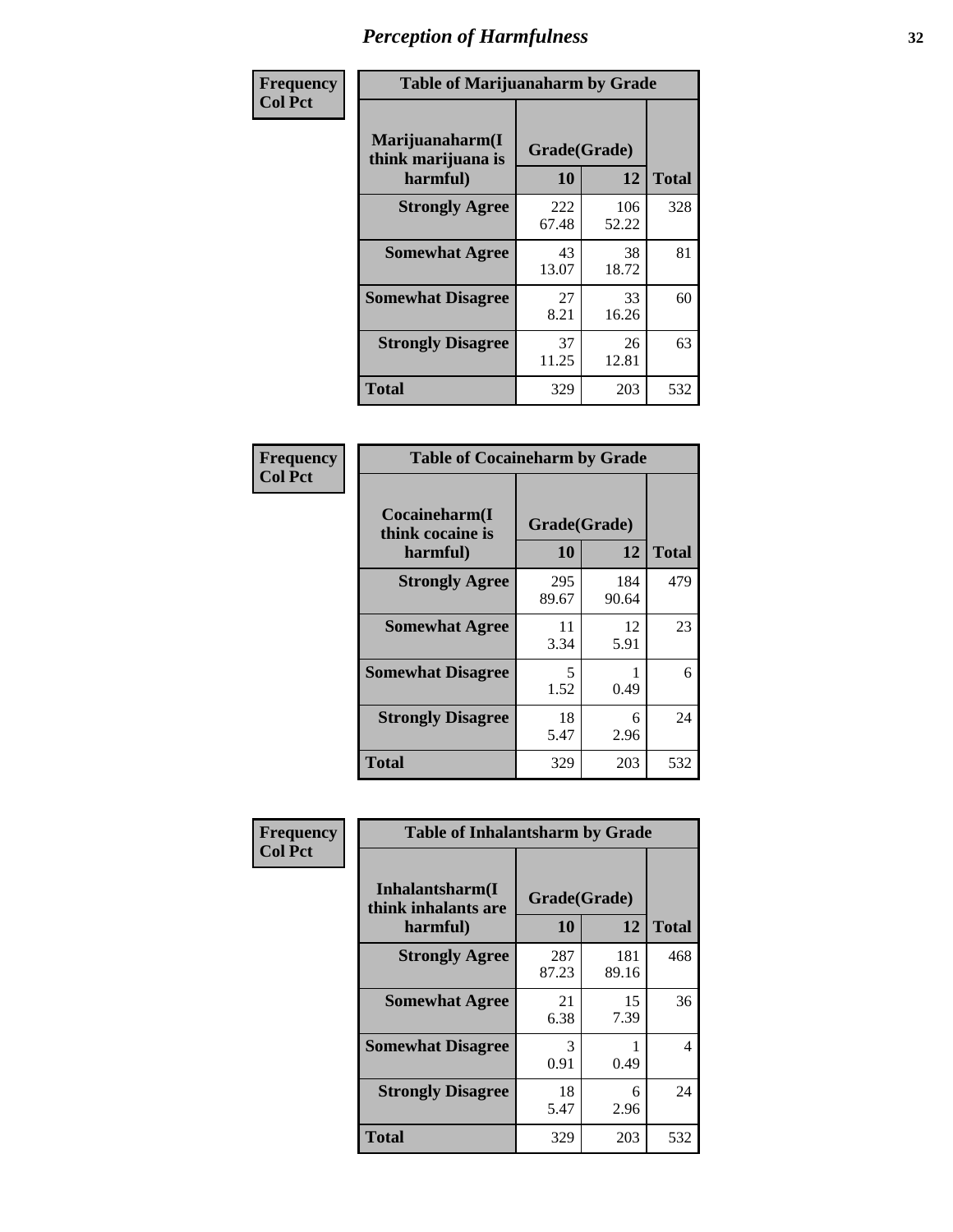# Perception of Harmfulness

**Frequency**
**Col Pct**

| Table of Marijuanaharm by Grade | | | |
|---|---|---|---|
| **Marijuanaharm(I think marijuana is harmful)** | **Grade(Grade)** | | **Total** |
| | **10** | **12** | |
| **Strongly Agree** | 222<br>67.48 | 106<br>52.22 | 328 |
| **Somewhat Agree** | 43<br>13.07 | 38<br>18.72 | 81 |
| **Somewhat Disagree** | 27<br>8.21 | 33<br>16.26 | 60 |
| **Strongly Disagree** | 37<br>11.25 | 26<br>12.81 | 63 |
| **Total** | 329 | 203 | 532 |

**Frequency**
**Col Pct**

| Table of Cocaineharm by Grade | | | |
|---|---|---|---|
| **Cocaineharm(I think cocaine is harmful)** | **Grade(Grade)** | | **Total** |
| | **10** | **12** | |
| **Strongly Agree** | 295<br>89.67 | 184<br>90.64 | 479 |
| **Somewhat Agree** | 11<br>3.34 | 12<br>5.91 | 23 |
| **Somewhat Disagree** | 5<br>1.52 | 1<br>0.49 | 6 |
| **Strongly Disagree** | 18<br>5.47 | 6<br>2.96 | 24 |
| **Total** | 329 | 203 | 532 |

**Frequency**
**Col Pct**

| Table of Inhalantsharm by Grade | | | |
|---|---|---|---|
| **Inhalantsharm(I think inhalants are harmful)** | **Grade(Grade)** | | **Total** |
| | **10** | **12** | |
| **Strongly Agree** | 287<br>87.23 | 181<br>89.16 | 468 |
| **Somewhat Agree** | 21<br>6.38 | 15<br>7.39 | 36 |
| **Somewhat Disagree** | 3<br>0.91 | 1<br>0.49 | 4 |
| **Strongly Disagree** | 18<br>5.47 | 6<br>2.96 | 24 |
| **Total** | 329 | 203 | 532 |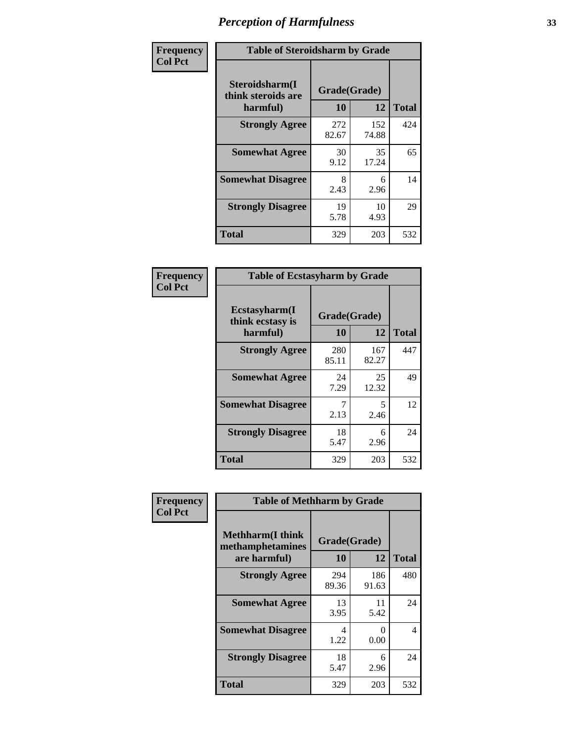# Perception of Harmfulness

**Frequency**
**Col Pct**

**Table of Steroidsharm by Grade**

| Steroidsharm(I think steroids are harmful) | Grade(Grade) 10 | 12 | Total |
|---|---|---|---|
| **Strongly Agree** | 272<br>82.67 | 152<br>74.88 | 424 |
| **Somewhat Agree** | 30<br>9.12 | 35<br>17.24 | 65 |
| **Somewhat Disagree** | 8<br>2.43 | 6<br>2.96 | 14 |
| **Strongly Disagree** | 19<br>5.78 | 10<br>4.93 | 29 |
| **Total** | 329 | 203 | 532 |

**Frequency**
**Col Pct**

**Table of Ecstasyharm by Grade**

| Ecstasyharm(I think ecstasy is harmful) | Grade(Grade) 10 | 12 | Total |
|---|---|---|---|
| **Strongly Agree** | 280<br>85.11 | 167<br>82.27 | 447 |
| **Somewhat Agree** | 24<br>7.29 | 25<br>12.32 | 49 |
| **Somewhat Disagree** | 7<br>2.13 | 5<br>2.46 | 12 |
| **Strongly Disagree** | 18<br>5.47 | 6<br>2.96 | 24 |
| **Total** | 329 | 203 | 532 |

**Frequency**
**Col Pct**

**Table of Methharm by Grade**

| Methharm(I think methamphetamines are harmful) | Grade(Grade) 10 | 12 | Total |
|---|---|---|---|
| **Strongly Agree** | 294<br>89.36 | 186<br>91.63 | 480 |
| **Somewhat Agree** | 13<br>3.95 | 11<br>5.42 | 24 |
| **Somewhat Disagree** | 4<br>1.22 | 0<br>0.00 | 4 |
| **Strongly Disagree** | 18<br>5.47 | 6<br>2.96 | 24 |
| **Total** | 329 | 203 | 532 |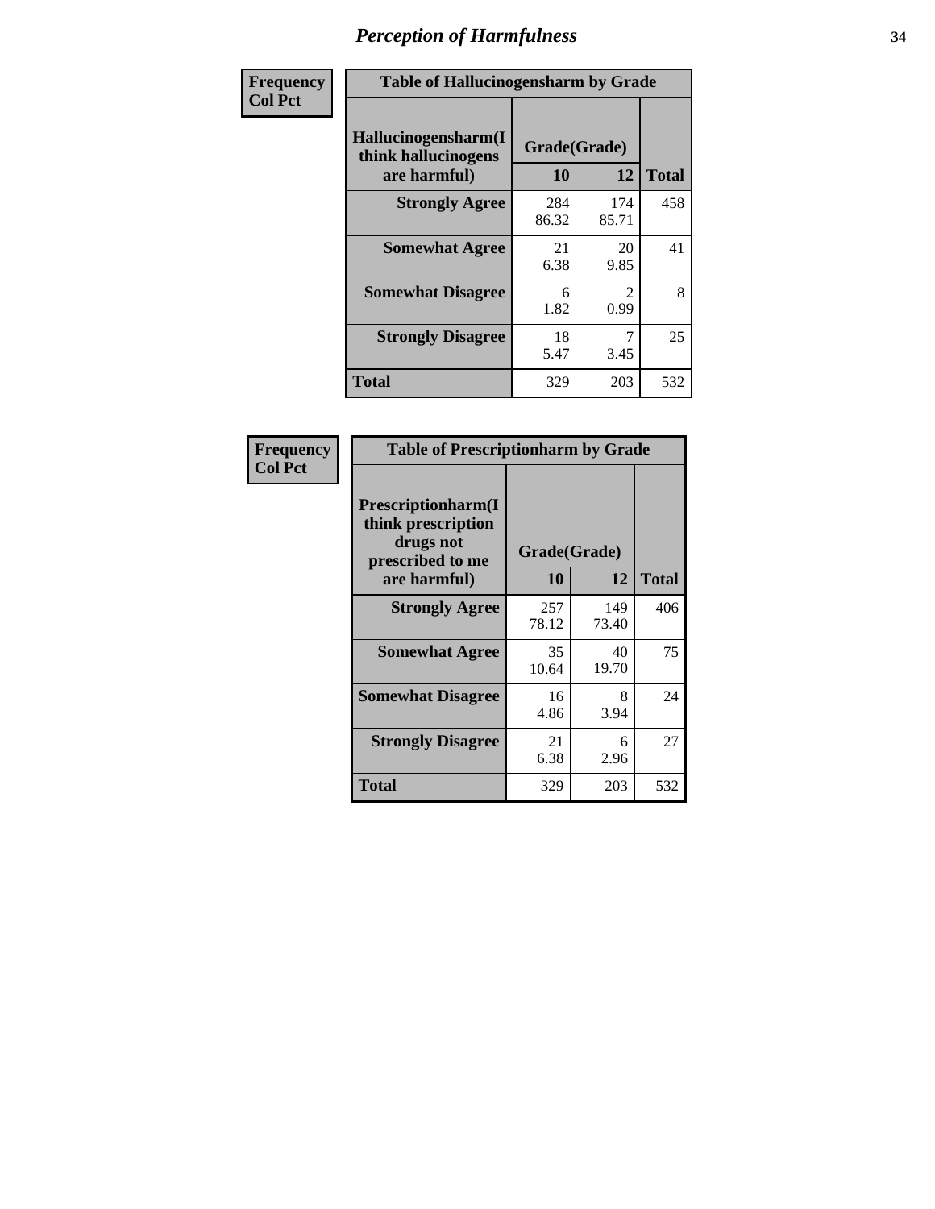# Perception of Harmfulness

| Frequency Col Pct |
|---|

**Table of Hallucinogensharm by Grade**

| Hallucinogensharm(I think hallucinogens are harmful) | Grade(Grade) 10 | 12 | Total |
|---|---|---|---|
| **Strongly Agree** | 284<br>86.32 | 174<br>85.71 | 458 |
| **Somewhat Agree** | 21<br>6.38 | 20<br>9.85 | 41 |
| **Somewhat Disagree** | 6<br>1.82 | 2<br>0.99 | 8 |
| **Strongly Disagree** | 18<br>5.47 | 7<br>3.45 | 25 |
| **Total** | 329 | 203 | 532 |

| Frequency Col Pct |
|---|

**Table of Prescriptionharm by Grade**

| Prescriptionharm(I think prescription drugs not prescribed to me are harmful) | Grade(Grade) 10 | 12 | Total |
|---|---|---|---|
| **Strongly Agree** | 257<br>78.12 | 149<br>73.40 | 406 |
| **Somewhat Agree** | 35<br>10.64 | 40<br>19.70 | 75 |
| **Somewhat Disagree** | 16<br>4.86 | 8<br>3.94 | 24 |
| **Strongly Disagree** | 21<br>6.38 | 6<br>2.96 | 27 |
| **Total** | 329 | 203 | 532 |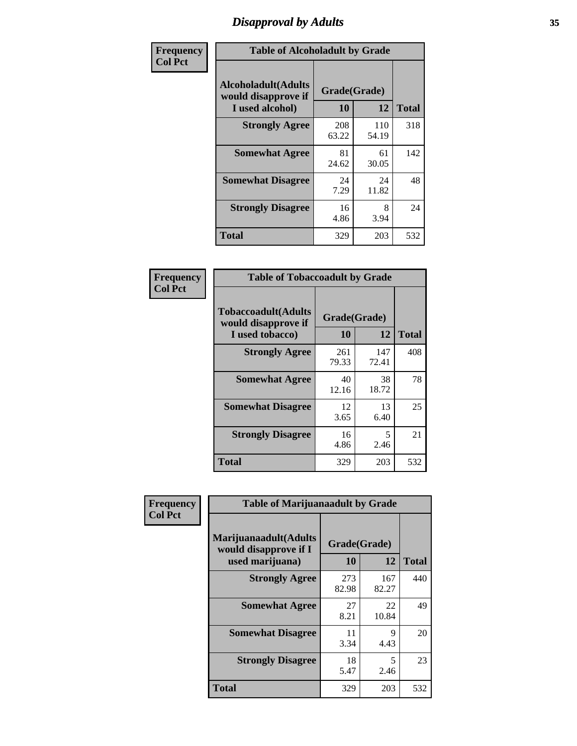# Disapproval by Adults

Frequency
Col Pct

| Table of Alcoholadult by Grade | | | |
|---|---|---|---|
| Alcoholadult(Adults would disapprove if I used alcohol) | Grade(Grade) | | Total |
| | 10 | 12 | |
| Strongly Agree | 208<br>63.22 | 110<br>54.19 | 318 |
| Somewhat Agree | 81<br>24.62 | 61<br>30.05 | 142 |
| Somewhat Disagree | 24<br>7.29 | 24<br>11.82 | 48 |
| Strongly Disagree | 16<br>4.86 | 8<br>3.94 | 24 |
| Total | 329 | 203 | 532 |

Frequency
Col Pct

| Table of Tobaccoadult by Grade | | | |
|---|---|---|---|
| Tobaccoadult(Adults would disapprove if I used tobacco) | Grade(Grade) | | Total |
| | 10 | 12 | |
| Strongly Agree | 261<br>79.33 | 147<br>72.41 | 408 |
| Somewhat Agree | 40<br>12.16 | 38<br>18.72 | 78 |
| Somewhat Disagree | 12<br>3.65 | 13<br>6.40 | 25 |
| Strongly Disagree | 16<br>4.86 | 5<br>2.46 | 21 |
| Total | 329 | 203 | 532 |

Frequency
Col Pct

| Table of Marijuanaadult by Grade | | | |
|---|---|---|---|
| Marijuanaadult(Adults would disapprove if I used marijuana) | Grade(Grade) | | Total |
| | 10 | 12 | |
| Strongly Agree | 273<br>82.98 | 167<br>82.27 | 440 |
| Somewhat Agree | 27<br>8.21 | 22<br>10.84 | 49 |
| Somewhat Disagree | 11<br>3.34 | 9<br>4.43 | 20 |
| Strongly Disagree | 18<br>5.47 | 5<br>2.46 | 23 |
| Total | 329 | 203 | 532 |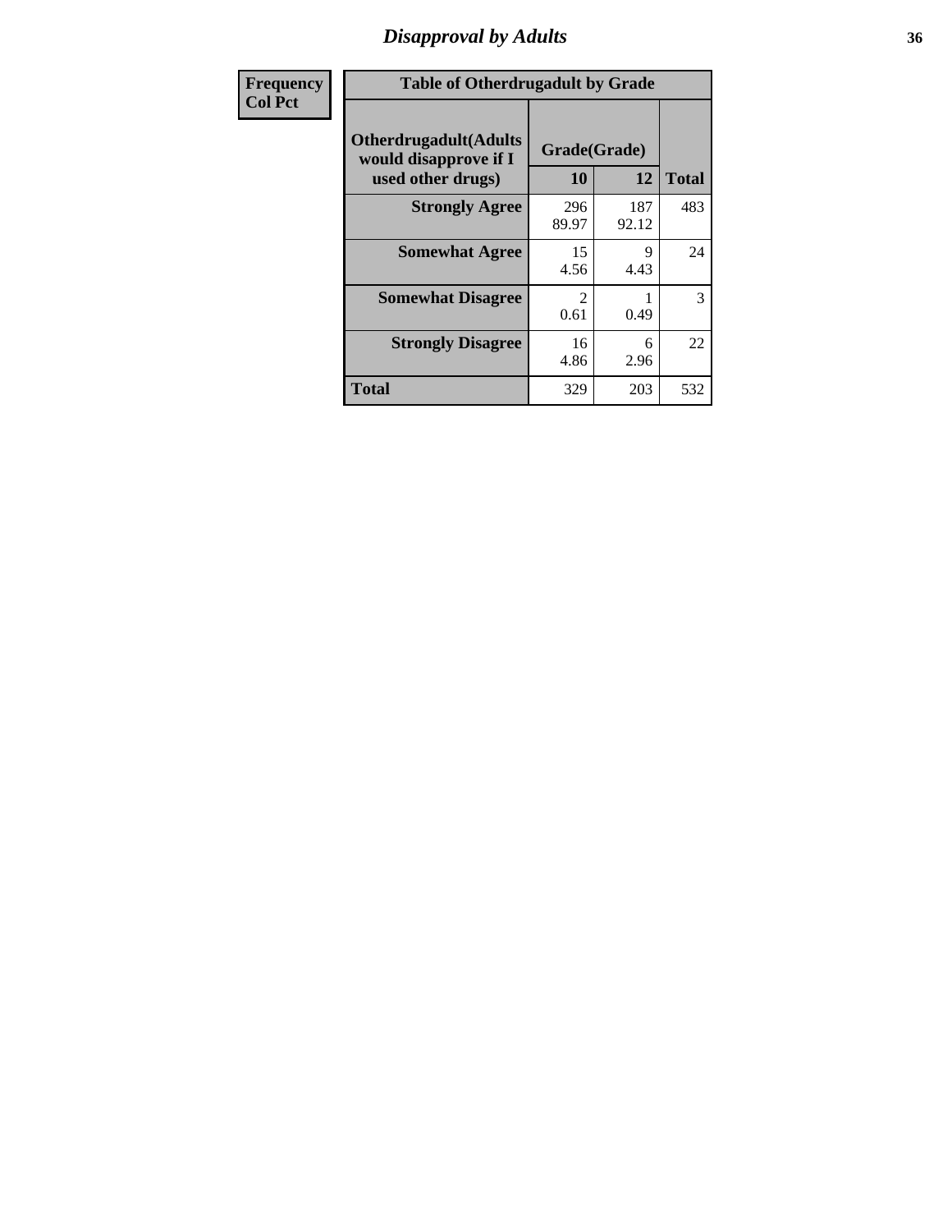# Disapproval by Adults

**Frequency**
**Col Pct**

| Table of Otherdrugadult by Grade | | | |
|---|---|---|---|
| **Otherdrugadult(Adults would disapprove if I used other drugs)** | **Grade(Grade)** | | |
| | **10** | **12** | **Total** |
| **Strongly Agree** | 296<br>89.97 | 187<br>92.12 | 483 |
| **Somewhat Agree** | 15<br>4.56 | 9<br>4.43 | 24 |
| **Somewhat Disagree** | 2<br>0.61 | 1<br>0.49 | 3 |
| **Strongly Disagree** | 16<br>4.86 | 6<br>2.96 | 22 |
| **Total** | 329 | 203 | 532 |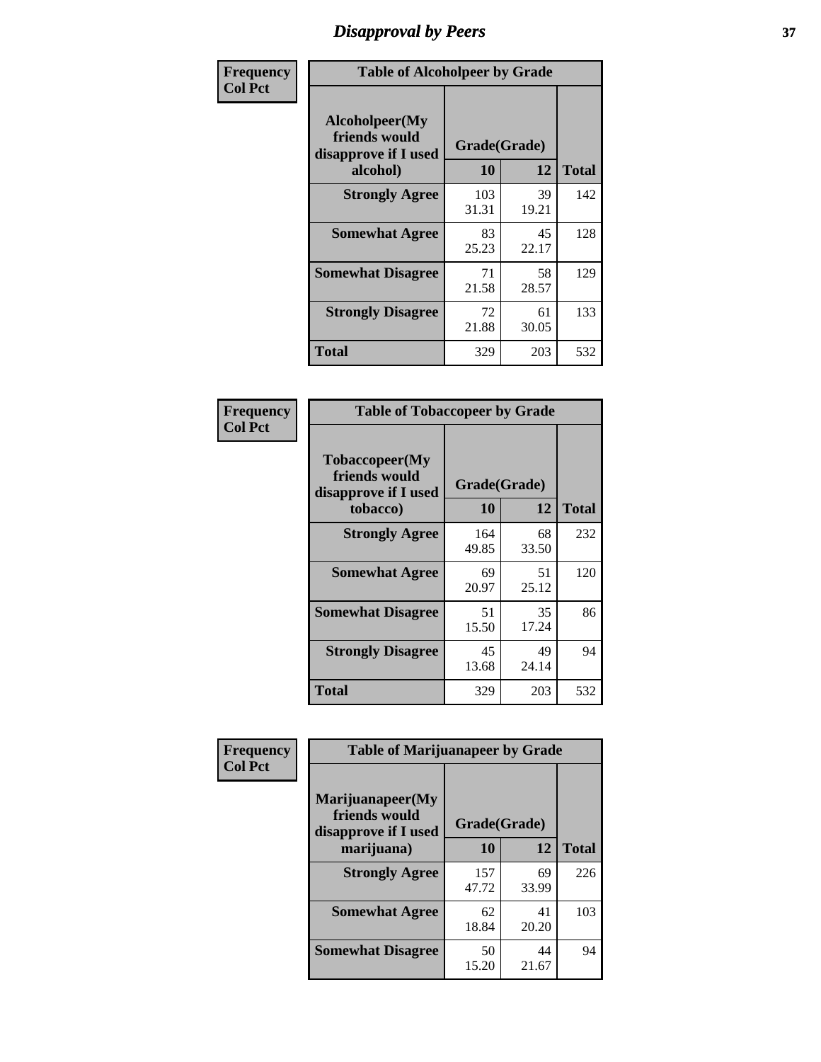# Disapproval by Peers

| Frequency Col Pct | Table of Alcoholpeer by Grade | | |
|---|---|---|---|
| Alcoholpeer(My friends would disapprove if I used alcohol) | Grade(Grade) | | |
| | 10 | 12 | Total |
| Strongly Agree | 103 31.31 | 39 19.21 | 142 |
| Somewhat Agree | 83 25.23 | 45 22.17 | 128 |
| Somewhat Disagree | 71 21.58 | 58 28.57 | 129 |
| Strongly Disagree | 72 21.88 | 61 30.05 | 133 |
| Total | 329 | 203 | 532 |

| Frequency Col Pct | Table of Tobaccopeer by Grade | | |
|---|---|---|---|
| Tobaccopeer(My friends would disapprove if I used tobacco) | Grade(Grade) | | |
| | 10 | 12 | Total |
| Strongly Agree | 164 49.85 | 68 33.50 | 232 |
| Somewhat Agree | 69 20.97 | 51 25.12 | 120 |
| Somewhat Disagree | 51 15.50 | 35 17.24 | 86 |
| Strongly Disagree | 45 13.68 | 49 24.14 | 94 |
| Total | 329 | 203 | 532 |

| Frequency Col Pct | Table of Marijuanapeer by Grade | | |
|---|---|---|---|
| Marijuanapeer(My friends would disapprove if I used marijuana) | Grade(Grade) | | |
| | 10 | 12 | Total |
| Strongly Agree | 157 47.72 | 69 33.99 | 226 |
| Somewhat Agree | 62 18.84 | 41 20.20 | 103 |
| Somewhat Disagree | 50 15.20 | 44 21.67 | 94 |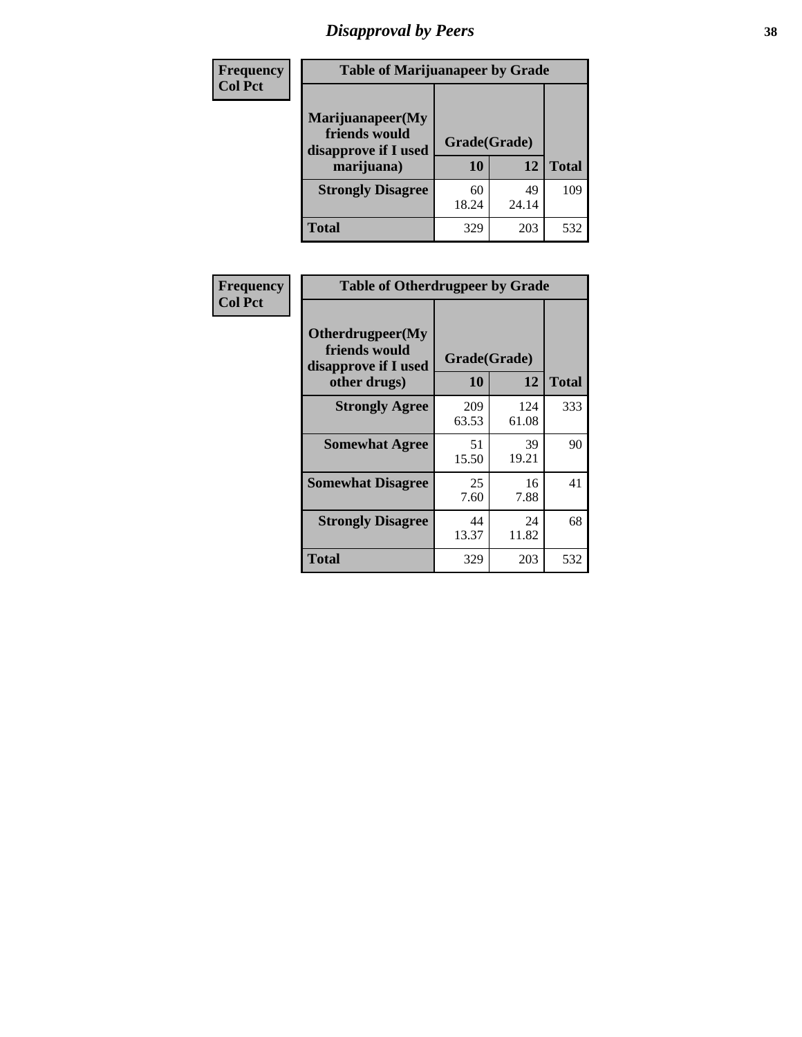# Disapproval by Peers

**Frequency**
**Col Pct**

**Table of Marijuanapeer by Grade**

| Marijuanapeer(My friends would disapprove if I used marijuana) | Grade(Grade) | | Total |
|---|---|---|---|
| | 10 | 12 | |
| **Strongly Disagree** | 60<br>18.24 | 49<br>24.14 | 109 |
| **Total** | 329 | 203 | 532 |

**Frequency**
**Col Pct**

**Table of Otherdrugpeer by Grade**

| Otherdrugpeer(My friends would disapprove if I used other drugs) | Grade(Grade) | | Total |
|---|---|---|---|
| | 10 | 12 | |
| **Strongly Agree** | 209<br>63.53 | 124<br>61.08 | 333 |
| **Somewhat Agree** | 51<br>15.50 | 39<br>19.21 | 90 |
| **Somewhat Disagree** | 25<br>7.60 | 16<br>7.88 | 41 |
| **Strongly Disagree** | 44<br>13.37 | 24<br>11.82 | 68 |
| **Total** | 329 | 203 | 532 |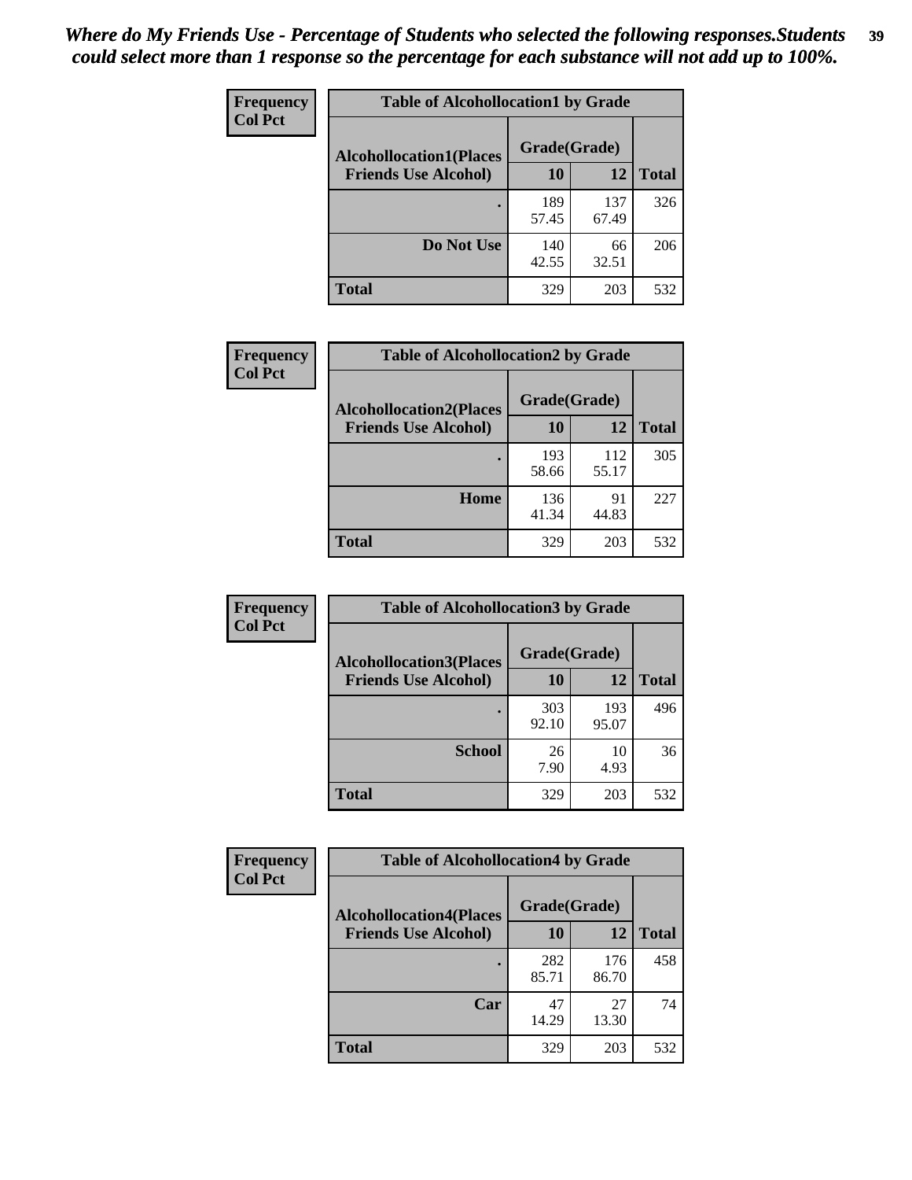*Where do My Friends Use - Percentage of Students who selected the following responses.Students could select more than 1 response so the percentage for each substance will not add up to 100%.*

**Frequency**
**Col Pct**

| Table of Alcohollocation1 by Grade | | | |
|---|---|---|---|
| Alcohollocation1(Places Friends Use Alcohol) | Grade(Grade) | | Total |
| | 10 | 12 | |
| . | 189<br>57.45 | 137<br>67.49 | 326 |
| Do Not Use | 140<br>42.55 | 66<br>32.51 | 206 |
| Total | 329 | 203 | 532 |

**Frequency**
**Col Pct**

| Table of Alcohollocation2 by Grade | | | |
|---|---|---|---|
| Alcohollocation2(Places Friends Use Alcohol) | Grade(Grade) | | Total |
| | 10 | 12 | |
| . | 193<br>58.66 | 112<br>55.17 | 305 |
| Home | 136<br>41.34 | 91<br>44.83 | 227 |
| Total | 329 | 203 | 532 |

**Frequency**
**Col Pct**

| Table of Alcohollocation3 by Grade | | | |
|---|---|---|---|
| Alcohollocation3(Places Friends Use Alcohol) | Grade(Grade) | | Total |
| | 10 | 12 | |
| . | 303<br>92.10 | 193<br>95.07 | 496 |
| School | 26<br>7.90 | 10<br>4.93 | 36 |
| Total | 329 | 203 | 532 |

**Frequency**
**Col Pct**

| Table of Alcohollocation4 by Grade | | | |
|---|---|---|---|
| Alcohollocation4(Places Friends Use Alcohol) | Grade(Grade) | | Total |
| | 10 | 12 | |
| . | 282<br>85.71 | 176<br>86.70 | 458 |
| Car | 47<br>14.29 | 27<br>13.30 | 74 |
| Total | 329 | 203 | 532 |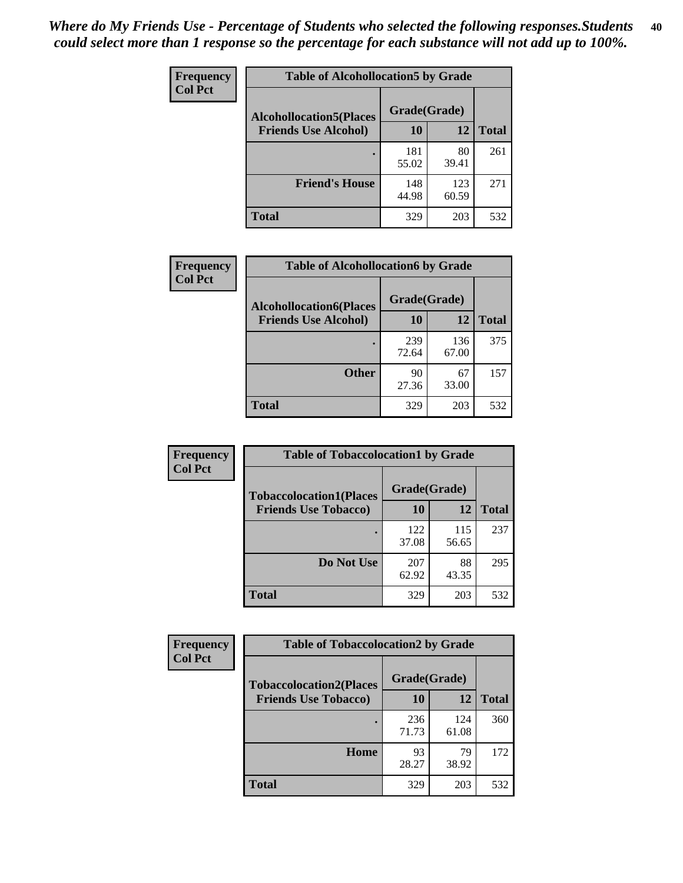*Where do My Friends Use - Percentage of Students who selected the following responses.Students could select more than 1 response so the percentage for each substance will not add up to 100%.*

| Frequency<br>Col Pct | Table of Alcohollocation5 by Grade | | |
|---|---|---|---|
| Alcohollocation5(Places Friends Use Alcohol) | Grade(Grade) | | |
| | 10 | 12 | Total |
| . | 181<br>55.02 | 80<br>39.41 | 261 |
| Friend's House | 148<br>44.98 | 123<br>60.59 | 271 |
| Total | 329 | 203 | 532 |

| Frequency<br>Col Pct | Table of Alcohollocation6 by Grade | | |
|---|---|---|---|
| Alcohollocation6(Places Friends Use Alcohol) | Grade(Grade) | | |
| | 10 | 12 | Total |
| . | 239<br>72.64 | 136<br>67.00 | 375 |
| Other | 90<br>27.36 | 67<br>33.00 | 157 |
| Total | 329 | 203 | 532 |

| Frequency<br>Col Pct | Table of Tobaccolocation1 by Grade | | |
|---|---|---|---|
| Tobaccolocation1(Places Friends Use Tobacco) | Grade(Grade) | | |
| | 10 | 12 | Total |
| . | 122<br>37.08 | 115<br>56.65 | 237 |
| Do Not Use | 207<br>62.92 | 88<br>43.35 | 295 |
| Total | 329 | 203 | 532 |

| Frequency<br>Col Pct | Table of Tobaccolocation2 by Grade | | |
|---|---|---|---|
| Tobaccolocation2(Places Friends Use Tobacco) | Grade(Grade) | | |
| | 10 | 12 | Total |
| . | 236<br>71.73 | 124<br>61.08 | 360 |
| Home | 93<br>28.27 | 79<br>38.92 | 172 |
| Total | 329 | 203 | 532 |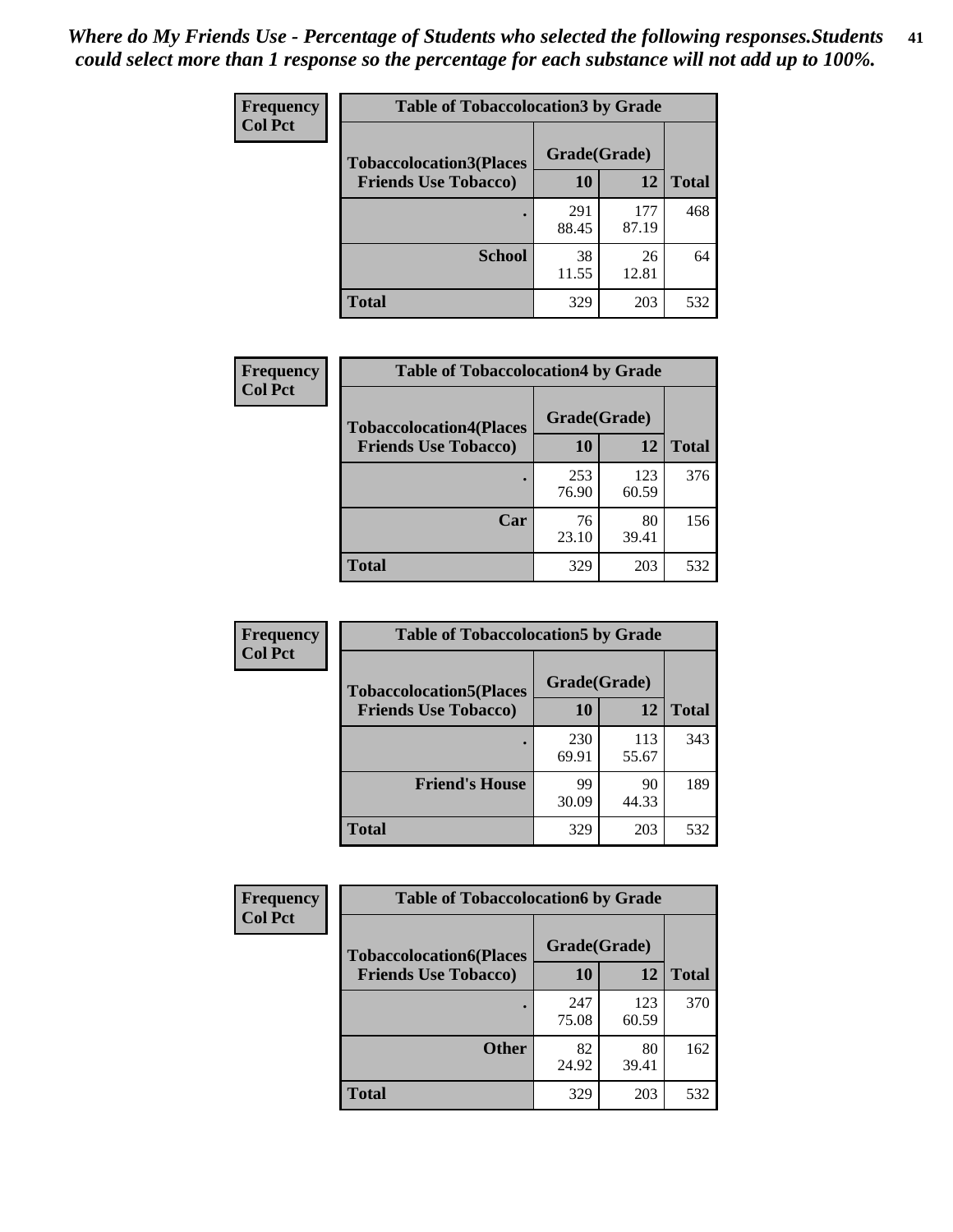*Where do My Friends Use - Percentage of Students who selected the following responses.Students could select more than 1 response so the percentage for each substance will not add up to 100%.*

**Frequency**
**Col Pct**

| Table of Tobaccolocation3 by Grade | | | |
|---|---|---|---|
| **Tobaccolocation3(Places Friends Use Tobacco)** | **Grade(Grade)** | | **Total** |
| | **10** | **12** | |
| **.** | 291<br>88.45 | 177<br>87.19 | 468 |
| **School** | 38<br>11.55 | 26<br>12.81 | 64 |
| **Total** | 329 | 203 | 532 |

**Frequency**
**Col Pct**

| Table of Tobaccolocation4 by Grade | | | |
|---|---|---|---|
| **Tobaccolocation4(Places Friends Use Tobacco)** | **Grade(Grade)** | | **Total** |
| | **10** | **12** | |
| **.** | 253<br>76.90 | 123<br>60.59 | 376 |
| **Car** | 76<br>23.10 | 80<br>39.41 | 156 |
| **Total** | 329 | 203 | 532 |

**Frequency**
**Col Pct**

| Table of Tobaccolocation5 by Grade | | | |
|---|---|---|---|
| **Tobaccolocation5(Places Friends Use Tobacco)** | **Grade(Grade)** | | **Total** |
| | **10** | **12** | |
| **.** | 230<br>69.91 | 113<br>55.67 | 343 |
| **Friend's House** | 99<br>30.09 | 90<br>44.33 | 189 |
| **Total** | 329 | 203 | 532 |

**Frequency**
**Col Pct**

| Table of Tobaccolocation6 by Grade | | | |
|---|---|---|---|
| **Tobaccolocation6(Places Friends Use Tobacco)** | **Grade(Grade)** | | **Total** |
| | **10** | **12** | |
| **.** | 247<br>75.08 | 123<br>60.59 | 370 |
| **Other** | 82<br>24.92 | 80<br>39.41 | 162 |
| **Total** | 329 | 203 | 532 |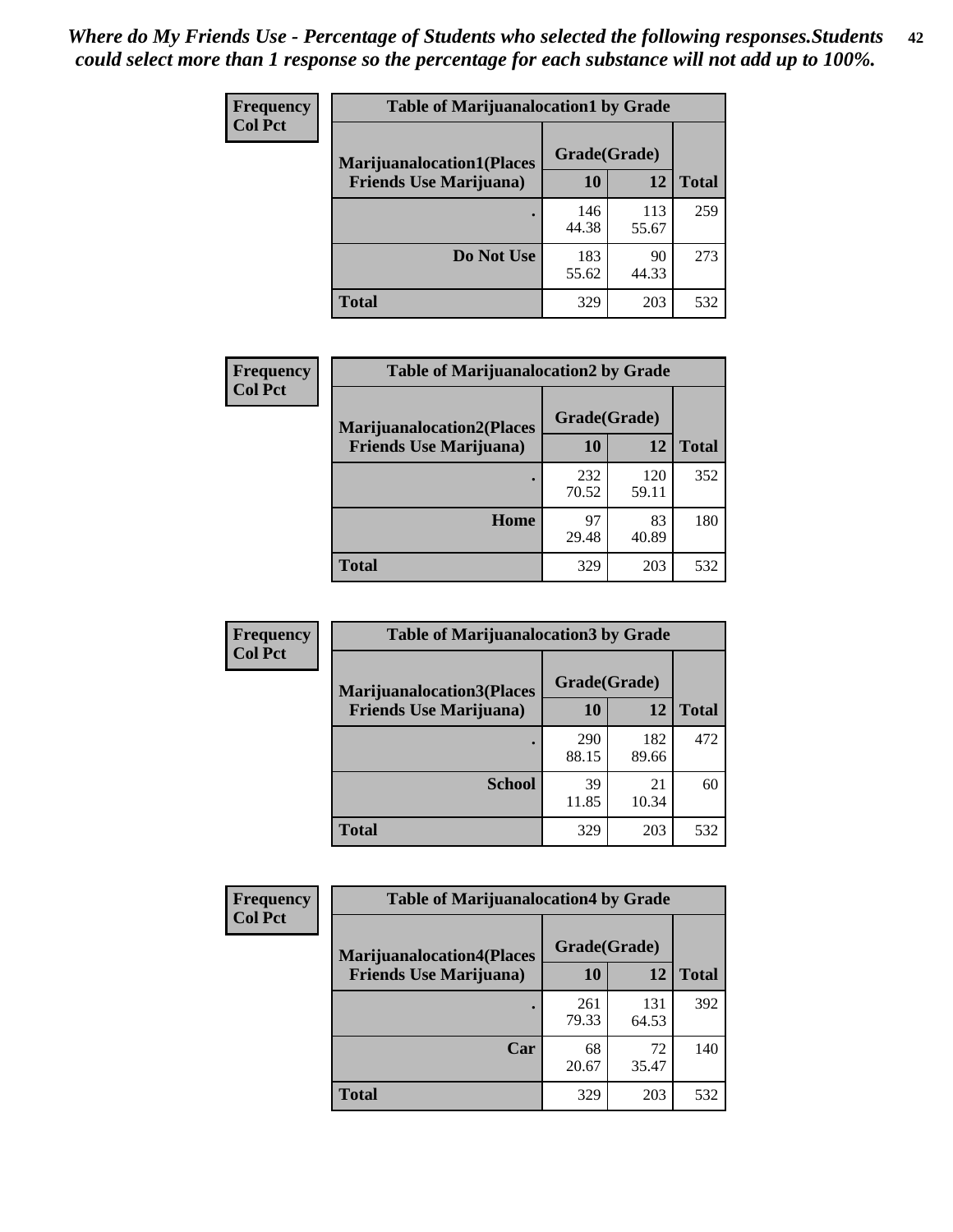*Where do My Friends Use - Percentage of Students who selected the following responses.Students could select more than 1 response so the percentage for each substance will not add up to 100%.*

| Frequency Col Pct | Table of Marijuanalocation1 by Grade | | |
|---|---|---|---|
| Marijuanalocation1(Places Friends Use Marijuana) | Grade(Grade) | | |
| | 10 | 12 | Total |
| . | 146<br>44.38 | 113<br>55.67 | 259 |
| Do Not Use | 183<br>55.62 | 90<br>44.33 | 273 |
| Total | 329 | 203 | 532 |

| Frequency Col Pct | Table of Marijuanalocation2 by Grade | | |
|---|---|---|---|
| Marijuanalocation2(Places Friends Use Marijuana) | Grade(Grade) | | |
| | 10 | 12 | Total |
| . | 232<br>70.52 | 120<br>59.11 | 352 |
| Home | 97<br>29.48 | 83<br>40.89 | 180 |
| Total | 329 | 203 | 532 |

| Frequency Col Pct | Table of Marijuanalocation3 by Grade | | |
|---|---|---|---|
| Marijuanalocation3(Places Friends Use Marijuana) | Grade(Grade) | | |
| | 10 | 12 | Total |
| . | 290<br>88.15 | 182<br>89.66 | 472 |
| School | 39<br>11.85 | 21<br>10.34 | 60 |
| Total | 329 | 203 | 532 |

| Frequency Col Pct | Table of Marijuanalocation4 by Grade | | |
|---|---|---|---|
| Marijuanalocation4(Places Friends Use Marijuana) | Grade(Grade) | | |
| | 10 | 12 | Total |
| . | 261<br>79.33 | 131<br>64.53 | 392 |
| Car | 68<br>20.67 | 72<br>35.47 | 140 |
| Total | 329 | 203 | 532 |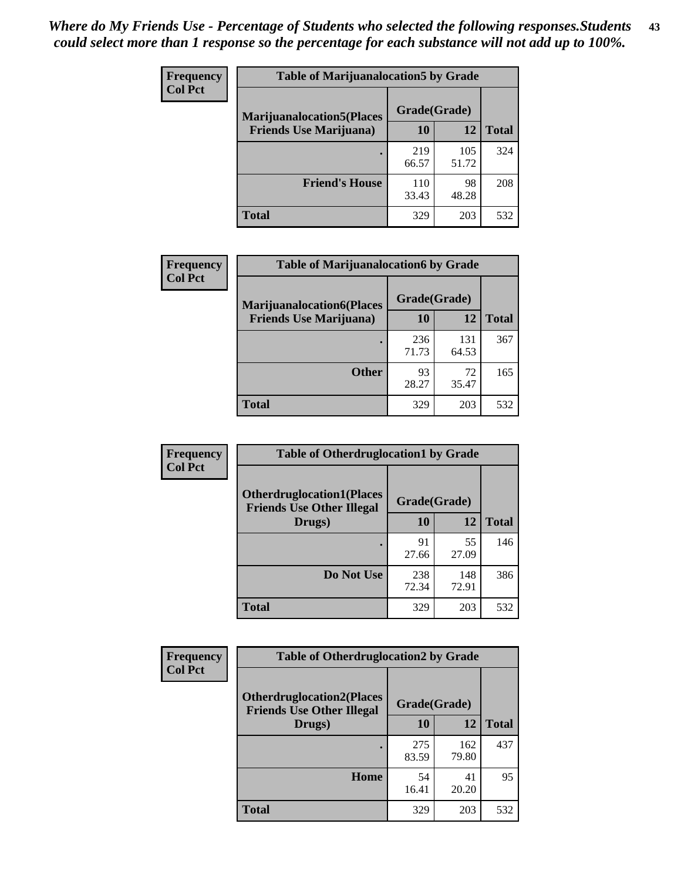*Where do My Friends Use - Percentage of Students who selected the following responses.Students could select more than 1 response so the percentage for each substance will not add up to 100%.*

**Frequency**
**Col Pct**

| Table of Marijuanalocation5 by Grade | | | |
|---|---|---|---|
| **Marijuanalocation5(Places Friends Use Marijuana)** | **Grade(Grade)** | | |
| | **10** | **12** | **Total** |
| **.** | 219<br>66.57 | 105<br>51.72 | 324 |
| **Friend's House** | 110<br>33.43 | 98<br>48.28 | 208 |
| **Total** | 329 | 203 | 532 |

**Frequency**
**Col Pct**

| Table of Marijuanalocation6 by Grade | | | |
|---|---|---|---|
| **Marijuanalocation6(Places Friends Use Marijuana)** | **Grade(Grade)** | | |
| | **10** | **12** | **Total** |
| **.** | 236<br>71.73 | 131<br>64.53 | 367 |
| **Other** | 93<br>28.27 | 72<br>35.47 | 165 |
| **Total** | 329 | 203 | 532 |

**Frequency**
**Col Pct**

| Table of Otherdruglocation1 by Grade | | | |
|---|---|---|---|
| **Otherdruglocation1(Places Friends Use Other Illegal Drugs)** | **Grade(Grade)** | | |
| | **10** | **12** | **Total** |
| **.** | 91<br>27.66 | 55<br>27.09 | 146 |
| **Do Not Use** | 238<br>72.34 | 148<br>72.91 | 386 |
| **Total** | 329 | 203 | 532 |

**Frequency**
**Col Pct**

| Table of Otherdruglocation2 by Grade | | | |
|---|---|---|---|
| **Otherdruglocation2(Places Friends Use Other Illegal Drugs)** | **Grade(Grade)** | | |
| | **10** | **12** | **Total** |
| **.** | 275<br>83.59 | 162<br>79.80 | 437 |
| **Home** | 54<br>16.41 | 41<br>20.20 | 95 |
| **Total** | 329 | 203 | 532 |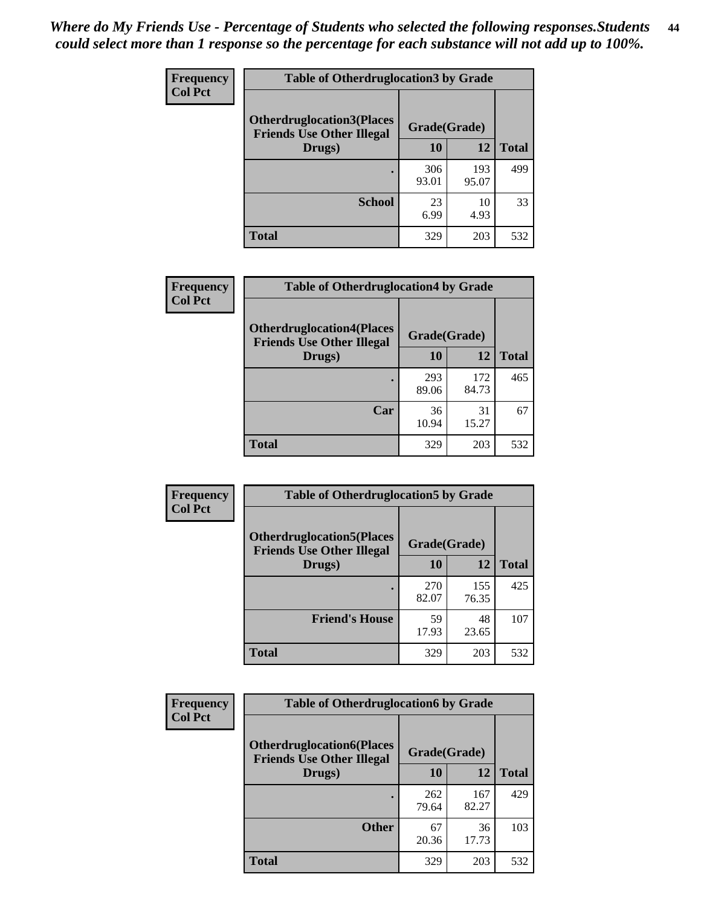*Where do My Friends Use - Percentage of Students who selected the following responses.Students could select more than 1 response so the percentage for each substance will not add up to 100%.*

**Frequency**
**Col Pct**

| Table of Otherdruglocation3 by Grade | | | |
|---|---|---|---|
| **Otherdruglocation3(Places Friends Use Other Illegal Drugs)** | **Grade(Grade)** | | |
| | **10** | **12** | **Total** |
| **.** | 306<br>93.01 | 193<br>95.07 | 499 |
| **School** | 23<br>6.99 | 10<br>4.93 | 33 |
| **Total** | 329 | 203 | 532 |

**Frequency**
**Col Pct**

| Table of Otherdruglocation4 by Grade | | | |
|---|---|---|---|
| **Otherdruglocation4(Places Friends Use Other Illegal Drugs)** | **Grade(Grade)** | | |
| | **10** | **12** | **Total** |
| **.** | 293<br>89.06 | 172<br>84.73 | 465 |
| **Car** | 36<br>10.94 | 31<br>15.27 | 67 |
| **Total** | 329 | 203 | 532 |

**Frequency**
**Col Pct**

| Table of Otherdruglocation5 by Grade | | | |
|---|---|---|---|
| **Otherdruglocation5(Places Friends Use Other Illegal Drugs)** | **Grade(Grade)** | | |
| | **10** | **12** | **Total** |
| **.** | 270<br>82.07 | 155<br>76.35 | 425 |
| **Friend's House** | 59<br>17.93 | 48<br>23.65 | 107 |
| **Total** | 329 | 203 | 532 |

**Frequency**
**Col Pct**

| Table of Otherdruglocation6 by Grade | | | |
|---|---|---|---|
| **Otherdruglocation6(Places Friends Use Other Illegal Drugs)** | **Grade(Grade)** | | |
| | **10** | **12** | **Total** |
| **.** | 262<br>79.64 | 167<br>82.27 | 429 |
| **Other** | 67<br>20.36 | 36<br>17.73 | 103 |
| **Total** | 329 | 203 | 532 |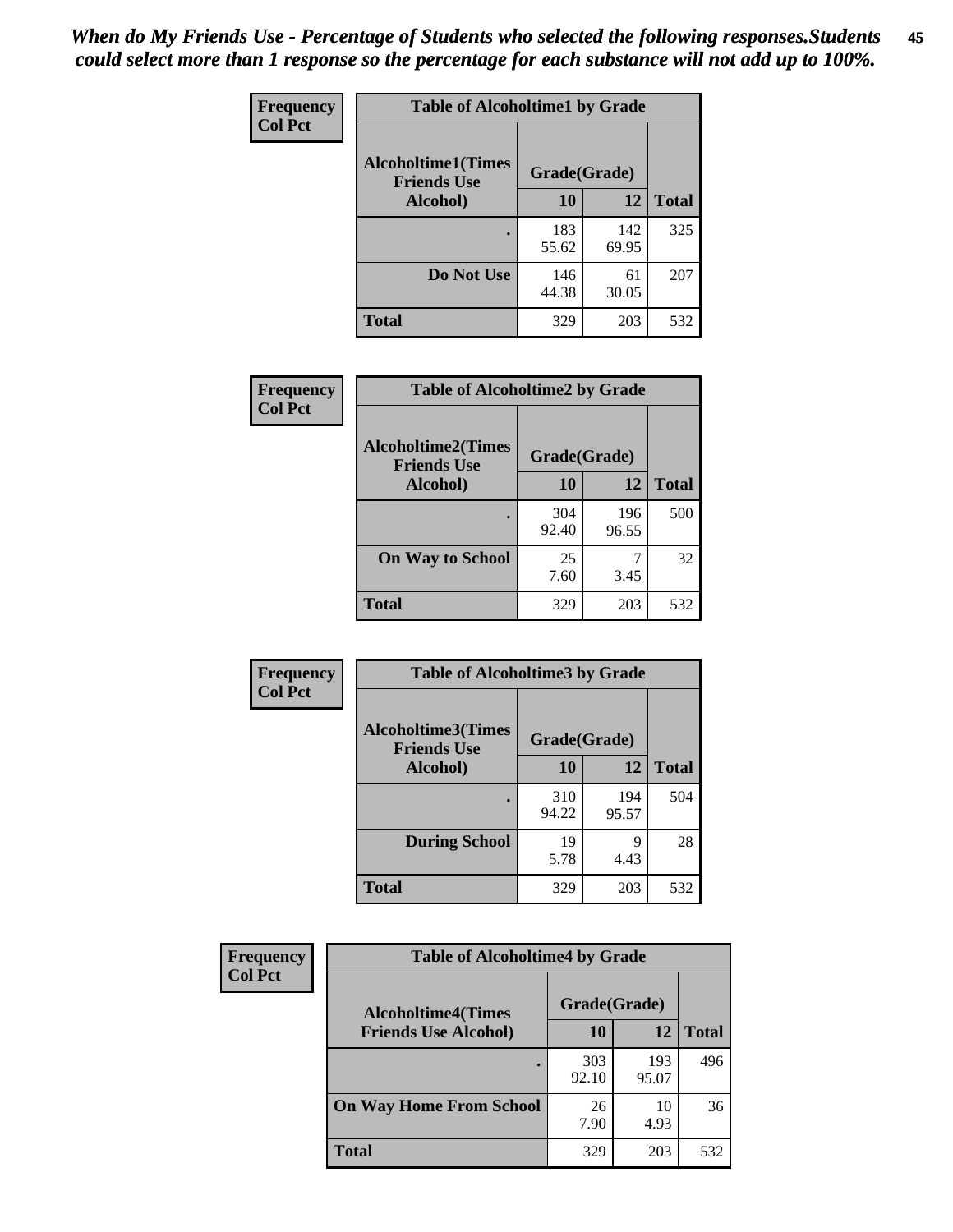*When do My Friends Use - Percentage of Students who selected the following responses.Students could select more than 1 response so the percentage for each substance will not add up to 100%.*

**Table of Alcoholtime1 by Grade**

| Frequency / Col Pct — Alcoholtime1(Times Friends Use Alcohol) | Grade(Grade) 10 | 12 | Total |
|---|---|---|---|
| . | 183<br>55.62 | 142<br>69.95 | 325 |
| Do Not Use | 146<br>44.38 | 61<br>30.05 | 207 |
| Total | 329 | 203 | 532 |

**Table of Alcoholtime2 by Grade**

| Frequency / Col Pct — Alcoholtime2(Times Friends Use Alcohol) | Grade(Grade) 10 | 12 | Total |
|---|---|---|---|
| . | 304<br>92.40 | 196<br>96.55 | 500 |
| On Way to School | 25<br>7.60 | 7<br>3.45 | 32 |
| Total | 329 | 203 | 532 |

**Table of Alcoholtime3 by Grade**

| Frequency / Col Pct — Alcoholtime3(Times Friends Use Alcohol) | Grade(Grade) 10 | 12 | Total |
|---|---|---|---|
| . | 310<br>94.22 | 194<br>95.57 | 504 |
| During School | 19<br>5.78 | 9<br>4.43 | 28 |
| Total | 329 | 203 | 532 |

**Table of Alcoholtime4 by Grade**

| Frequency / Col Pct — Alcoholtime4(Times Friends Use Alcohol) | Grade(Grade) 10 | 12 | Total |
|---|---|---|---|
| . | 303<br>92.10 | 193<br>95.07 | 496 |
| On Way Home From School | 26<br>7.90 | 10<br>4.93 | 36 |
| Total | 329 | 203 | 532 |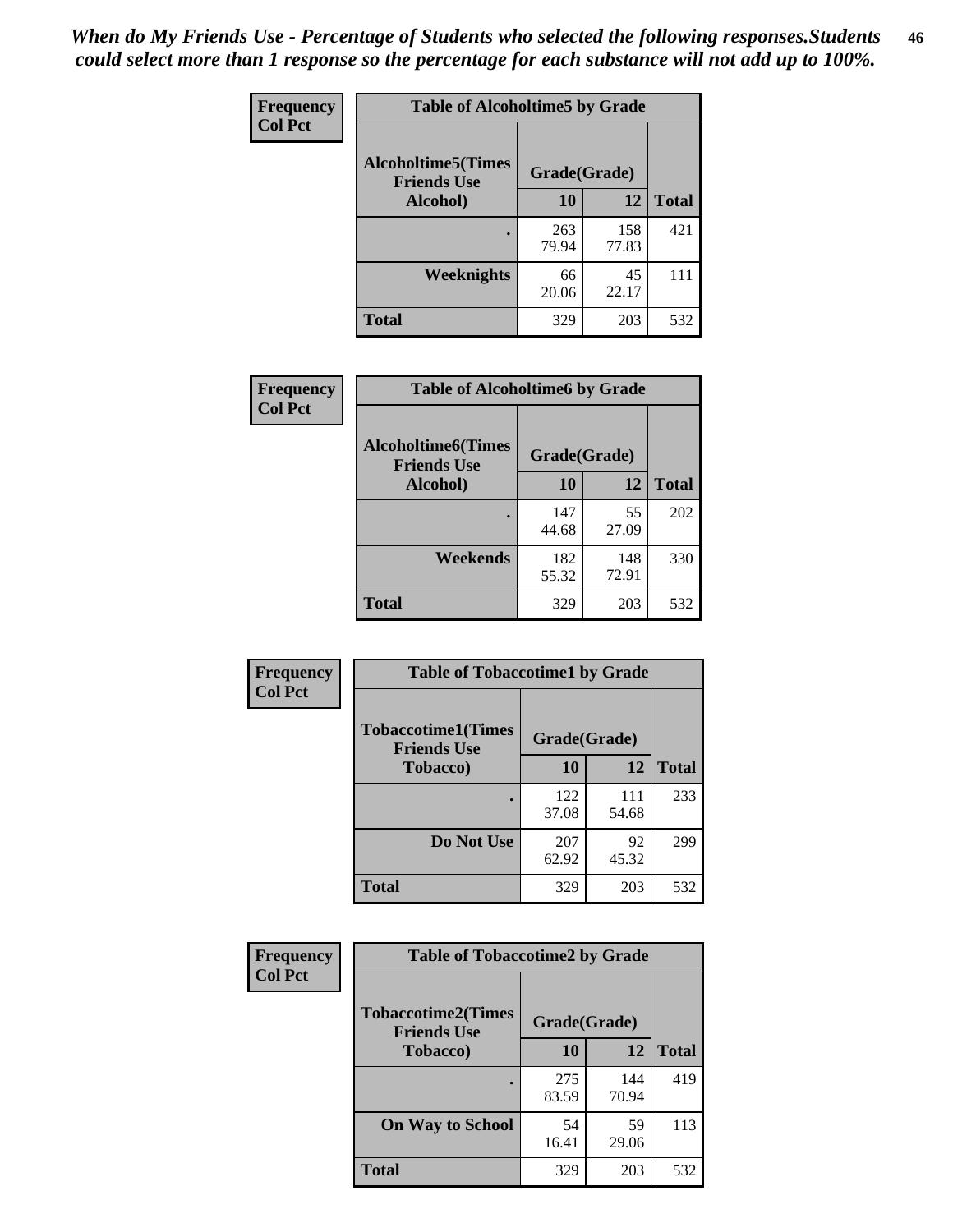*When do My Friends Use - Percentage of Students who selected the following responses.Students could select more than 1 response so the percentage for each substance will not add up to 100%.*

| Frequency Col Pct | Table of Alcoholtime5 by Grade | | |
|---|---|---|---|
| Alcoholtime5(Times Friends Use Alcohol) | Grade(Grade) | | Total |
| | 10 | 12 | |
| . | 263<br>79.94 | 158<br>77.83 | 421 |
| Weeknights | 66<br>20.06 | 45<br>22.17 | 111 |
| Total | 329 | 203 | 532 |

| Frequency Col Pct | Table of Alcoholtime6 by Grade | | |
|---|---|---|---|
| Alcoholtime6(Times Friends Use Alcohol) | Grade(Grade) | | Total |
| | 10 | 12 | |
| . | 147<br>44.68 | 55<br>27.09 | 202 |
| Weekends | 182<br>55.32 | 148<br>72.91 | 330 |
| Total | 329 | 203 | 532 |

| Frequency Col Pct | Table of Tobaccotime1 by Grade | | |
|---|---|---|---|
| Tobaccotime1(Times Friends Use Tobacco) | Grade(Grade) | | Total |
| | 10 | 12 | |
| . | 122<br>37.08 | 111<br>54.68 | 233 |
| Do Not Use | 207<br>62.92 | 92<br>45.32 | 299 |
| Total | 329 | 203 | 532 |

| Frequency Col Pct | Table of Tobaccotime2 by Grade | | |
|---|---|---|---|
| Tobaccotime2(Times Friends Use Tobacco) | Grade(Grade) | | Total |
| | 10 | 12 | |
| . | 275<br>83.59 | 144<br>70.94 | 419 |
| On Way to School | 54<br>16.41 | 59<br>29.06 | 113 |
| Total | 329 | 203 | 532 |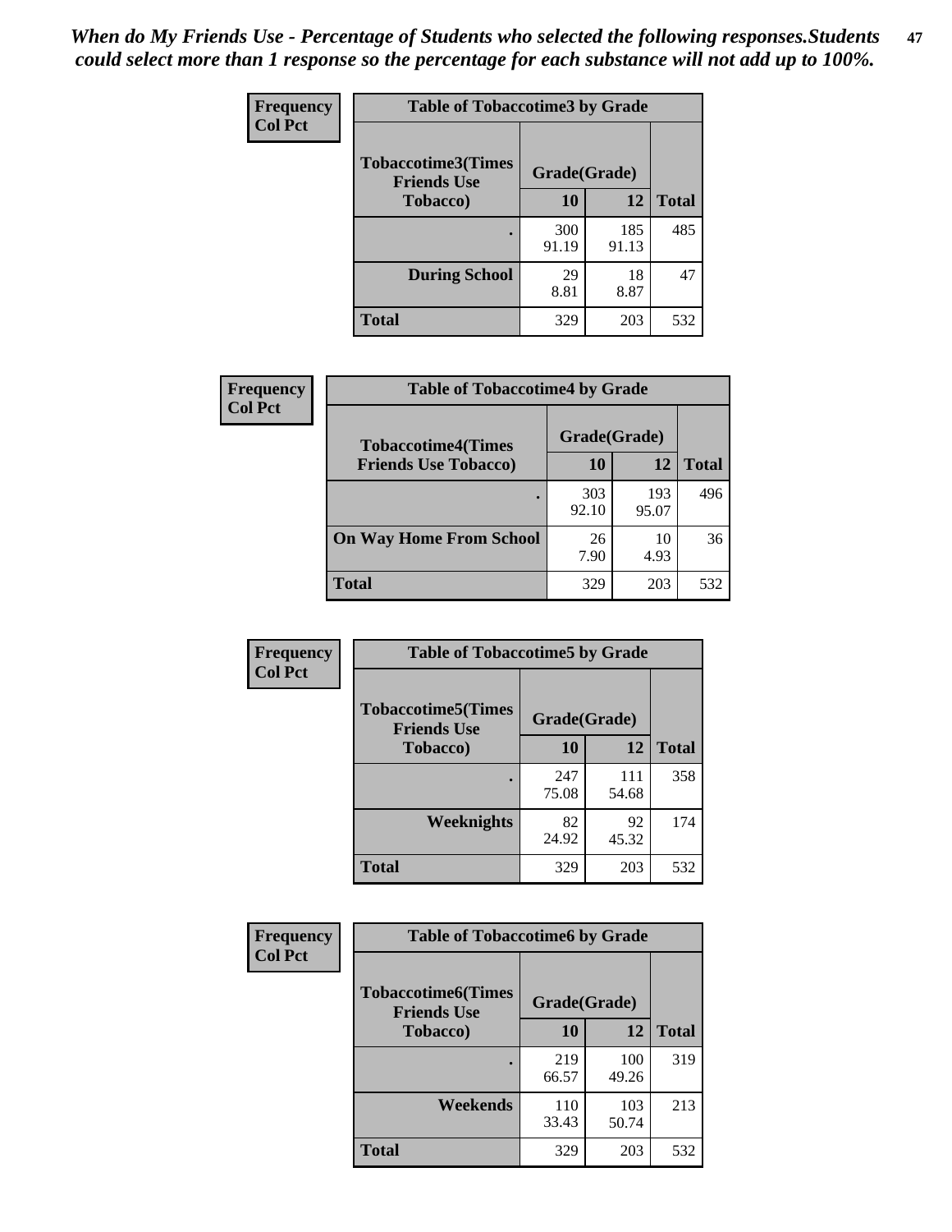*When do My Friends Use - Percentage of Students who selected the following responses.Students could select more than 1 response so the percentage for each substance will not add up to 100%.*

**Frequency**
**Col Pct**

| Table of Tobaccotime3 by Grade | | | |
|---|---|---|---|
| Tobaccotime3(Times Friends Use Tobacco) | Grade(Grade) | | |
| | 10 | 12 | Total |
| . | 300<br>91.19 | 185<br>91.13 | 485 |
| During School | 29<br>8.81 | 18<br>8.87 | 47 |
| Total | 329 | 203 | 532 |

**Frequency**
**Col Pct**

| Table of Tobaccotime4 by Grade | | | |
|---|---|---|---|
| Tobaccotime4(Times Friends Use Tobacco) | Grade(Grade) | | |
| | 10 | 12 | Total |
| . | 303<br>92.10 | 193<br>95.07 | 496 |
| On Way Home From School | 26<br>7.90 | 10<br>4.93 | 36 |
| Total | 329 | 203 | 532 |

**Frequency**
**Col Pct**

| Table of Tobaccotime5 by Grade | | | |
|---|---|---|---|
| Tobaccotime5(Times Friends Use Tobacco) | Grade(Grade) | | |
| | 10 | 12 | Total |
| . | 247<br>75.08 | 111<br>54.68 | 358 |
| Weeknights | 82<br>24.92 | 92<br>45.32 | 174 |
| Total | 329 | 203 | 532 |

**Frequency**
**Col Pct**

| Table of Tobaccotime6 by Grade | | | |
|---|---|---|---|
| Tobaccotime6(Times Friends Use Tobacco) | Grade(Grade) | | |
| | 10 | 12 | Total |
| . | 219<br>66.57 | 100<br>49.26 | 319 |
| Weekends | 110<br>33.43 | 103<br>50.74 | 213 |
| Total | 329 | 203 | 532 |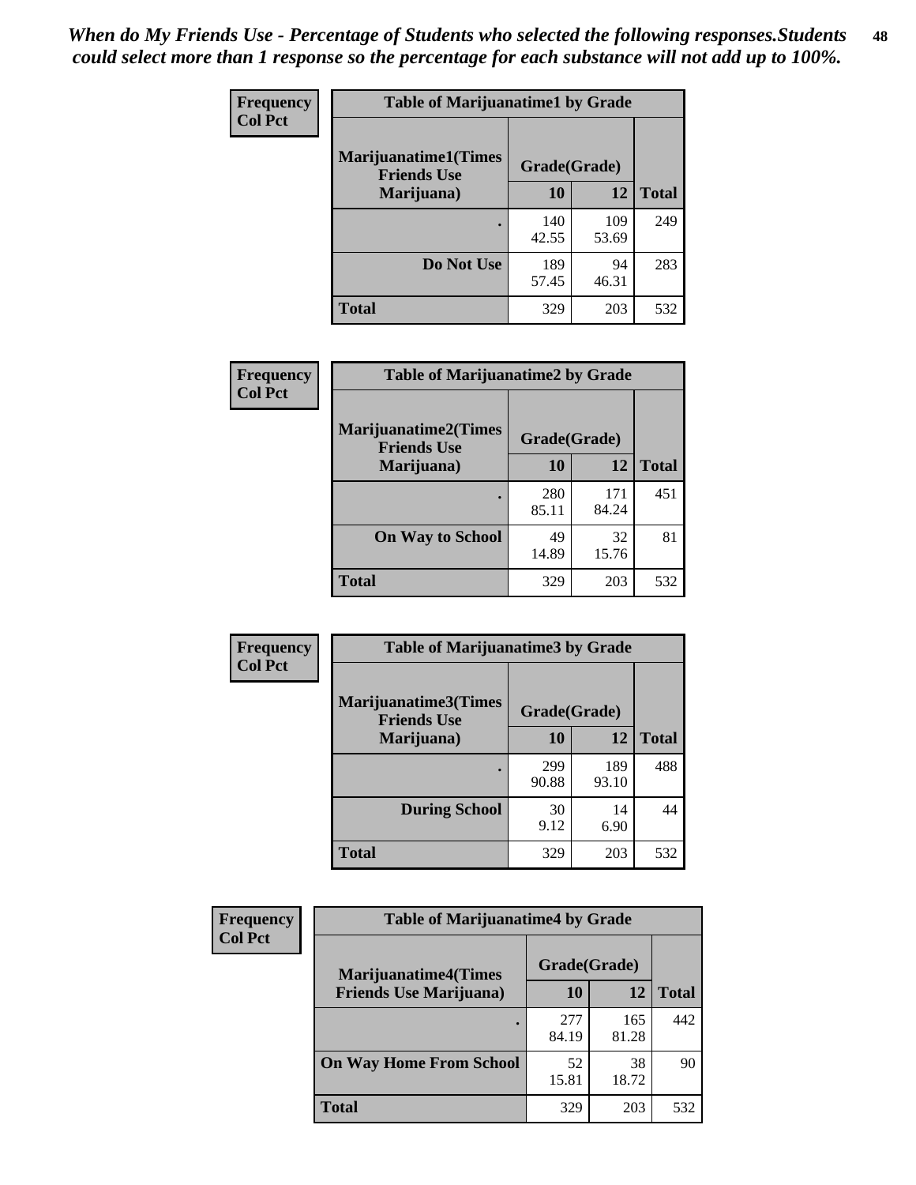*When do My Friends Use - Percentage of Students who selected the following responses.Students could select more than 1 response so the percentage for each substance will not add up to 100%.*

**Frequency**
**Col Pct**

| Table of Marijuanatime1 by Grade | | | |
|---|---|---|---|
| **Marijuanatime1(Times Friends Use Marijuana)** | **Grade(Grade)** | | |
| | **10** | **12** | **Total** |
| **.** | 140<br>42.55 | 109<br>53.69 | 249 |
| **Do Not Use** | 189<br>57.45 | 94<br>46.31 | 283 |
| **Total** | 329 | 203 | 532 |

**Frequency**
**Col Pct**

| Table of Marijuanatime2 by Grade | | | |
|---|---|---|---|
| **Marijuanatime2(Times Friends Use Marijuana)** | **Grade(Grade)** | | |
| | **10** | **12** | **Total** |
| **.** | 280<br>85.11 | 171<br>84.24 | 451 |
| **On Way to School** | 49<br>14.89 | 32<br>15.76 | 81 |
| **Total** | 329 | 203 | 532 |

**Frequency**
**Col Pct**

| Table of Marijuanatime3 by Grade | | | |
|---|---|---|---|
| **Marijuanatime3(Times Friends Use Marijuana)** | **Grade(Grade)** | | |
| | **10** | **12** | **Total** |
| **.** | 299<br>90.88 | 189<br>93.10 | 488 |
| **During School** | 30<br>9.12 | 14<br>6.90 | 44 |
| **Total** | 329 | 203 | 532 |

**Frequency**
**Col Pct**

| Table of Marijuanatime4 by Grade | | | |
|---|---|---|---|
| **Marijuanatime4(Times Friends Use Marijuana)** | **Grade(Grade)** | | |
| | **10** | **12** | **Total** |
| **.** | 277<br>84.19 | 165<br>81.28 | 442 |
| **On Way Home From School** | 52<br>15.81 | 38<br>18.72 | 90 |
| **Total** | 329 | 203 | 532 |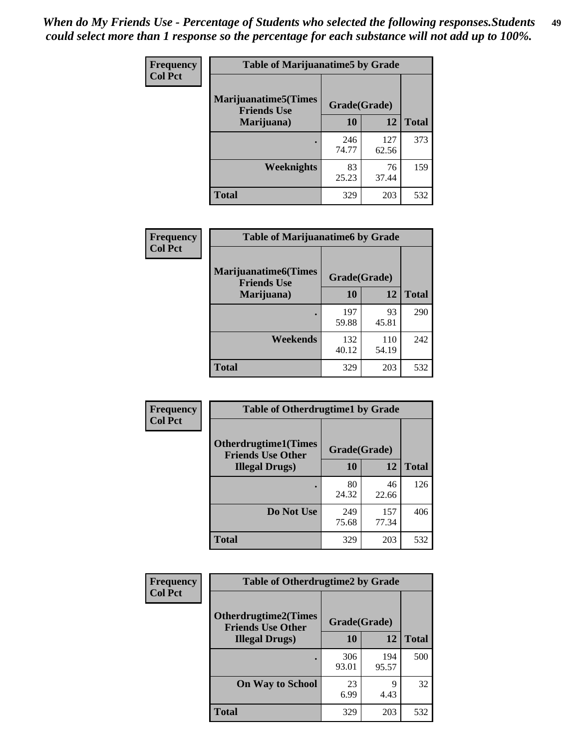*When do My Friends Use - Percentage of Students who selected the following responses.Students could select more than 1 response so the percentage for each substance will not add up to 100%.*

**Frequency**
**Col Pct**

| Table of Marijuanatime5 by Grade | | | |
|---|---|---|---|
| **Marijuanatime5(Times Friends Use Marijuana)** | **Grade(Grade)** | | |
| | **10** | **12** | **Total** |
| **.** | 246<br>74.77 | 127<br>62.56 | 373 |
| **Weeknights** | 83<br>25.23 | 76<br>37.44 | 159 |
| **Total** | 329 | 203 | 532 |

**Frequency**
**Col Pct**

| Table of Marijuanatime6 by Grade | | | |
|---|---|---|---|
| **Marijuanatime6(Times Friends Use Marijuana)** | **Grade(Grade)** | | |
| | **10** | **12** | **Total** |
| **.** | 197<br>59.88 | 93<br>45.81 | 290 |
| **Weekends** | 132<br>40.12 | 110<br>54.19 | 242 |
| **Total** | 329 | 203 | 532 |

**Frequency**
**Col Pct**

| Table of Otherdrugtime1 by Grade | | | |
|---|---|---|---|
| **Otherdrugtime1(Times Friends Use Other Illegal Drugs)** | **Grade(Grade)** | | |
| | **10** | **12** | **Total** |
| **.** | 80<br>24.32 | 46<br>22.66 | 126 |
| **Do Not Use** | 249<br>75.68 | 157<br>77.34 | 406 |
| **Total** | 329 | 203 | 532 |

**Frequency**
**Col Pct**

| Table of Otherdrugtime2 by Grade | | | |
|---|---|---|---|
| **Otherdrugtime2(Times Friends Use Other Illegal Drugs)** | **Grade(Grade)** | | |
| | **10** | **12** | **Total** |
| **.** | 306<br>93.01 | 194<br>95.57 | 500 |
| **On Way to School** | 23<br>6.99 | 9<br>4.43 | 32 |
| **Total** | 329 | 203 | 532 |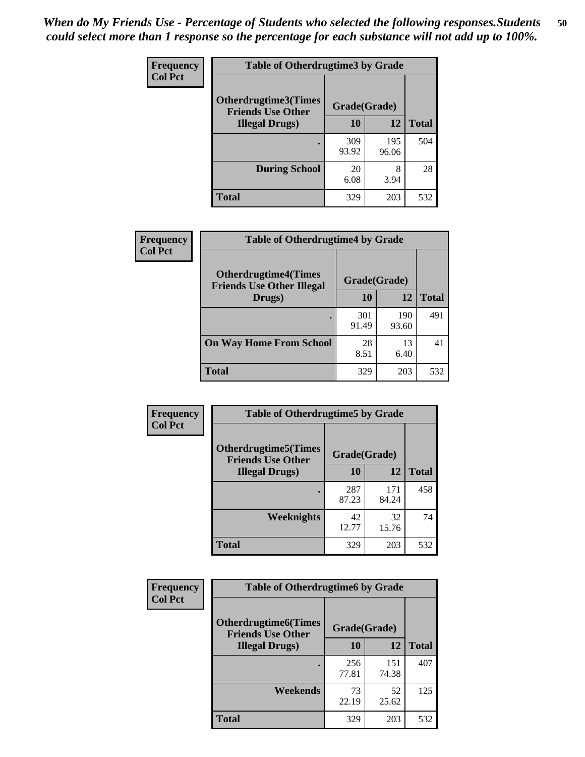*When do My Friends Use - Percentage of Students who selected the following responses.Students could select more than 1 response so the percentage for each substance will not add up to 100%.*

**Frequency**
**Col Pct**

| Table of Otherdrugtime3 by Grade | | | |
|---|---|---|---|
| Otherdrugtime3(Times Friends Use Other Illegal Drugs) | Grade(Grade) | | |
| | 10 | 12 | Total |
| . | 309<br>93.92 | 195<br>96.06 | 504 |
| During School | 20<br>6.08 | 8<br>3.94 | 28 |
| Total | 329 | 203 | 532 |

**Frequency**
**Col Pct**

| Table of Otherdrugtime4 by Grade | | | |
|---|---|---|---|
| Otherdrugtime4(Times Friends Use Other Illegal Drugs) | Grade(Grade) | | |
| | 10 | 12 | Total |
| . | 301<br>91.49 | 190<br>93.60 | 491 |
| On Way Home From School | 28<br>8.51 | 13<br>6.40 | 41 |
| Total | 329 | 203 | 532 |

**Frequency**
**Col Pct**

| Table of Otherdrugtime5 by Grade | | | |
|---|---|---|---|
| Otherdrugtime5(Times Friends Use Other Illegal Drugs) | Grade(Grade) | | |
| | 10 | 12 | Total |
| . | 287<br>87.23 | 171<br>84.24 | 458 |
| Weeknights | 42<br>12.77 | 32<br>15.76 | 74 |
| Total | 329 | 203 | 532 |

**Frequency**
**Col Pct**

| Table of Otherdrugtime6 by Grade | | | |
|---|---|---|---|
| Otherdrugtime6(Times Friends Use Other Illegal Drugs) | Grade(Grade) | | |
| | 10 | 12 | Total |
| . | 256<br>77.81 | 151<br>74.38 | 407 |
| Weekends | 73<br>22.19 | 52<br>25.62 | 125 |
| Total | 329 | 203 | 532 |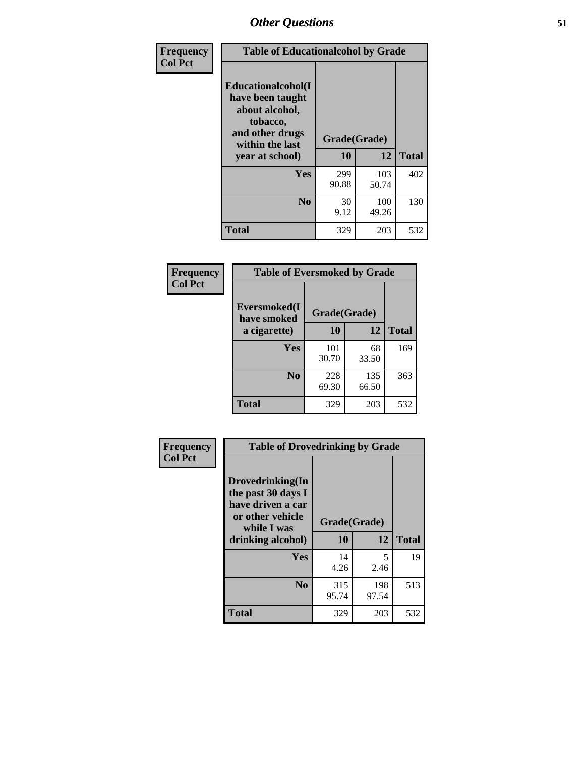# Other Questions

| Frequency Col Pct | Table of Educationalalcohol by Grade | | |
|---|---|---|---|
| Educationalalcohol(I have been taught about alcohol, tobacco, and other drugs within the last year at school) | Grade(Grade) | | |
| | 10 | 12 | Total |
| Yes | 299<br>90.88 | 103<br>50.74 | 402 |
| No | 30<br>9.12 | 100<br>49.26 | 130 |
| Total | 329 | 203 | 532 |

| Frequency Col Pct | Table of Eversmoked by Grade | | |
|---|---|---|---|
| Eversmoked(I have smoked a cigarette) | Grade(Grade) | | |
| | 10 | 12 | Total |
| Yes | 101<br>30.70 | 68<br>33.50 | 169 |
| No | 228<br>69.30 | 135<br>66.50 | 363 |
| Total | 329 | 203 | 532 |

| Frequency Col Pct | Table of Drovedrinking by Grade | | |
|---|---|---|---|
| Drovedrinking(In the past 30 days I have driven a car or other vehicle while I was drinking alcohol) | Grade(Grade) | | |
| | 10 | 12 | Total |
| Yes | 14<br>4.26 | 5<br>2.46 | 19 |
| No | 315<br>95.74 | 198<br>97.54 | 513 |
| Total | 329 | 203 | 532 |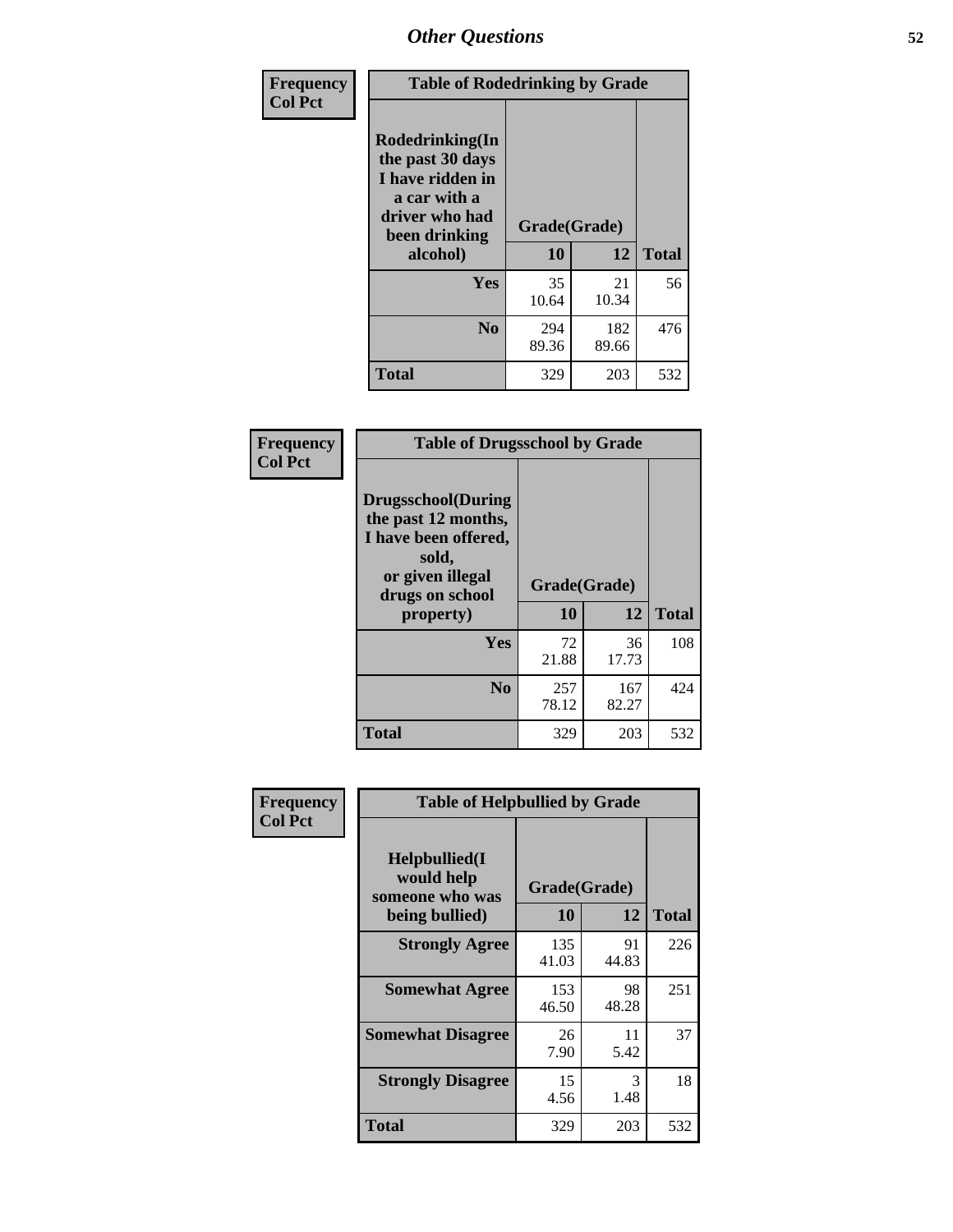# Other Questions

**Frequency**
**Col Pct**

| Table of Rodedrinking by Grade | | | |
|---|---|---|---|
| Rodedrinking(In the past 30 days I have ridden in a car with a driver who had been drinking alcohol) | Grade(Grade) | | |
| | 10 | 12 | Total |
| **Yes** | 35<br>10.64 | 21<br>10.34 | 56 |
| **No** | 294<br>89.36 | 182<br>89.66 | 476 |
| **Total** | 329 | 203 | 532 |

**Frequency**
**Col Pct**

| Table of Drugsschool by Grade | | | |
|---|---|---|---|
| Drugsschool(During the past 12 months, I have been offered, sold, or given illegal drugs on school property) | Grade(Grade) | | |
| | 10 | 12 | Total |
| **Yes** | 72<br>21.88 | 36<br>17.73 | 108 |
| **No** | 257<br>78.12 | 167<br>82.27 | 424 |
| **Total** | 329 | 203 | 532 |

**Frequency**
**Col Pct**

| Table of Helpbullied by Grade | | | |
|---|---|---|---|
| Helpbullied(I would help someone who was being bullied) | Grade(Grade) | | |
| | 10 | 12 | Total |
| **Strongly Agree** | 135<br>41.03 | 91<br>44.83 | 226 |
| **Somewhat Agree** | 153<br>46.50 | 98<br>48.28 | 251 |
| **Somewhat Disagree** | 26<br>7.90 | 11<br>5.42 | 37 |
| **Strongly Disagree** | 15<br>4.56 | 3<br>1.48 | 18 |
| **Total** | 329 | 203 | 532 |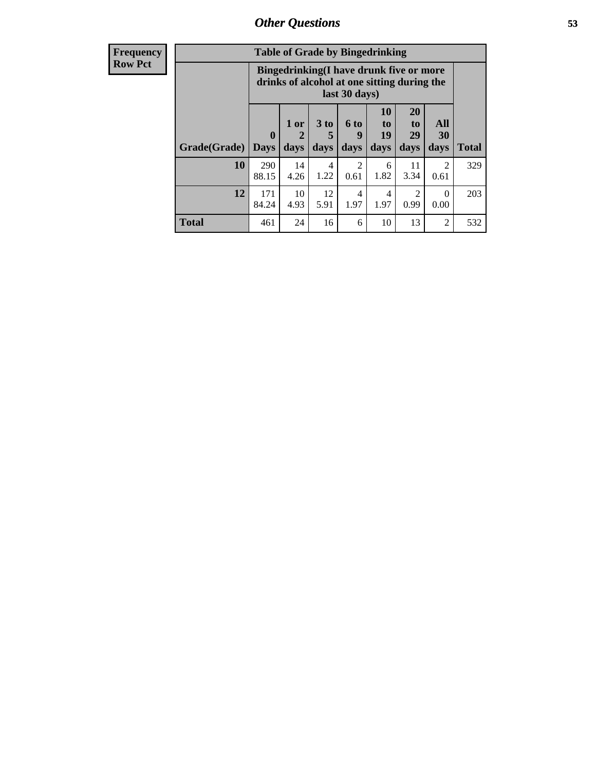## Other Questions

| Frequency Row Pct |
|---|

**Table of Grade by Bingedrinking**

| Grade(Grade) | Bingedrinking(I have drunk five or more drinks of alcohol at one sitting during the last 30 days) | | | | | | | Total |
|---|---|---|---|---|---|---|---|---|
| | 0 Days | 1 or 2 days | 3 to 5 days | 6 to 9 days | 10 to 19 days | 20 to 29 days | All 30 days | |
| **10** | 290<br>88.15 | 14<br>4.26 | 4<br>1.22 | 2<br>0.61 | 6<br>1.82 | 11<br>3.34 | 2<br>0.61 | 329 |
| **12** | 171<br>84.24 | 10<br>4.93 | 12<br>5.91 | 4<br>1.97 | 4<br>1.97 | 2<br>0.99 | 0<br>0.00 | 203 |
| **Total** | 461 | 24 | 16 | 6 | 10 | 13 | 2 | 532 |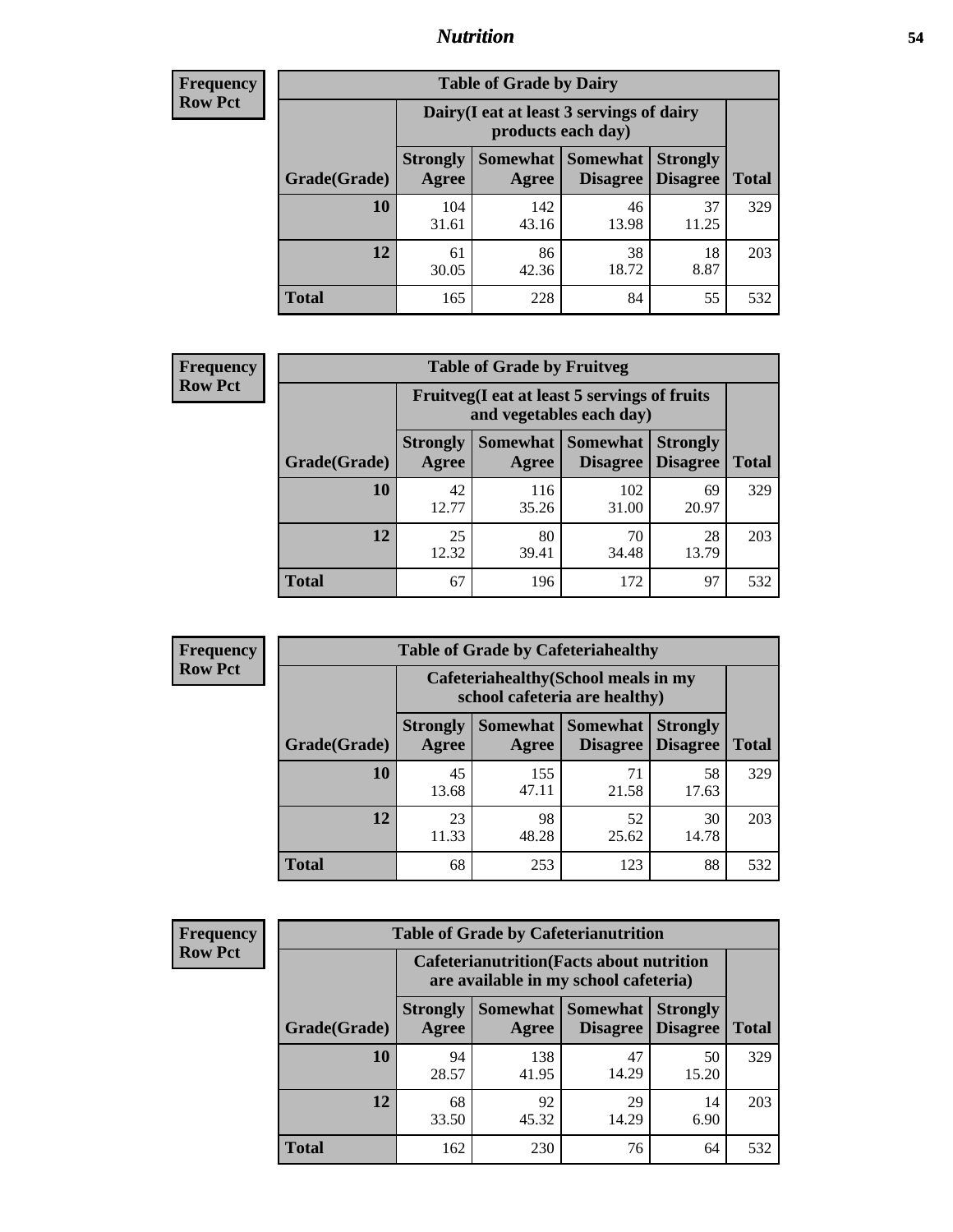## Nutrition

**Frequency Row Pct**

| Table of Grade by Dairy | | | | | |
|---|---|---|---|---|---|
| | Dairy(I eat at least 3 servings of dairy products each day) | | | | |
| Grade(Grade) | Strongly Agree | Somewhat Agree | Somewhat Disagree | Strongly Disagree | Total |
| 10 | 104<br>31.61 | 142<br>43.16 | 46<br>13.98 | 37<br>11.25 | 329 |
| 12 | 61<br>30.05 | 86<br>42.36 | 38<br>18.72 | 18<br>8.87 | 203 |
| Total | 165 | 228 | 84 | 55 | 532 |

**Frequency Row Pct**

| Table of Grade by Fruitveg | | | | | |
|---|---|---|---|---|---|
| | Fruitveg(I eat at least 5 servings of fruits and vegetables each day) | | | | |
| Grade(Grade) | Strongly Agree | Somewhat Agree | Somewhat Disagree | Strongly Disagree | Total |
| 10 | 42<br>12.77 | 116<br>35.26 | 102<br>31.00 | 69<br>20.97 | 329 |
| 12 | 25<br>12.32 | 80<br>39.41 | 70<br>34.48 | 28<br>13.79 | 203 |
| Total | 67 | 196 | 172 | 97 | 532 |

**Frequency Row Pct**

| Table of Grade by Cafeteriahealthy | | | | | |
|---|---|---|---|---|---|
| | Cafeteriahealthy(School meals in my school cafeteria are healthy) | | | | |
| Grade(Grade) | Strongly Agree | Somewhat Agree | Somewhat Disagree | Strongly Disagree | Total |
| 10 | 45<br>13.68 | 155<br>47.11 | 71<br>21.58 | 58<br>17.63 | 329 |
| 12 | 23<br>11.33 | 98<br>48.28 | 52<br>25.62 | 30<br>14.78 | 203 |
| Total | 68 | 253 | 123 | 88 | 532 |

**Frequency Row Pct**

| Table of Grade by Cafeterianutrition | | | | | |
|---|---|---|---|---|---|
| | Cafeterianutrition(Facts about nutrition are available in my school cafeteria) | | | | |
| Grade(Grade) | Strongly Agree | Somewhat Agree | Somewhat Disagree | Strongly Disagree | Total |
| 10 | 94<br>28.57 | 138<br>41.95 | 47<br>14.29 | 50<br>15.20 | 329 |
| 12 | 68<br>33.50 | 92<br>45.32 | 29<br>14.29 | 14<br>6.90 | 203 |
| Total | 162 | 230 | 76 | 64 | 532 |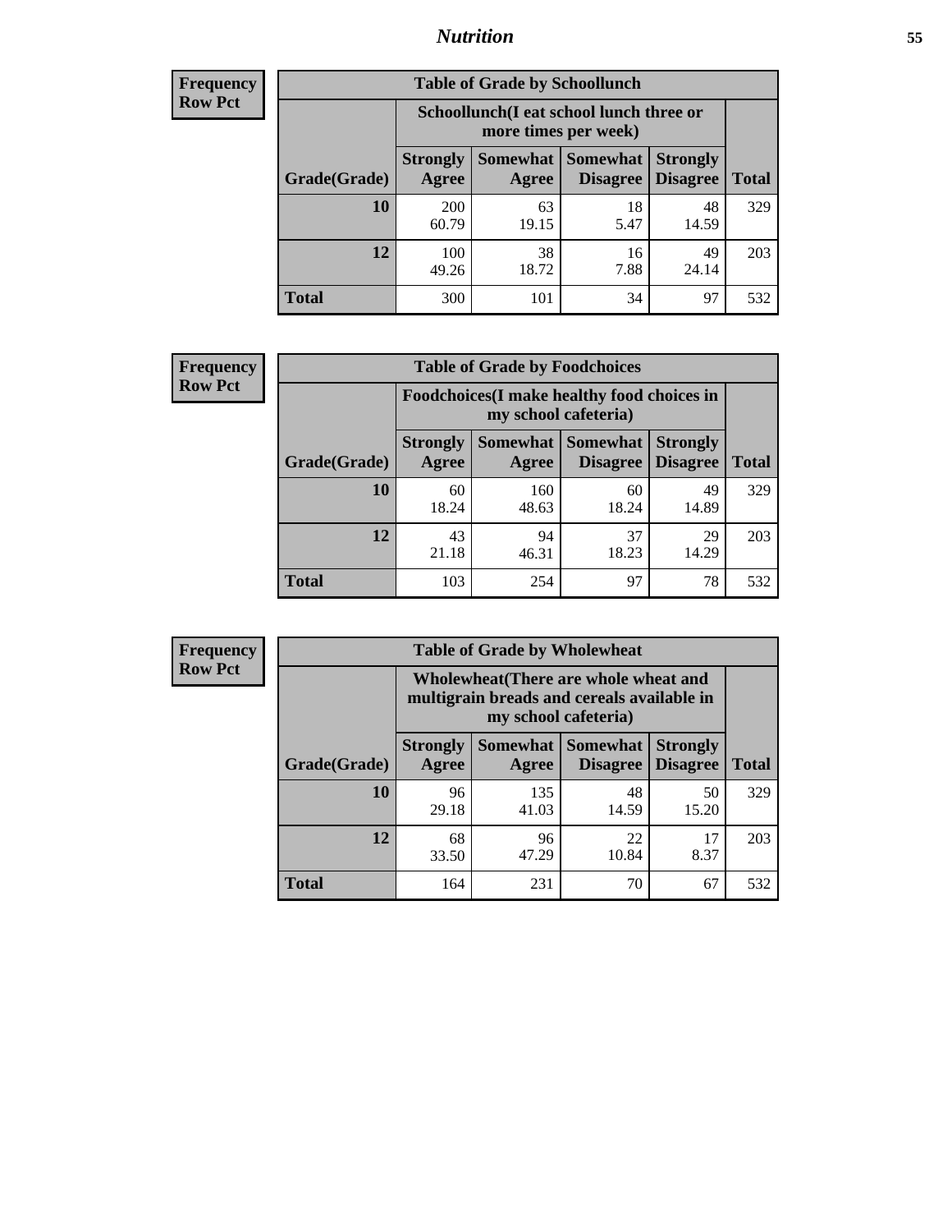**Frequency**
**Row Pct**

| Table of Grade by Schoollunch | | | | | |
|---|---|---|---|---|---|
| | Schoollunch(I eat school lunch three or more times per week) | | | | |
| Grade(Grade) | Strongly Agree | Somewhat Agree | Somewhat Disagree | Strongly Disagree | Total |
| 10 | 200<br>60.79 | 63<br>19.15 | 18<br>5.47 | 48<br>14.59 | 329 |
| 12 | 100<br>49.26 | 38<br>18.72 | 16<br>7.88 | 49<br>24.14 | 203 |
| Total | 300 | 101 | 34 | 97 | 532 |

**Frequency**
**Row Pct**

| Table of Grade by Foodchoices | | | | | |
|---|---|---|---|---|---|
| | Foodchoices(I make healthy food choices in my school cafeteria) | | | | |
| Grade(Grade) | Strongly Agree | Somewhat Agree | Somewhat Disagree | Strongly Disagree | Total |
| 10 | 60<br>18.24 | 160<br>48.63 | 60<br>18.24 | 49<br>14.89 | 329 |
| 12 | 43<br>21.18 | 94<br>46.31 | 37<br>18.23 | 29<br>14.29 | 203 |
| Total | 103 | 254 | 97 | 78 | 532 |

**Frequency**
**Row Pct**

| Table of Grade by Wholewheat | | | | | |
|---|---|---|---|---|---|
| | Wholewheat(There are whole wheat and multigrain breads and cereals available in my school cafeteria) | | | | |
| Grade(Grade) | Strongly Agree | Somewhat Agree | Somewhat Disagree | Strongly Disagree | Total |
| 10 | 96<br>29.18 | 135<br>41.03 | 48<br>14.59 | 50<br>15.20 | 329 |
| 12 | 68<br>33.50 | 96<br>47.29 | 22<br>10.84 | 17<br>8.37 | 203 |
| Total | 164 | 231 | 70 | 67 | 532 |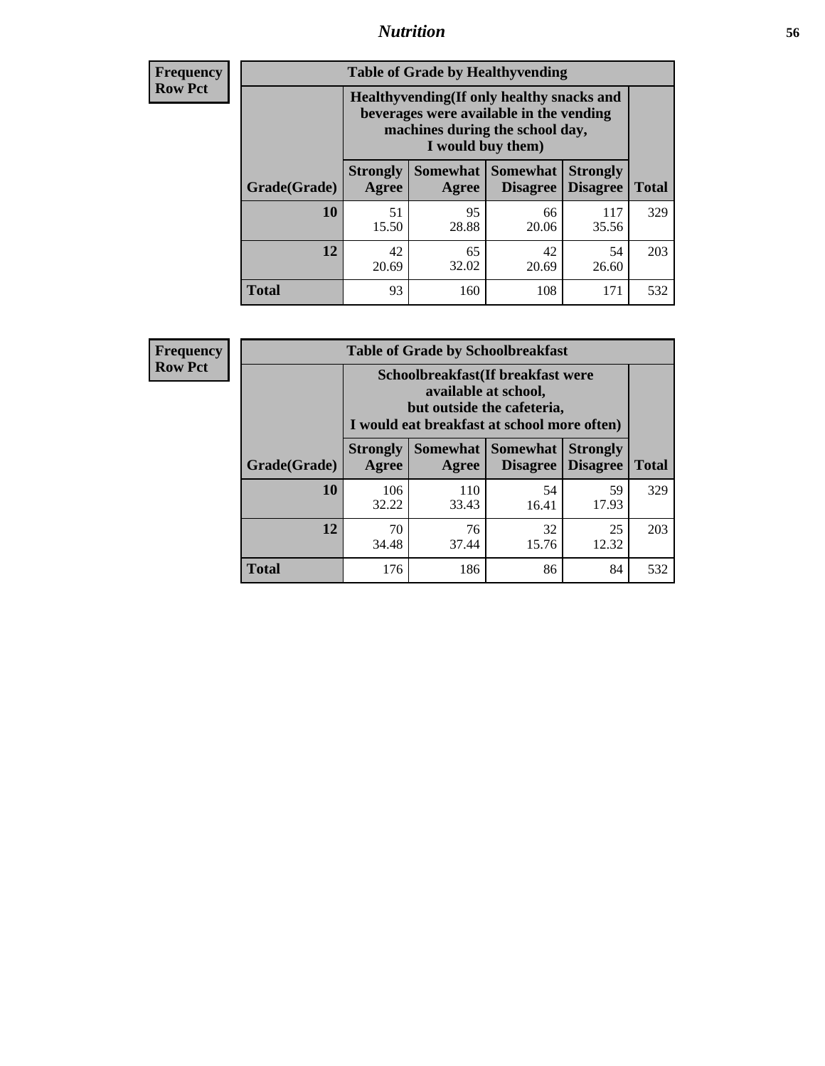# Nutrition

**Frequency Row Pct**

| Table of Grade by Healthyvending | | | | | |
|---|---|---|---|---|---|
| | Healthyvending(If only healthy snacks and beverages were available in the vending machines during the school day, I would buy them) | | | | |
| Grade(Grade) | Strongly Agree | Somewhat Agree | Somewhat Disagree | Strongly Disagree | Total |
| **10** | 51<br>15.50 | 95<br>28.88 | 66<br>20.06 | 117<br>35.56 | 329 |
| **12** | 42<br>20.69 | 65<br>32.02 | 42<br>20.69 | 54<br>26.60 | 203 |
| **Total** | 93 | 160 | 108 | 171 | 532 |

**Frequency Row Pct**

| Table of Grade by Schoolbreakfast | | | | | |
|---|---|---|---|---|---|
| | Schoolbreakfast(If breakfast were available at school, but outside the cafeteria, I would eat breakfast at school more often) | | | | |
| Grade(Grade) | Strongly Agree | Somewhat Agree | Somewhat Disagree | Strongly Disagree | Total |
| **10** | 106<br>32.22 | 110<br>33.43 | 54<br>16.41 | 59<br>17.93 | 329 |
| **12** | 70<br>34.48 | 76<br>37.44 | 32<br>15.76 | 25<br>12.32 | 203 |
| **Total** | 176 | 186 | 86 | 84 | 532 |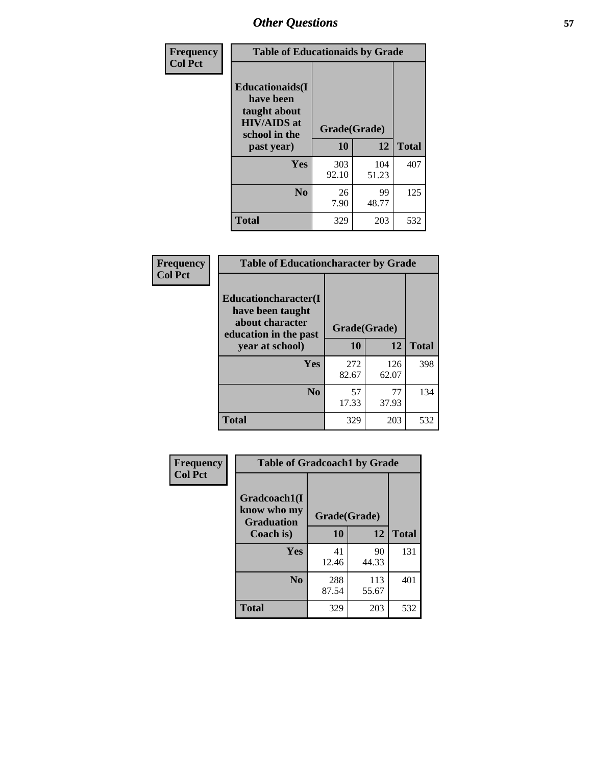| Frequency<br>Col Pct | Table of Educationaids by Grade | | |
|---|---|---|---|
| Educationaids(I have been taught about HIV/AIDS at school in the past year) | Grade(Grade) | | |
| | 10 | 12 | Total |
| Yes | 303<br>92.10 | 104<br>51.23 | 407 |
| No | 26<br>7.90 | 99<br>48.77 | 125 |
| Total | 329 | 203 | 532 |

| Frequency<br>Col Pct | Table of Educationcharacter by Grade | | |
|---|---|---|---|
| Educationcharacter(I have been taught about character education in the past year at school) | Grade(Grade) | | |
| | 10 | 12 | Total |
| Yes | 272<br>82.67 | 126<br>62.07 | 398 |
| No | 57<br>17.33 | 77<br>37.93 | 134 |
| Total | 329 | 203 | 532 |

| Frequency<br>Col Pct | Table of Gradcoach1 by Grade | | |
|---|---|---|---|
| Gradcoach1(I know who my Graduation Coach is) | Grade(Grade) | | |
| | 10 | 12 | Total |
| Yes | 41<br>12.46 | 90<br>44.33 | 131 |
| No | 288<br>87.54 | 113<br>55.67 | 401 |
| Total | 329 | 203 | 532 |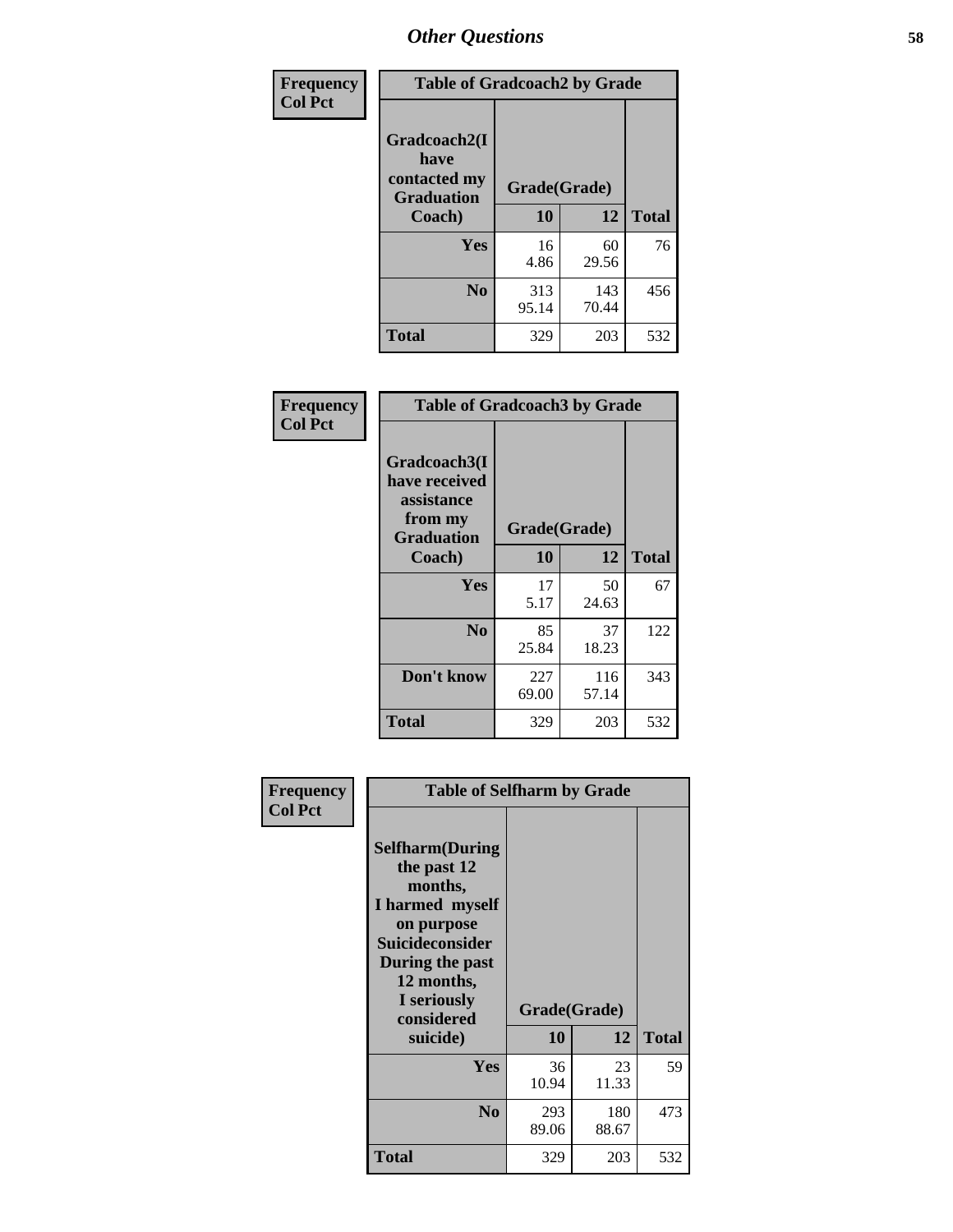# Other Questions

**Frequency / Col Pct**

| Table of Gradcoach2 by Grade | | | |
|---|---|---|---|
| Gradcoach2(I have contacted my Graduation Coach) | Grade(Grade) | | |
| | 10 | 12 | Total |
| Yes | 16<br>4.86 | 60<br>29.56 | 76 |
| No | 313<br>95.14 | 143<br>70.44 | 456 |
| Total | 329 | 203 | 532 |

**Frequency / Col Pct**

| Table of Gradcoach3 by Grade | | | |
|---|---|---|---|
| Gradcoach3(I have received assistance from my Graduation Coach) | Grade(Grade) | | |
| | 10 | 12 | Total |
| Yes | 17<br>5.17 | 50<br>24.63 | 67 |
| No | 85<br>25.84 | 37<br>18.23 | 122 |
| Don't know | 227<br>69.00 | 116<br>57.14 | 343 |
| Total | 329 | 203 | 532 |

**Frequency / Col Pct**

| Table of Selfharm by Grade | | | |
|---|---|---|---|
| Selfharm(During the past 12 months, I harmed myself on purpose Suicideconsider During the past 12 months, I seriously considered suicide) | Grade(Grade) | | |
| | 10 | 12 | Total |
| Yes | 36<br>10.94 | 23<br>11.33 | 59 |
| No | 293<br>89.06 | 180<br>88.67 | 473 |
| Total | 329 | 203 | 532 |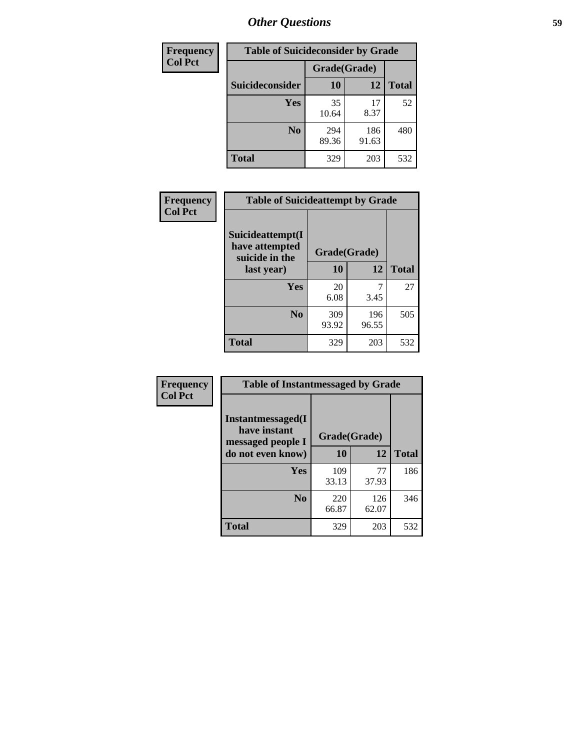## Other Questions

| Frequency Col Pct | Table of Suicideconsider by Grade | | |
|---|---|---|---|
| | Grade(Grade) | | |
| Suicideconsider | 10 | 12 | Total |
| Yes | 35<br>10.64 | 17<br>8.37 | 52 |
| No | 294<br>89.36 | 186<br>91.63 | 480 |
| Total | 329 | 203 | 532 |

| Frequency Col Pct | Table of Suicideattempt by Grade | | |
|---|---|---|---|
| Suicideattempt(I have attempted suicide in the last year) | Grade(Grade) | | |
| | 10 | 12 | Total |
| Yes | 20<br>6.08 | 7<br>3.45 | 27 |
| No | 309<br>93.92 | 196<br>96.55 | 505 |
| Total | 329 | 203 | 532 |

| Frequency Col Pct | Table of Instantmessaged by Grade | | |
|---|---|---|---|
| Instantmessaged(I have instant messaged people I do not even know) | Grade(Grade) | | |
| | 10 | 12 | Total |
| Yes | 109<br>33.13 | 77<br>37.93 | 186 |
| No | 220<br>66.87 | 126<br>62.07 | 346 |
| Total | 329 | 203 | 532 |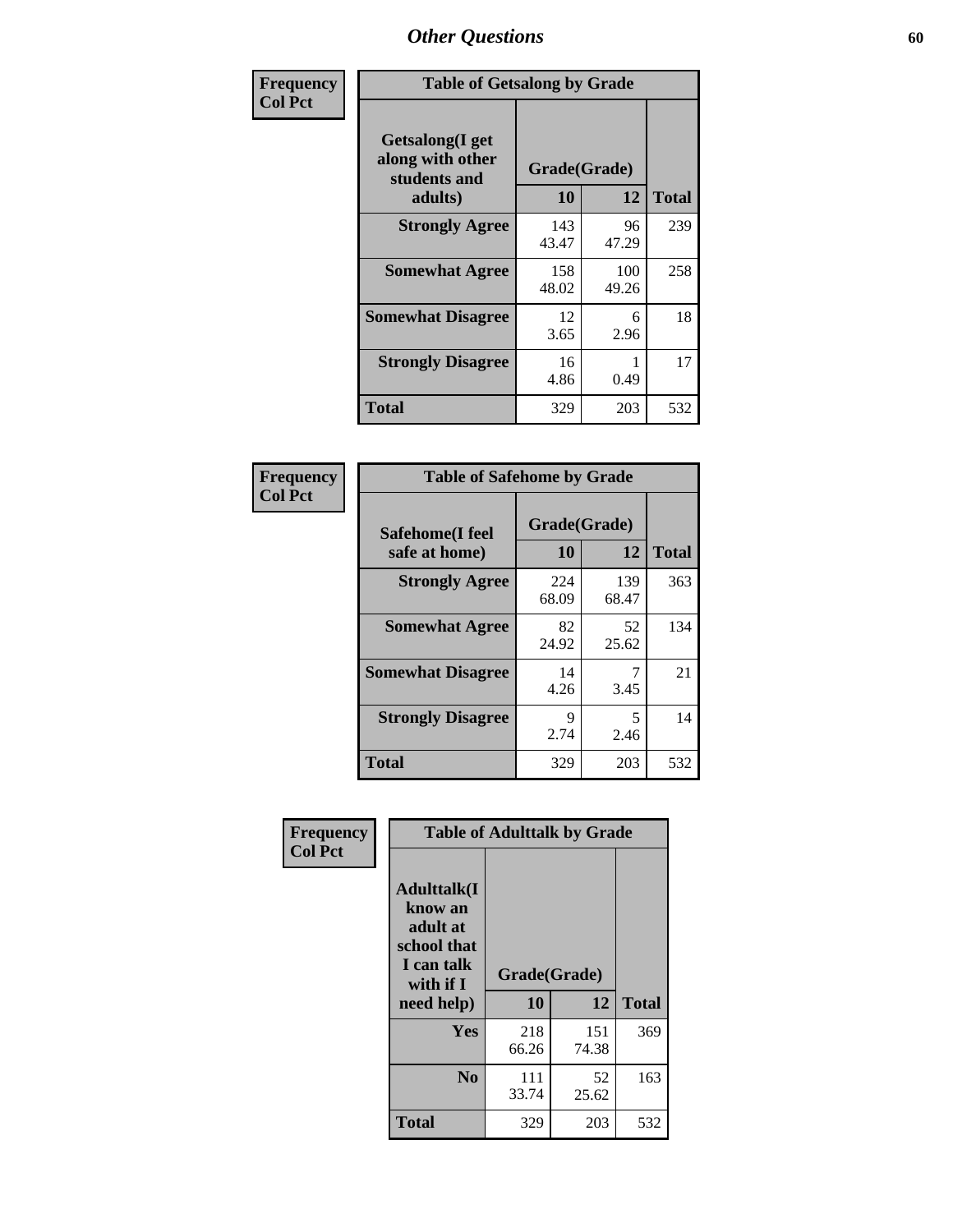## Other Questions

**Frequency**
**Col Pct**

**Table of Getsalong by Grade**

| Getsalong(I get along with other students and adults) | Grade(Grade) | | Total |
|---|---|---|---|
| | 10 | 12 | |
| **Strongly Agree** | 143<br>43.47 | 96<br>47.29 | 239 |
| **Somewhat Agree** | 158<br>48.02 | 100<br>49.26 | 258 |
| **Somewhat Disagree** | 12<br>3.65 | 6<br>2.96 | 18 |
| **Strongly Disagree** | 16<br>4.86 | 1<br>0.49 | 17 |
| **Total** | 329 | 203 | 532 |

**Frequency**
**Col Pct**

**Table of Safehome by Grade**

| Safehome(I feel safe at home) | Grade(Grade) | | Total |
|---|---|---|---|
| | 10 | 12 | |
| **Strongly Agree** | 224<br>68.09 | 139<br>68.47 | 363 |
| **Somewhat Agree** | 82<br>24.92 | 52<br>25.62 | 134 |
| **Somewhat Disagree** | 14<br>4.26 | 7<br>3.45 | 21 |
| **Strongly Disagree** | 9<br>2.74 | 5<br>2.46 | 14 |
| **Total** | 329 | 203 | 532 |

**Frequency**
**Col Pct**

**Table of Adulttalk by Grade**

| Adulttalk(I know an adult at school that I can talk with if I need help) | Grade(Grade) | | Total |
|---|---|---|---|
| | 10 | 12 | |
| **Yes** | 218<br>66.26 | 151<br>74.38 | 369 |
| **No** | 111<br>33.74 | 52<br>25.62 | 163 |
| **Total** | 329 | 203 | 532 |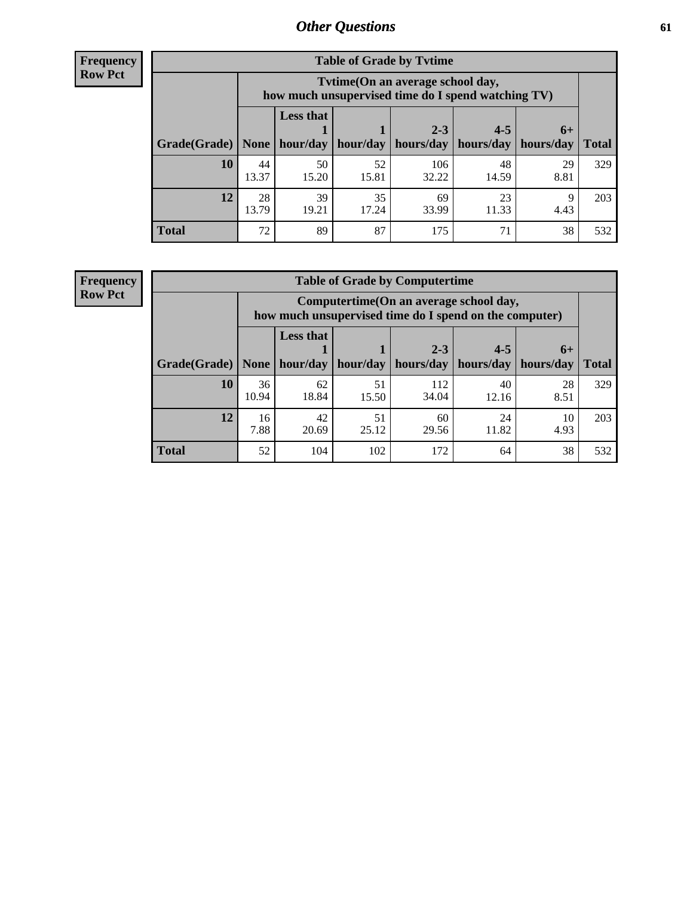## Other Questions

**Frequency**
**Row Pct**

| Table of Grade by Tvtime | | | | | | | |
|---|---|---|---|---|---|---|---|
| | Tvtime(On an average school day, how much unsupervised time do I spend watching TV) | | | | | | |
| Grade(Grade) | None | Less that 1 hour/day | 1 hour/day | 2-3 hours/day | 4-5 hours/day | 6+ hours/day | Total |
| **10** | 44<br>13.37 | 50<br>15.20 | 52<br>15.81 | 106<br>32.22 | 48<br>14.59 | 29<br>8.81 | 329 |
| **12** | 28<br>13.79 | 39<br>19.21 | 35<br>17.24 | 69<br>33.99 | 23<br>11.33 | 9<br>4.43 | 203 |
| **Total** | 72 | 89 | 87 | 175 | 71 | 38 | 532 |

**Frequency**
**Row Pct**

| Table of Grade by Computertime | | | | | | | |
|---|---|---|---|---|---|---|---|
| | Computertime(On an average school day, how much unsupervised time do I spend on the computer) | | | | | | |
| Grade(Grade) | None | Less that 1 hour/day | 1 hour/day | 2-3 hours/day | 4-5 hours/day | 6+ hours/day | Total |
| **10** | 36<br>10.94 | 62<br>18.84 | 51<br>15.50 | 112<br>34.04 | 40<br>12.16 | 28<br>8.51 | 329 |
| **12** | 16<br>7.88 | 42<br>20.69 | 51<br>25.12 | 60<br>29.56 | 24<br>11.82 | 10<br>4.93 | 203 |
| **Total** | 52 | 104 | 102 | 172 | 64 | 38 | 532 |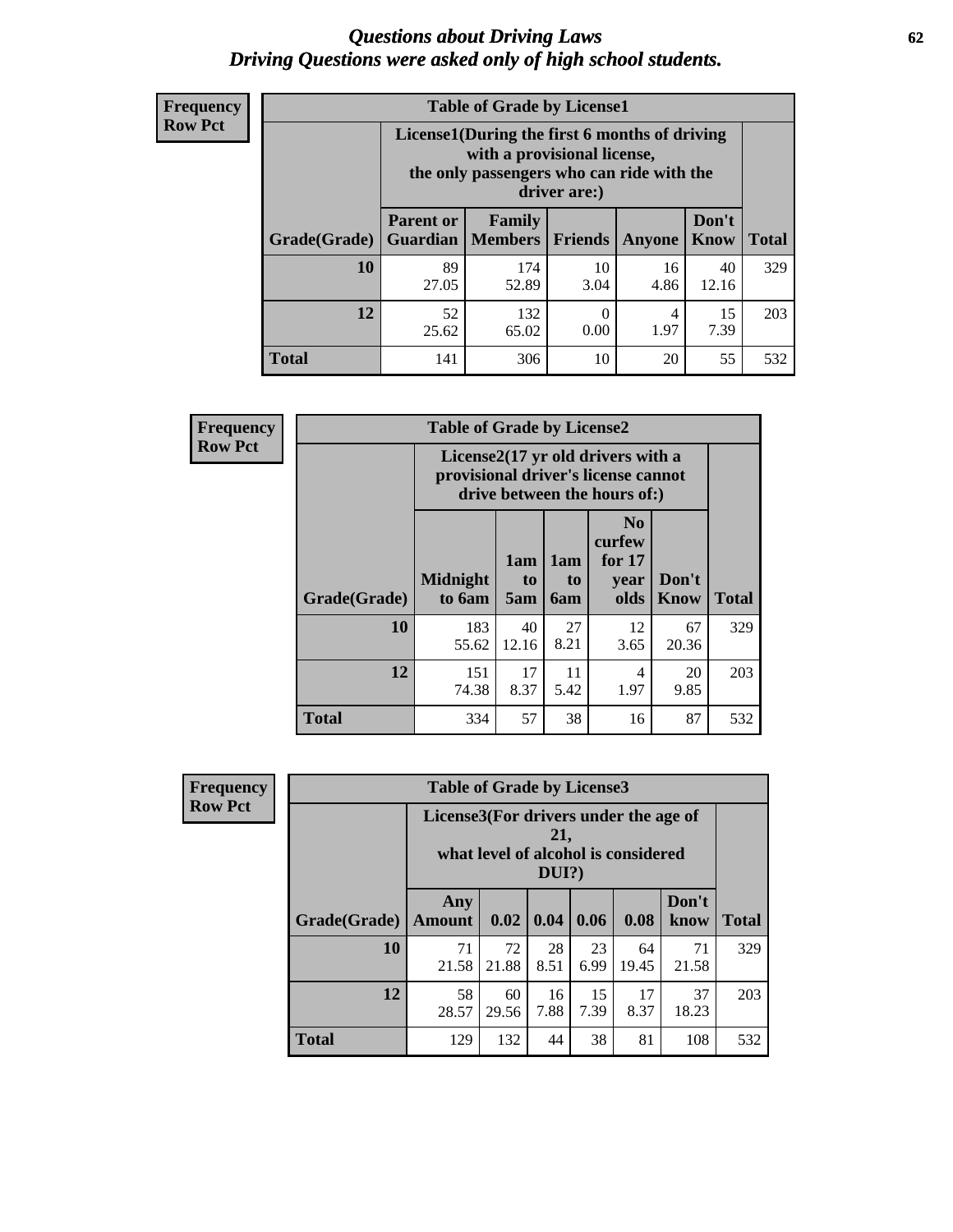# *Questions about Driving Laws*
## *Driving Questions were asked only of high school students.*

**Frequency**
**Row Pct**

| Table of Grade by License1 | | | | | | |
|---|---|---|---|---|---|---|
| | License1(During the first 6 months of driving with a provisional license, the only passengers who can ride with the driver are:) | | | | | |
| Grade(Grade) | Parent or Guardian | Family Members | Friends | Anyone | Don't Know | Total |
| **10** | 89<br>27.05 | 174<br>52.89 | 10<br>3.04 | 16<br>4.86 | 40<br>12.16 | 329 |
| **12** | 52<br>25.62 | 132<br>65.02 | 0<br>0.00 | 4<br>1.97 | 15<br>7.39 | 203 |
| **Total** | 141 | 306 | 10 | 20 | 55 | 532 |

**Frequency**
**Row Pct**

| Table of Grade by License2 | | | | | | |
|---|---|---|---|---|---|---|
| | License2(17 yr old drivers with a provisional driver's license cannot drive between the hours of:) | | | | | |
| Grade(Grade) | Midnight to 6am | 1am to 5am | 1am to 6am | No curfew for 17 year olds | Don't Know | Total |
| **10** | 183<br>55.62 | 40<br>12.16 | 27<br>8.21 | 12<br>3.65 | 67<br>20.36 | 329 |
| **12** | 151<br>74.38 | 17<br>8.37 | 11<br>5.42 | 4<br>1.97 | 20<br>9.85 | 203 |
| **Total** | 334 | 57 | 38 | 16 | 87 | 532 |

**Frequency**
**Row Pct**

| Table of Grade by License3 | | | | | | | |
|---|---|---|---|---|---|---|---|
| | License3(For drivers under the age of 21, what level of alcohol is considered DUI?) | | | | | | |
| Grade(Grade) | Any Amount | 0.02 | 0.04 | 0.06 | 0.08 | Don't know | Total |
| **10** | 71<br>21.58 | 72<br>21.88 | 28<br>8.51 | 23<br>6.99 | 64<br>19.45 | 71<br>21.58 | 329 |
| **12** | 58<br>28.57 | 60<br>29.56 | 16<br>7.88 | 15<br>7.39 | 17<br>8.37 | 37<br>18.23 | 203 |
| **Total** | 129 | 132 | 44 | 38 | 81 | 108 | 532 |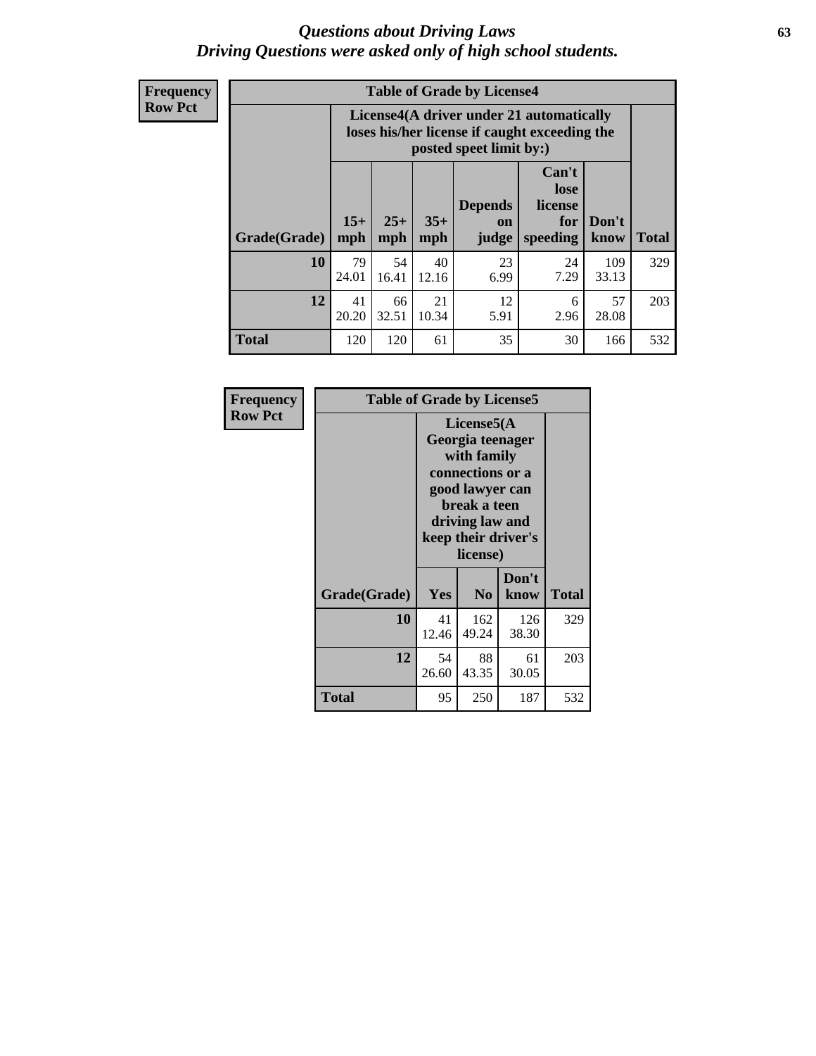# *Questions about Driving Laws*
## *Driving Questions were asked only of high school students.*

**Frequency**
**Row Pct**

| Table of Grade by License4 | | | | | | | |
|---|---|---|---|---|---|---|---|
| | License4(A driver under 21 automatically loses his/her license if caught exceeding the posted speet limit by:) | | | | | | |
| Grade(Grade) | 15+ mph | 25+ mph | 35+ mph | Depends on judge | Can't lose license for speeding | Don't know | Total |
| **10** | 79<br>24.01 | 54<br>16.41 | 40<br>12.16 | 23<br>6.99 | 24<br>7.29 | 109<br>33.13 | 329 |
| **12** | 41<br>20.20 | 66<br>32.51 | 21<br>10.34 | 12<br>5.91 | 6<br>2.96 | 57<br>28.08 | 203 |
| **Total** | 120 | 120 | 61 | 35 | 30 | 166 | 532 |

**Frequency**
**Row Pct**

| Table of Grade by License5 | | | | |
|---|---|---|---|---|
| | License5(A Georgia teenager with family connections or a good lawyer can break a teen driving law and keep their driver's license) | | | |
| Grade(Grade) | Yes | No | Don't know | Total |
| **10** | 41<br>12.46 | 162<br>49.24 | 126<br>38.30 | 329 |
| **12** | 54<br>26.60 | 88<br>43.35 | 61<br>30.05 | 203 |
| **Total** | 95 | 250 | 187 | 532 |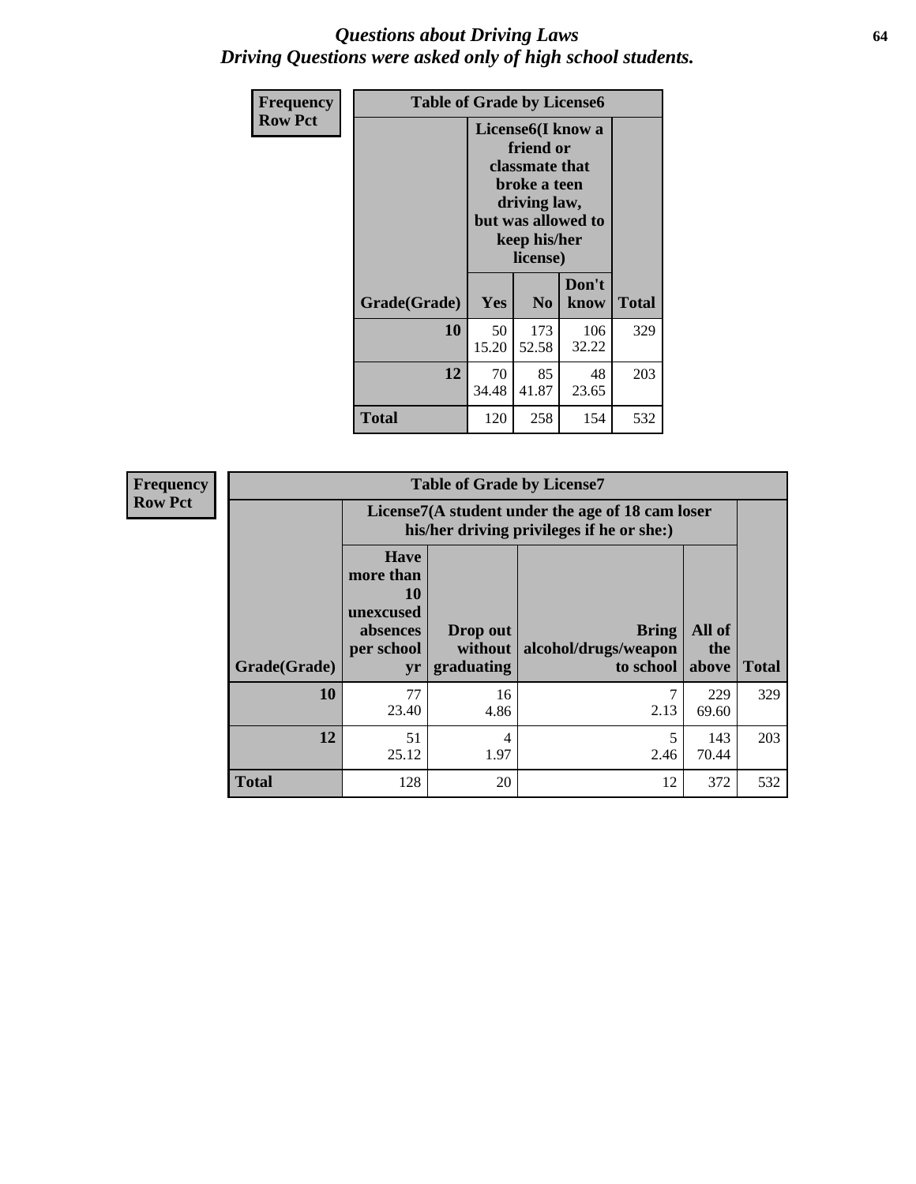# *Questions about Driving Laws*
## *Driving Questions were asked only of high school students.*

**Frequency**
**Row Pct**

| Table of Grade by License6 | | | | |
|---|---|---|---|---|
| | License6(I know a friend or classmate that broke a teen driving law, but was allowed to keep his/her license) | | | |
| Grade(Grade) | Yes | No | Don't know | Total |
| 10 | 50<br>15.20 | 173<br>52.58 | 106<br>32.22 | 329 |
| 12 | 70<br>34.48 | 85<br>41.87 | 48<br>23.65 | 203 |
| Total | 120 | 258 | 154 | 532 |

**Frequency**
**Row Pct**

| Table of Grade by License7 | | | | | |
|---|---|---|---|---|---|
| | License7(A student under the age of 18 cam loser his/her driving privileges if he or she:) | | | | |
| Grade(Grade) | Have more than 10 unexcused absences per school yr | Drop out without graduating | Bring alcohol/drugs/weapon to school | All of the above | Total |
| 10 | 77<br>23.40 | 16<br>4.86 | 7<br>2.13 | 229<br>69.60 | 329 |
| 12 | 51<br>25.12 | 4<br>1.97 | 5<br>2.46 | 143<br>70.44 | 203 |
| Total | 128 | 20 | 12 | 372 | 532 |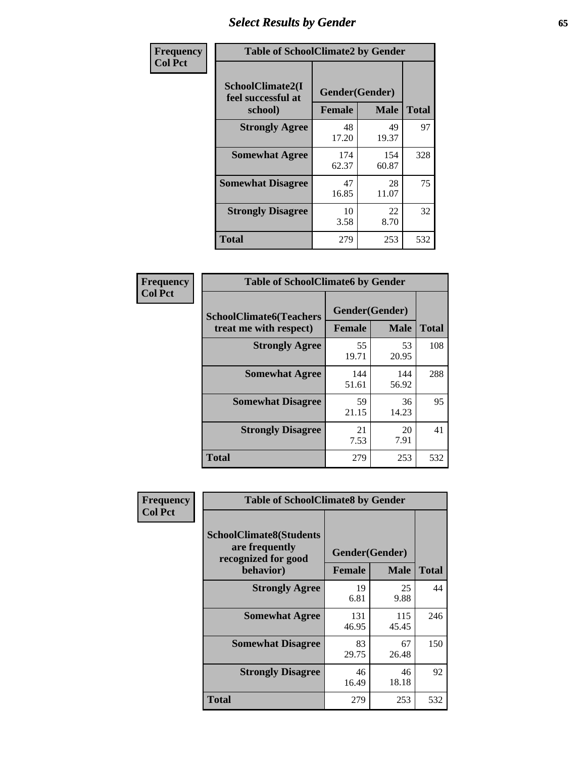# Select Results by Gender

**Frequency / Col Pct**

| Table of SchoolClimate2 by Gender | | | |
|---|---|---|---|
| SchoolClimate2(I feel successful at school) | Gender(Gender) | | |
| | Female | Male | Total |
| Strongly Agree | 48<br>17.20 | 49<br>19.37 | 97 |
| Somewhat Agree | 174<br>62.37 | 154<br>60.87 | 328 |
| Somewhat Disagree | 47<br>16.85 | 28<br>11.07 | 75 |
| Strongly Disagree | 10<br>3.58 | 22<br>8.70 | 32 |
| Total | 279 | 253 | 532 |

**Frequency / Col Pct**

| Table of SchoolClimate6 by Gender | | | |
|---|---|---|---|
| SchoolClimate6(Teachers treat me with respect) | Gender(Gender) | | |
| | Female | Male | Total |
| Strongly Agree | 55<br>19.71 | 53<br>20.95 | 108 |
| Somewhat Agree | 144<br>51.61 | 144<br>56.92 | 288 |
| Somewhat Disagree | 59<br>21.15 | 36<br>14.23 | 95 |
| Strongly Disagree | 21<br>7.53 | 20<br>7.91 | 41 |
| Total | 279 | 253 | 532 |

**Frequency / Col Pct**

| Table of SchoolClimate8 by Gender | | | |
|---|---|---|---|
| SchoolClimate8(Students are frequently recognized for good behavior) | Gender(Gender) | | |
| | Female | Male | Total |
| Strongly Agree | 19<br>6.81 | 25<br>9.88 | 44 |
| Somewhat Agree | 131<br>46.95 | 115<br>45.45 | 246 |
| Somewhat Disagree | 83<br>29.75 | 67<br>26.48 | 150 |
| Strongly Disagree | 46<br>16.49 | 46<br>18.18 | 92 |
| Total | 279 | 253 | 532 |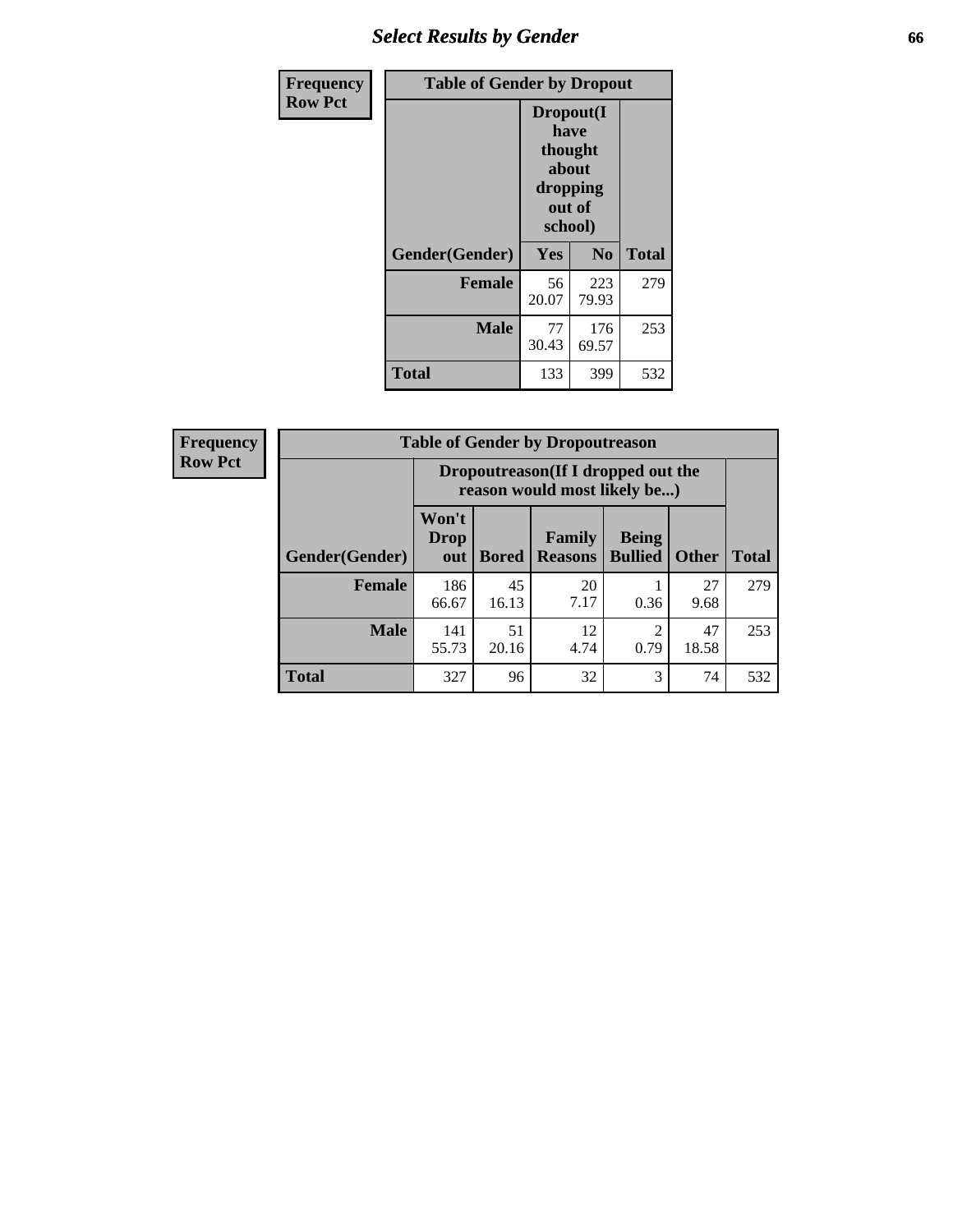# Select Results by Gender

| Frequency Row Pct | Table of Gender by Dropout | | |
|---|---|---|---|
| | Dropout(I have thought about dropping out of school) | | |
| Gender(Gender) | Yes | No | Total |
| Female | 56<br>20.07 | 223<br>79.93 | 279 |
| Male | 77<br>30.43 | 176<br>69.57 | 253 |
| Total | 133 | 399 | 532 |

| Frequency Row Pct | Table of Gender by Dropoutreason | | | | | |
|---|---|---|---|---|---|---|
| | Dropoutreason(If I dropped out the reason would most likely be...) | | | | | |
| Gender(Gender) | Won't Drop out | Bored | Family Reasons | Being Bullied | Other | Total |
| Female | 186<br>66.67 | 45<br>16.13 | 20<br>7.17 | 1<br>0.36 | 27<br>9.68 | 279 |
| Male | 141<br>55.73 | 51<br>20.16 | 12<br>4.74 | 2<br>0.79 | 47<br>18.58 | 253 |
| Total | 327 | 96 | 32 | 3 | 74 | 532 |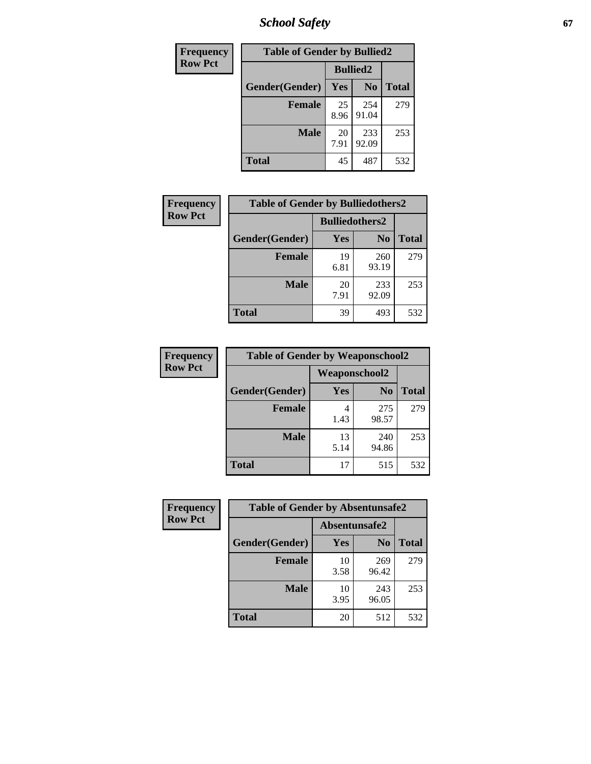| Frequency<br>Row Pct |
|---|

| Table of Gender by Bullied2 | | | |
|---|---|---|---|
| | Bullied2 | | |
| Gender(Gender) | Yes | No | Total |
| Female | 25<br>8.96 | 254<br>91.04 | 279 |
| Male | 20<br>7.91 | 233<br>92.09 | 253 |
| Total | 45 | 487 | 532 |

| Frequency<br>Row Pct |
|---|

| Table of Gender by Bulliedothers2 | | | |
|---|---|---|---|
| | Bulliedothers2 | | |
| Gender(Gender) | Yes | No | Total |
| Female | 19<br>6.81 | 260<br>93.19 | 279 |
| Male | 20<br>7.91 | 233<br>92.09 | 253 |
| Total | 39 | 493 | 532 |

| Frequency<br>Row Pct |
|---|

| Table of Gender by Weaponschool2 | | | |
|---|---|---|---|
| | Weaponschool2 | | |
| Gender(Gender) | Yes | No | Total |
| Female | 4<br>1.43 | 275<br>98.57 | 279 |
| Male | 13<br>5.14 | 240<br>94.86 | 253 |
| Total | 17 | 515 | 532 |

| Frequency<br>Row Pct |
|---|

| Table of Gender by Absentunsafe2 | | | |
|---|---|---|---|
| | Absentunsafe2 | | |
| Gender(Gender) | Yes | No | Total |
| Female | 10<br>3.58 | 269<br>96.42 | 279 |
| Male | 10<br>3.95 | 243<br>96.05 | 253 |
| Total | 20 | 512 | 532 |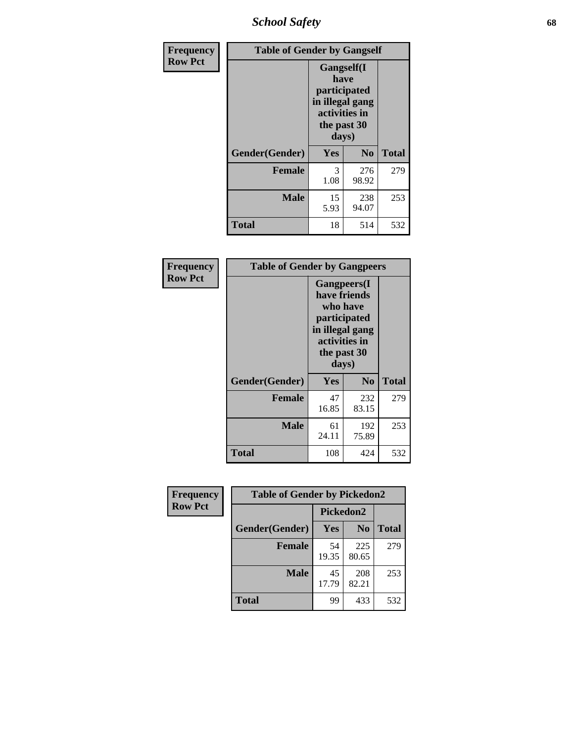| Frequency Row Pct | Table of Gender by Gangself | | |
|---|---|---|---|
| | Gangself(I have participated in illegal gang activities in the past 30 days) | | |
| Gender(Gender) | Yes | No | Total |
| Female | 3<br>1.08 | 276<br>98.92 | 279 |
| Male | 15<br>5.93 | 238<br>94.07 | 253 |
| Total | 18 | 514 | 532 |

| Frequency Row Pct | Table of Gender by Gangpeers | | |
|---|---|---|---|
| | Gangpeers(I have friends who have participated in illegal gang activities in the past 30 days) | | |
| Gender(Gender) | Yes | No | Total |
| Female | 47<br>16.85 | 232<br>83.15 | 279 |
| Male | 61<br>24.11 | 192<br>75.89 | 253 |
| Total | 108 | 424 | 532 |

| Frequency Row Pct | Table of Gender by Pickedon2 | | |
|---|---|---|---|
| | Pickedon2 | | |
| Gender(Gender) | Yes | No | Total |
| Female | 54<br>19.35 | 225<br>80.65 | 279 |
| Male | 45<br>17.79 | 208<br>82.21 | 253 |
| Total | 99 | 433 | 532 |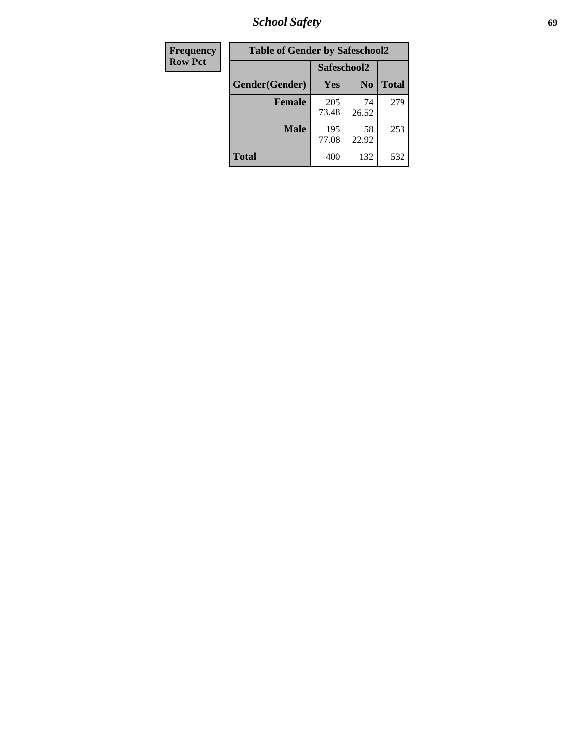| Frequency<br>Row Pct | Table of Gender by Safeschool2 | | |
|---|---|---|---|
| | Safeschool2 | | |
| Gender(Gender) | Yes | No | Total |
| Female | 205<br>73.48 | 74<br>26.52 | 279 |
| Male | 195<br>77.08 | 58<br>22.92 | 253 |
| Total | 400 | 132 | 532 |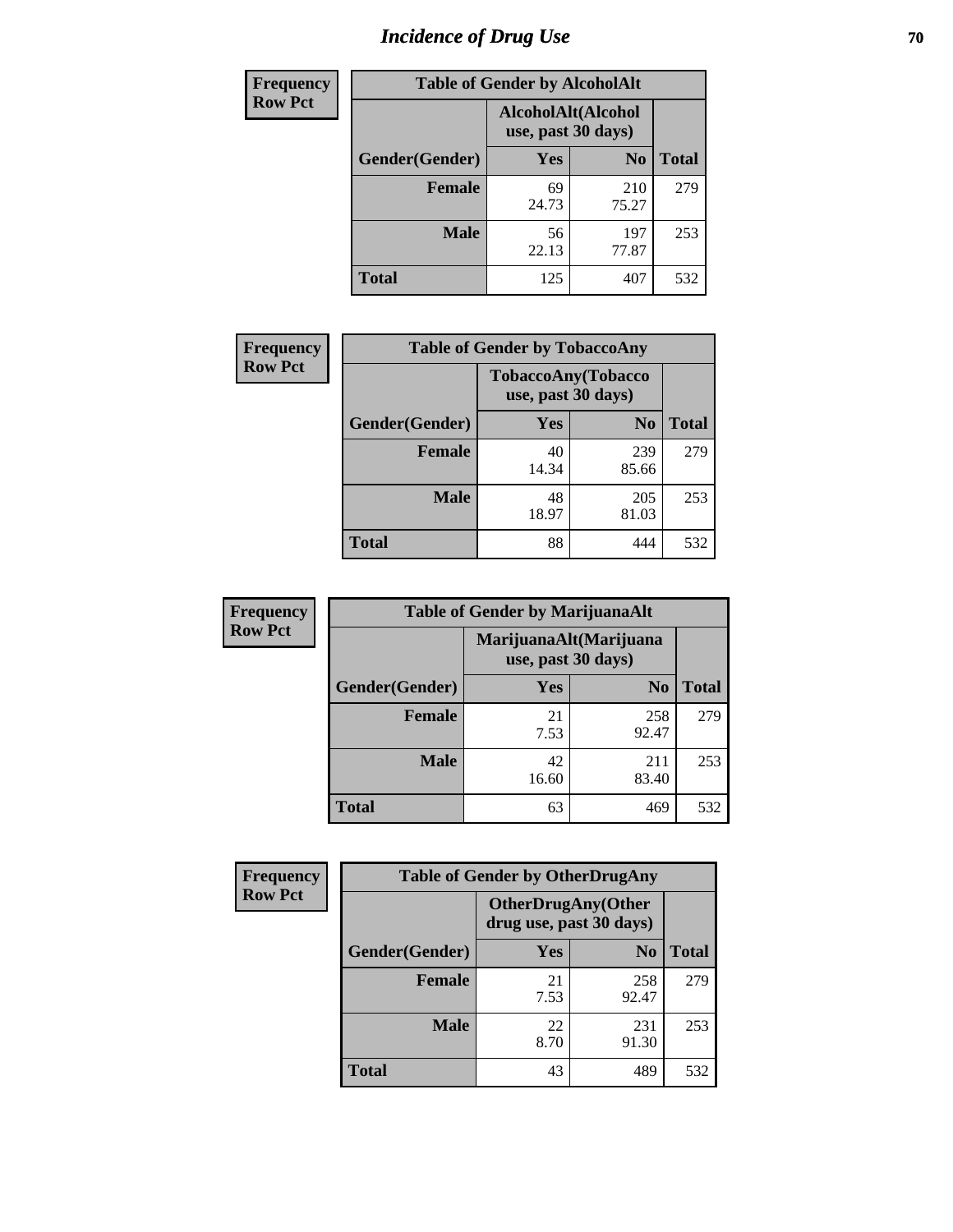# Incidence of Drug Use

**Frequency**
**Row Pct**

| Table of Gender by AlcoholAlt | | | |
|---|---|---|---|
| | AlcoholAlt(Alcohol use, past 30 days) | | |
| Gender(Gender) | Yes | No | Total |
| Female | 69<br>24.73 | 210<br>75.27 | 279 |
| Male | 56<br>22.13 | 197<br>77.87 | 253 |
| Total | 125 | 407 | 532 |

**Frequency**
**Row Pct**

| Table of Gender by TobaccoAny | | | |
|---|---|---|---|
| | TobaccoAny(Tobacco use, past 30 days) | | |
| Gender(Gender) | Yes | No | Total |
| Female | 40<br>14.34 | 239<br>85.66 | 279 |
| Male | 48<br>18.97 | 205<br>81.03 | 253 |
| Total | 88 | 444 | 532 |

**Frequency**
**Row Pct**

| Table of Gender by MarijuanaAlt | | | |
|---|---|---|---|
| | MarijuanaAlt(Marijuana use, past 30 days) | | |
| Gender(Gender) | Yes | No | Total |
| Female | 21<br>7.53 | 258<br>92.47 | 279 |
| Male | 42<br>16.60 | 211<br>83.40 | 253 |
| Total | 63 | 469 | 532 |

**Frequency**
**Row Pct**

| Table of Gender by OtherDrugAny | | | |
|---|---|---|---|
| | OtherDrugAny(Other drug use, past 30 days) | | |
| Gender(Gender) | Yes | No | Total |
| Female | 21<br>7.53 | 258<br>92.47 | 279 |
| Male | 22<br>8.70 | 231<br>91.30 | 253 |
| Total | 43 | 489 | 532 |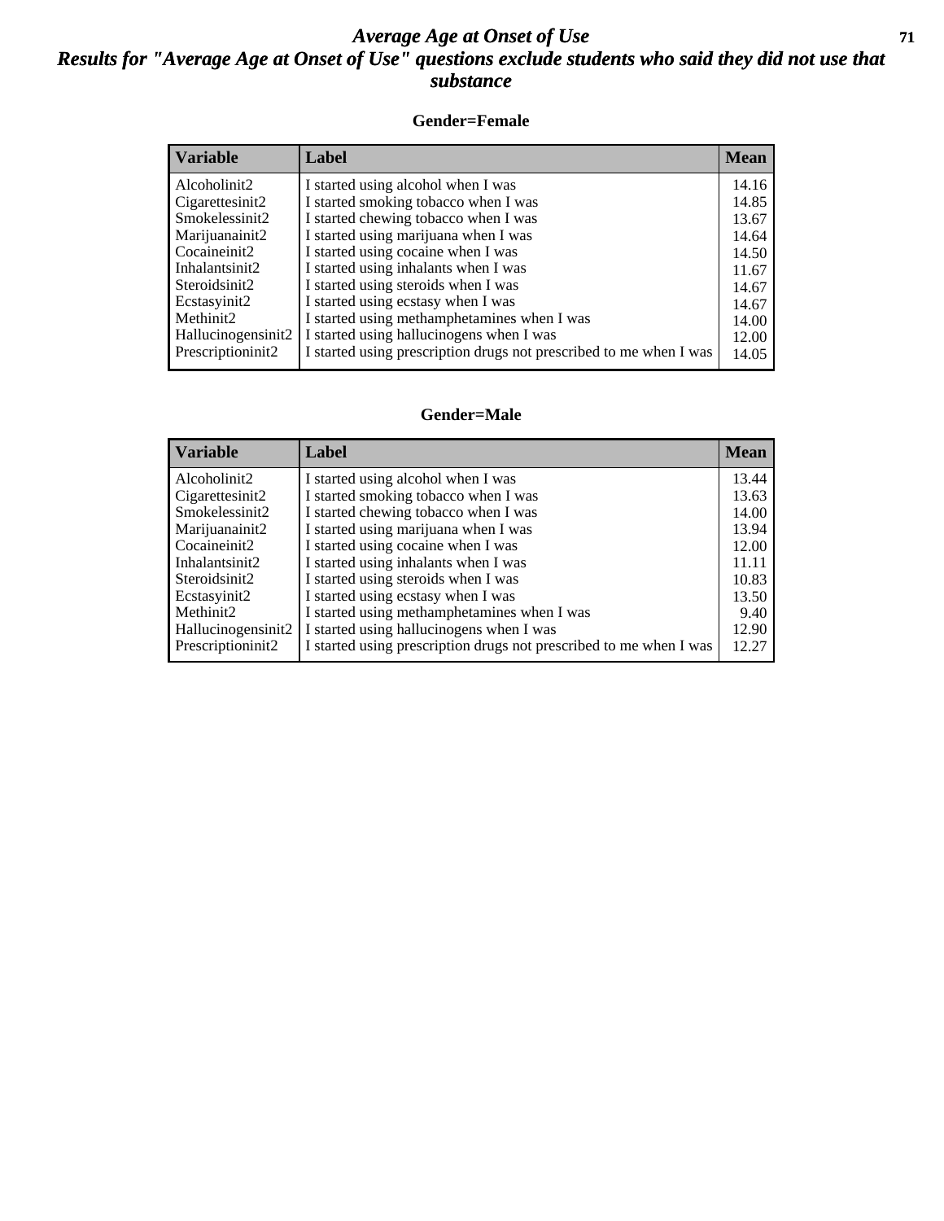# *Average Age at Onset of Use*

## *Results for "Average Age at Onset of Use" questions exclude students who said they did not use that substance*

### Gender=Female

| Variable | Label | Mean |
|---|---|---|
| Alcoholinit2 | I started using alcohol when I was | 14.16 |
| Cigarettesinit2 | I started smoking tobacco when I was | 14.85 |
| Smokelessinit2 | I started chewing tobacco when I was | 13.67 |
| Marijuanainit2 | I started using marijuana when I was | 14.64 |
| Cocaineinit2 | I started using cocaine when I was | 14.50 |
| Inhalantsinit2 | I started using inhalants when I was | 11.67 |
| Steroidsinit2 | I started using steroids when I was | 14.67 |
| Ecstasyinit2 | I started using ecstasy when I was | 14.67 |
| Methinit2 | I started using methamphetamines when I was | 14.00 |
| Hallucinogensinit2 | I started using hallucinogens when I was | 12.00 |
| Prescriptioninit2 | I started using prescription drugs not prescribed to me when I was | 14.05 |

### Gender=Male

| Variable | Label | Mean |
|---|---|---|
| Alcoholinit2 | I started using alcohol when I was | 13.44 |
| Cigarettesinit2 | I started smoking tobacco when I was | 13.63 |
| Smokelessinit2 | I started chewing tobacco when I was | 14.00 |
| Marijuanainit2 | I started using marijuana when I was | 13.94 |
| Cocaineinit2 | I started using cocaine when I was | 12.00 |
| Inhalantsinit2 | I started using inhalants when I was | 11.11 |
| Steroidsinit2 | I started using steroids when I was | 10.83 |
| Ecstasyinit2 | I started using ecstasy when I was | 13.50 |
| Methinit2 | I started using methamphetamines when I was | 9.40 |
| Hallucinogensinit2 | I started using hallucinogens when I was | 12.90 |
| Prescriptioninit2 | I started using prescription drugs not prescribed to me when I was | 12.27 |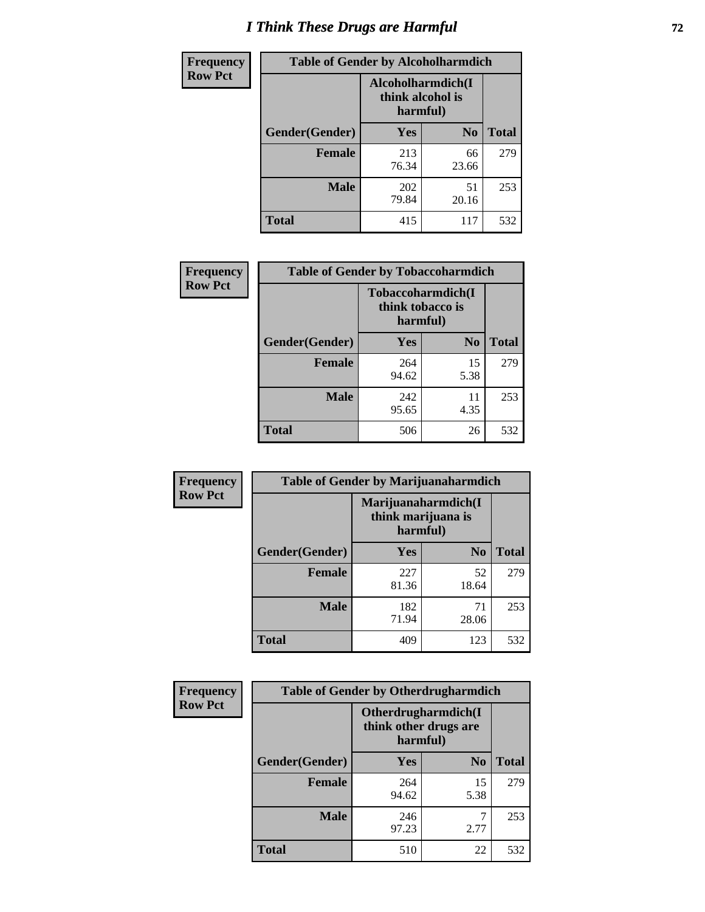# I Think These Drugs are Harmful

| Frequency Row Pct | Table of Gender by Alcoholharmdich | | |
|---|---|---|---|
| | Alcoholharmdich(I think alcohol is harmful) | | |
| Gender(Gender) | Yes | No | Total |
| Female | 213<br>76.34 | 66<br>23.66 | 279 |
| Male | 202<br>79.84 | 51<br>20.16 | 253 |
| Total | 415 | 117 | 532 |

| Frequency Row Pct | Table of Gender by Tobaccoharmdich | | |
|---|---|---|---|
| | Tobaccoharmdich(I think tobacco is harmful) | | |
| Gender(Gender) | Yes | No | Total |
| Female | 264<br>94.62 | 15<br>5.38 | 279 |
| Male | 242<br>95.65 | 11<br>4.35 | 253 |
| Total | 506 | 26 | 532 |

| Frequency Row Pct | Table of Gender by Marijuanaharmdich | | |
|---|---|---|---|
| | Marijuanaharmdich(I think marijuana is harmful) | | |
| Gender(Gender) | Yes | No | Total |
| Female | 227<br>81.36 | 52<br>18.64 | 279 |
| Male | 182<br>71.94 | 71<br>28.06 | 253 |
| Total | 409 | 123 | 532 |

| Frequency Row Pct | Table of Gender by Otherdrugharmdich | | |
|---|---|---|---|
| | Otherdrugharmdich(I think other drugs are harmful) | | |
| Gender(Gender) | Yes | No | Total |
| Female | 264<br>94.62 | 15<br>5.38 | 279 |
| Male | 246<br>97.23 | 7<br>2.77 | 253 |
| Total | 510 | 22 | 532 |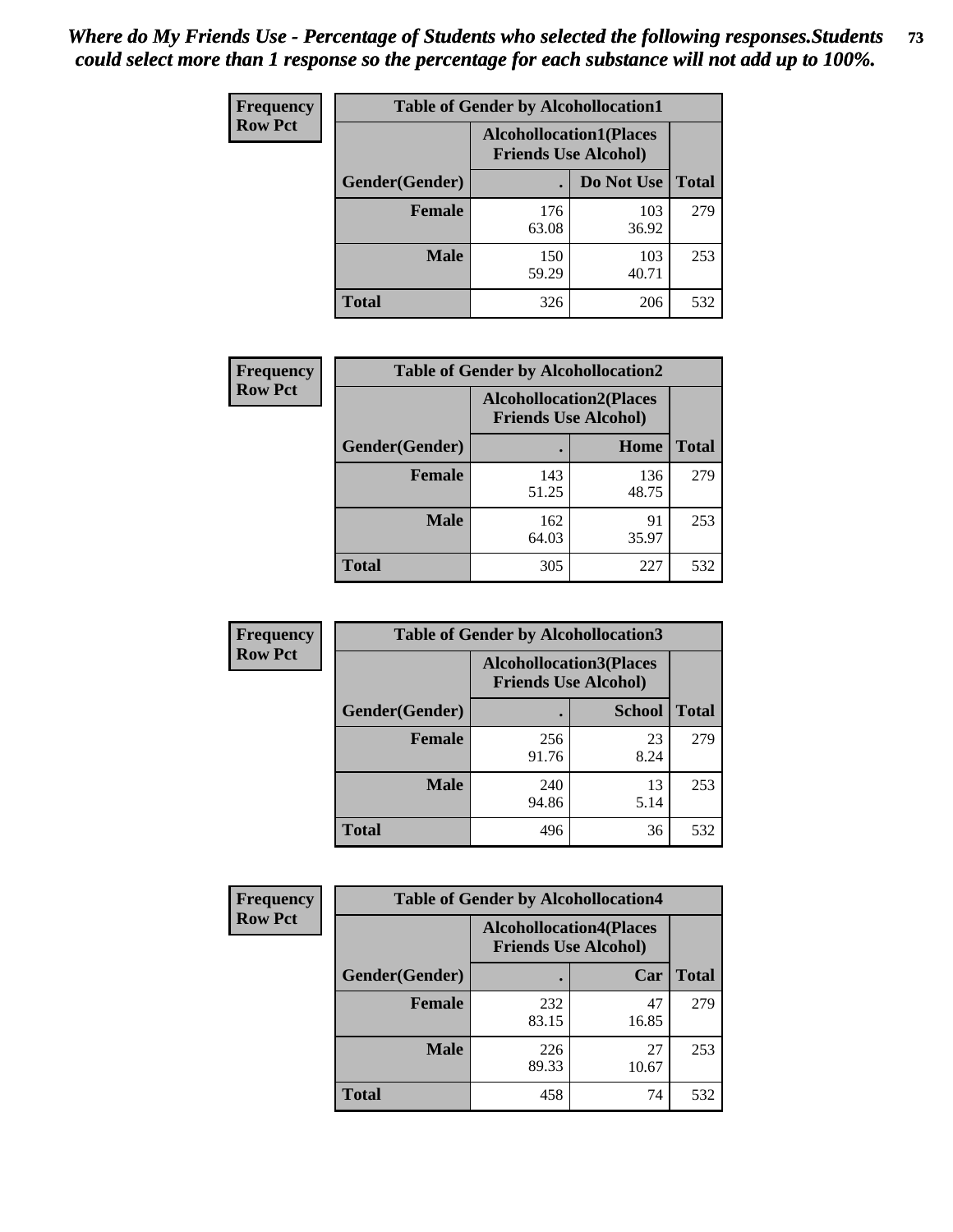*Where do My Friends Use - Percentage of Students who selected the following responses.Students could select more than 1 response so the percentage for each substance will not add up to 100%.*

**Frequency Row Pct**

| Table of Gender by Alcohollocation1 | | | |
|---|---|---|---|
| | Alcohollocation1(Places Friends Use Alcohol) | | |
| Gender(Gender) | . | Do Not Use | Total |
| Female | 176<br>63.08 | 103<br>36.92 | 279 |
| Male | 150<br>59.29 | 103<br>40.71 | 253 |
| Total | 326 | 206 | 532 |

**Frequency Row Pct**

| Table of Gender by Alcohollocation2 | | | |
|---|---|---|---|
| | Alcohollocation2(Places Friends Use Alcohol) | | |
| Gender(Gender) | . | Home | Total |
| Female | 143<br>51.25 | 136<br>48.75 | 279 |
| Male | 162<br>64.03 | 91<br>35.97 | 253 |
| Total | 305 | 227 | 532 |

**Frequency Row Pct**

| Table of Gender by Alcohollocation3 | | | |
|---|---|---|---|
| | Alcohollocation3(Places Friends Use Alcohol) | | |
| Gender(Gender) | . | School | Total |
| Female | 256<br>91.76 | 23<br>8.24 | 279 |
| Male | 240<br>94.86 | 13<br>5.14 | 253 |
| Total | 496 | 36 | 532 |

**Frequency Row Pct**

| Table of Gender by Alcohollocation4 | | | |
|---|---|---|---|
| | Alcohollocation4(Places Friends Use Alcohol) | | |
| Gender(Gender) | . | Car | Total |
| Female | 232<br>83.15 | 47<br>16.85 | 279 |
| Male | 226<br>89.33 | 27<br>10.67 | 253 |
| Total | 458 | 74 | 532 |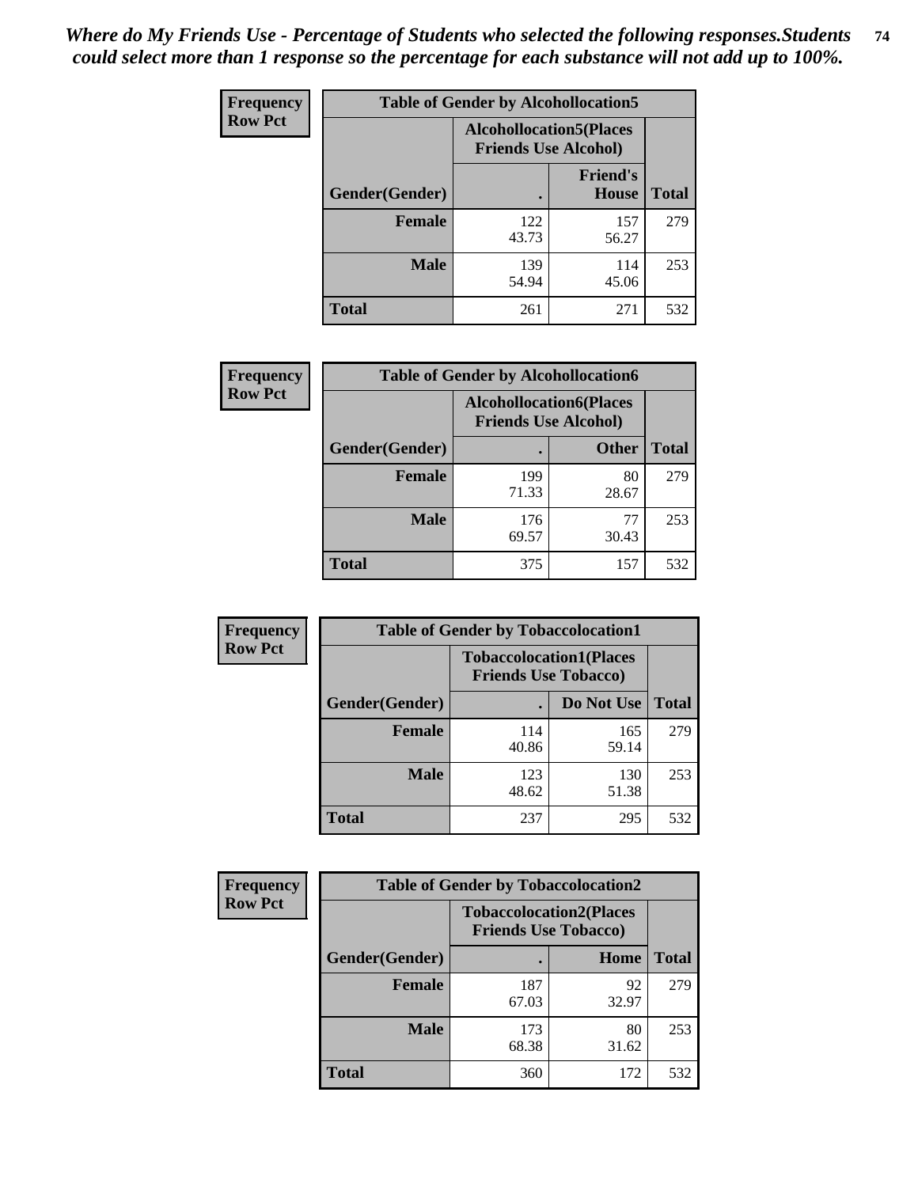*Where do My Friends Use - Percentage of Students who selected the following responses.Students could select more than 1 response so the percentage for each substance will not add up to 100%.*

**Frequency**
**Row Pct**

| Table of Gender by Alcohollocation5 | | | |
|---|---|---|---|
| | Alcohollocation5(Places Friends Use Alcohol) | | |
| Gender(Gender) | . | Friend's House | Total |
| **Female** | 122<br>43.73 | 157<br>56.27 | 279 |
| **Male** | 139<br>54.94 | 114<br>45.06 | 253 |
| **Total** | 261 | 271 | 532 |

**Frequency**
**Row Pct**

| Table of Gender by Alcohollocation6 | | | |
|---|---|---|---|
| | Alcohollocation6(Places Friends Use Alcohol) | | |
| Gender(Gender) | . | Other | Total |
| **Female** | 199<br>71.33 | 80<br>28.67 | 279 |
| **Male** | 176<br>69.57 | 77<br>30.43 | 253 |
| **Total** | 375 | 157 | 532 |

**Frequency**
**Row Pct**

| Table of Gender by Tobaccolocation1 | | | |
|---|---|---|---|
| | Tobaccolocation1(Places Friends Use Tobacco) | | |
| Gender(Gender) | . | Do Not Use | Total |
| **Female** | 114<br>40.86 | 165<br>59.14 | 279 |
| **Male** | 123<br>48.62 | 130<br>51.38 | 253 |
| **Total** | 237 | 295 | 532 |

**Frequency**
**Row Pct**

| Table of Gender by Tobaccolocation2 | | | |
|---|---|---|---|
| | Tobaccolocation2(Places Friends Use Tobacco) | | |
| Gender(Gender) | . | Home | Total |
| **Female** | 187<br>67.03 | 92<br>32.97 | 279 |
| **Male** | 173<br>68.38 | 80<br>31.62 | 253 |
| **Total** | 360 | 172 | 532 |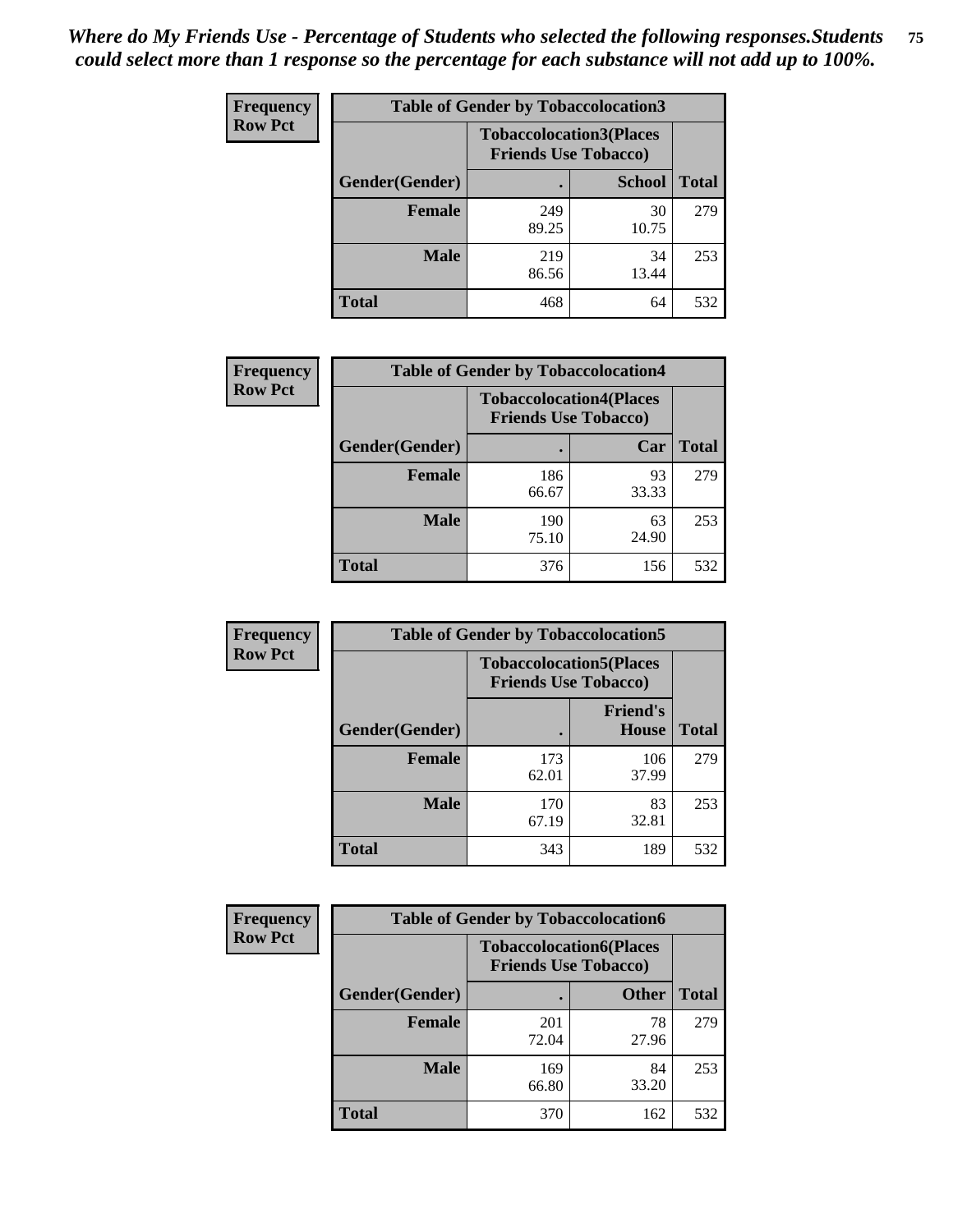*Where do My Friends Use - Percentage of Students who selected the following responses.Students could select more than 1 response so the percentage for each substance will not add up to 100%.*

**Frequency**
**Row Pct**

| Table of Gender by Tobaccolocation3 | | | |
|---|---|---|---|
| | Tobaccolocation3(Places Friends Use Tobacco) | | |
| Gender(Gender) | . | School | Total |
| Female | 249<br>89.25 | 30<br>10.75 | 279 |
| Male | 219<br>86.56 | 34<br>13.44 | 253 |
| Total | 468 | 64 | 532 |

**Frequency**
**Row Pct**

| Table of Gender by Tobaccolocation4 | | | |
|---|---|---|---|
| | Tobaccolocation4(Places Friends Use Tobacco) | | |
| Gender(Gender) | . | Car | Total |
| Female | 186<br>66.67 | 93<br>33.33 | 279 |
| Male | 190<br>75.10 | 63<br>24.90 | 253 |
| Total | 376 | 156 | 532 |

**Frequency**
**Row Pct**

| Table of Gender by Tobaccolocation5 | | | |
|---|---|---|---|
| | Tobaccolocation5(Places Friends Use Tobacco) | | |
| Gender(Gender) | . | Friend's House | Total |
| Female | 173<br>62.01 | 106<br>37.99 | 279 |
| Male | 170<br>67.19 | 83<br>32.81 | 253 |
| Total | 343 | 189 | 532 |

**Frequency**
**Row Pct**

| Table of Gender by Tobaccolocation6 | | | |
|---|---|---|---|
| | Tobaccolocation6(Places Friends Use Tobacco) | | |
| Gender(Gender) | . | Other | Total |
| Female | 201<br>72.04 | 78<br>27.96 | 279 |
| Male | 169<br>66.80 | 84<br>33.20 | 253 |
| Total | 370 | 162 | 532 |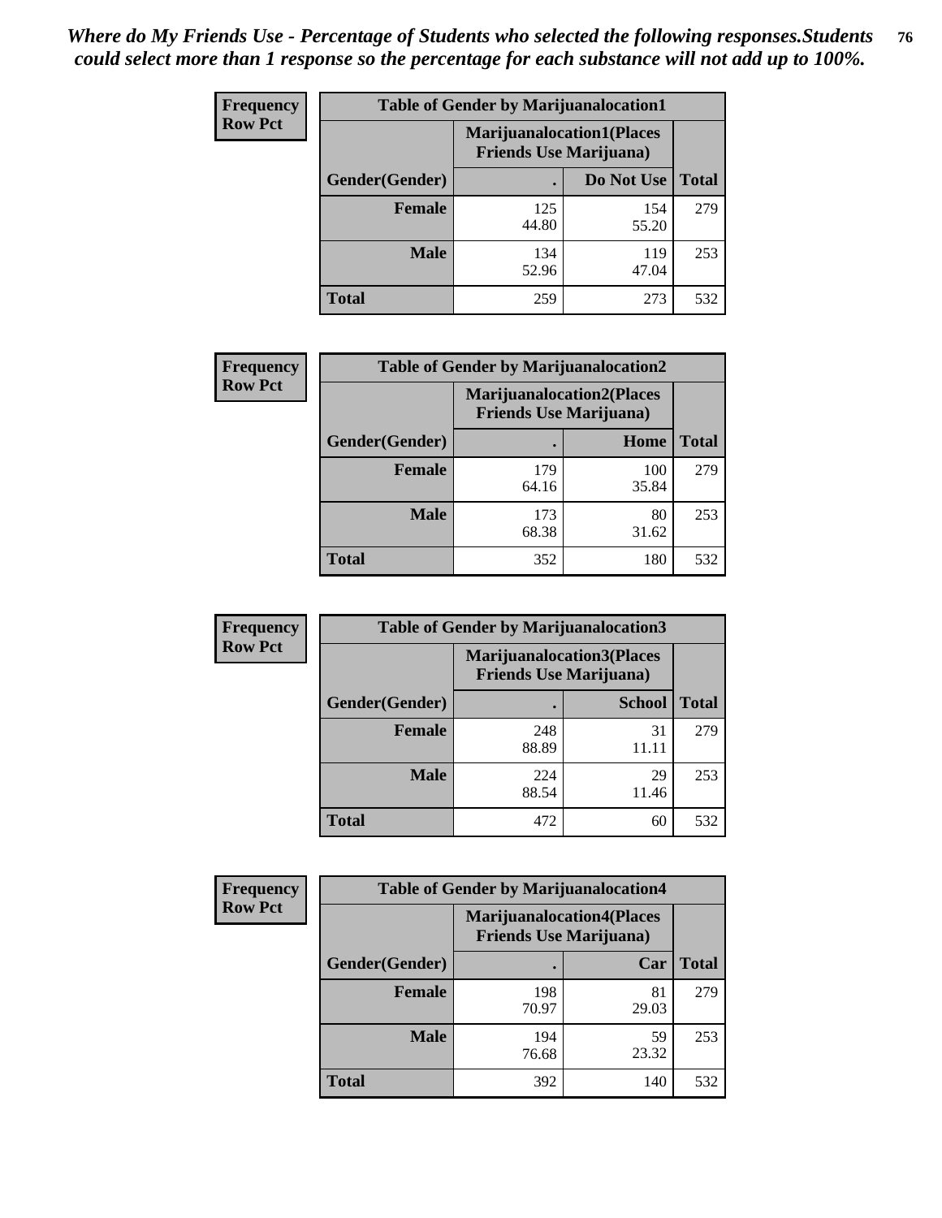*Where do My Friends Use - Percentage of Students who selected the following responses.Students could select more than 1 response so the percentage for each substance will not add up to 100%.*

**Frequency**
**Row Pct**

| Table of Gender by Marijuanalocation1 | | | |
|---|---|---|---|
| | Marijuanalocation1(Places Friends Use Marijuana) | | |
| Gender(Gender) | . | Do Not Use | Total |
| **Female** | 125<br>44.80 | 154<br>55.20 | 279 |
| **Male** | 134<br>52.96 | 119<br>47.04 | 253 |
| **Total** | 259 | 273 | 532 |

**Frequency**
**Row Pct**

| Table of Gender by Marijuanalocation2 | | | |
|---|---|---|---|
| | Marijuanalocation2(Places Friends Use Marijuana) | | |
| Gender(Gender) | . | Home | Total |
| **Female** | 179<br>64.16 | 100<br>35.84 | 279 |
| **Male** | 173<br>68.38 | 80<br>31.62 | 253 |
| **Total** | 352 | 180 | 532 |

**Frequency**
**Row Pct**

| Table of Gender by Marijuanalocation3 | | | |
|---|---|---|---|
| | Marijuanalocation3(Places Friends Use Marijuana) | | |
| Gender(Gender) | . | School | Total |
| **Female** | 248<br>88.89 | 31<br>11.11 | 279 |
| **Male** | 224<br>88.54 | 29<br>11.46 | 253 |
| **Total** | 472 | 60 | 532 |

**Frequency**
**Row Pct**

| Table of Gender by Marijuanalocation4 | | | |
|---|---|---|---|
| | Marijuanalocation4(Places Friends Use Marijuana) | | |
| Gender(Gender) | . | Car | Total |
| **Female** | 198<br>70.97 | 81<br>29.03 | 279 |
| **Male** | 194<br>76.68 | 59<br>23.32 | 253 |
| **Total** | 392 | 140 | 532 |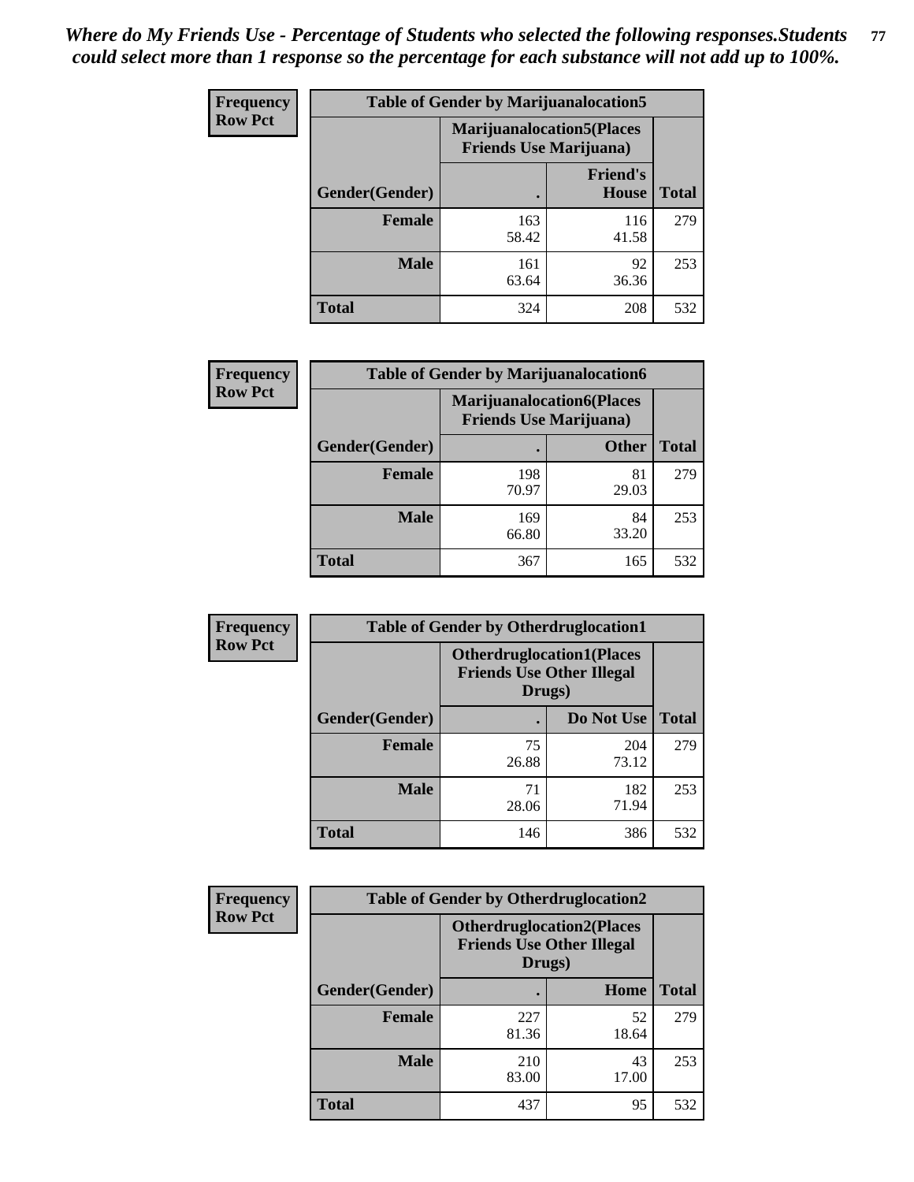*Where do My Friends Use - Percentage of Students who selected the following responses.Students could select more than 1 response so the percentage for each substance will not add up to 100%.*

**Frequency Row Pct**

| Table of Gender by Marijuanalocation5 | | | |
|---|---|---|---|
| | Marijuanalocation5(Places Friends Use Marijuana) | | |
| Gender(Gender) | . | Friend's House | Total |
| **Female** | 163<br>58.42 | 116<br>41.58 | 279 |
| **Male** | 161<br>63.64 | 92<br>36.36 | 253 |
| **Total** | 324 | 208 | 532 |

**Frequency Row Pct**

| Table of Gender by Marijuanalocation6 | | | |
|---|---|---|---|
| | Marijuanalocation6(Places Friends Use Marijuana) | | |
| Gender(Gender) | . | Other | Total |
| **Female** | 198<br>70.97 | 81<br>29.03 | 279 |
| **Male** | 169<br>66.80 | 84<br>33.20 | 253 |
| **Total** | 367 | 165 | 532 |

**Frequency Row Pct**

| Table of Gender by Otherdruglocation1 | | | |
|---|---|---|---|
| | Otherdruglocation1(Places Friends Use Other Illegal Drugs) | | |
| Gender(Gender) | . | Do Not Use | Total |
| **Female** | 75<br>26.88 | 204<br>73.12 | 279 |
| **Male** | 71<br>28.06 | 182<br>71.94 | 253 |
| **Total** | 146 | 386 | 532 |

**Frequency Row Pct**

| Table of Gender by Otherdruglocation2 | | | |
|---|---|---|---|
| | Otherdruglocation2(Places Friends Use Other Illegal Drugs) | | |
| Gender(Gender) | . | Home | Total |
| **Female** | 227<br>81.36 | 52<br>18.64 | 279 |
| **Male** | 210<br>83.00 | 43<br>17.00 | 253 |
| **Total** | 437 | 95 | 532 |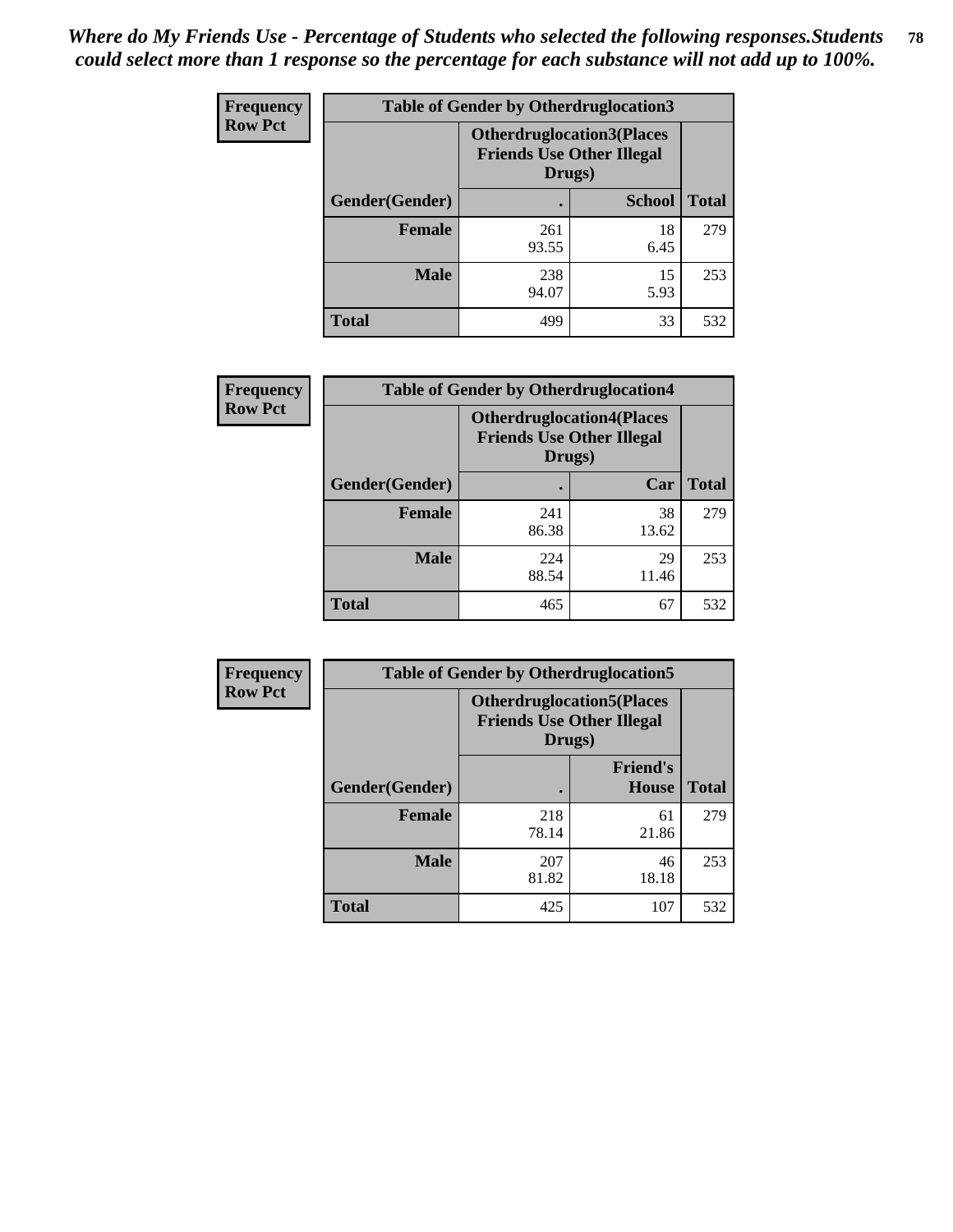*Where do My Friends Use - Percentage of Students who selected the following responses.Students could select more than 1 response so the percentage for each substance will not add up to 100%.*

**Frequency / Row Pct**

| Table of Gender by Otherdruglocation3 | | | |
|---|---|---|---|
| | Otherdruglocation3(Places Friends Use Other Illegal Drugs) | | |
| Gender(Gender) | . | School | Total |
| Female | 261<br>93.55 | 18<br>6.45 | 279 |
| Male | 238<br>94.07 | 15<br>5.93 | 253 |
| Total | 499 | 33 | 532 |

**Frequency / Row Pct**

| Table of Gender by Otherdruglocation4 | | | |
|---|---|---|---|
| | Otherdruglocation4(Places Friends Use Other Illegal Drugs) | | |
| Gender(Gender) | . | Car | Total |
| Female | 241<br>86.38 | 38<br>13.62 | 279 |
| Male | 224<br>88.54 | 29<br>11.46 | 253 |
| Total | 465 | 67 | 532 |

**Frequency / Row Pct**

| Table of Gender by Otherdruglocation5 | | | |
|---|---|---|---|
| | Otherdruglocation5(Places Friends Use Other Illegal Drugs) | | |
| Gender(Gender) | . | Friend's House | Total |
| Female | 218<br>78.14 | 61<br>21.86 | 279 |
| Male | 207<br>81.82 | 46<br>18.18 | 253 |
| Total | 425 | 107 | 532 |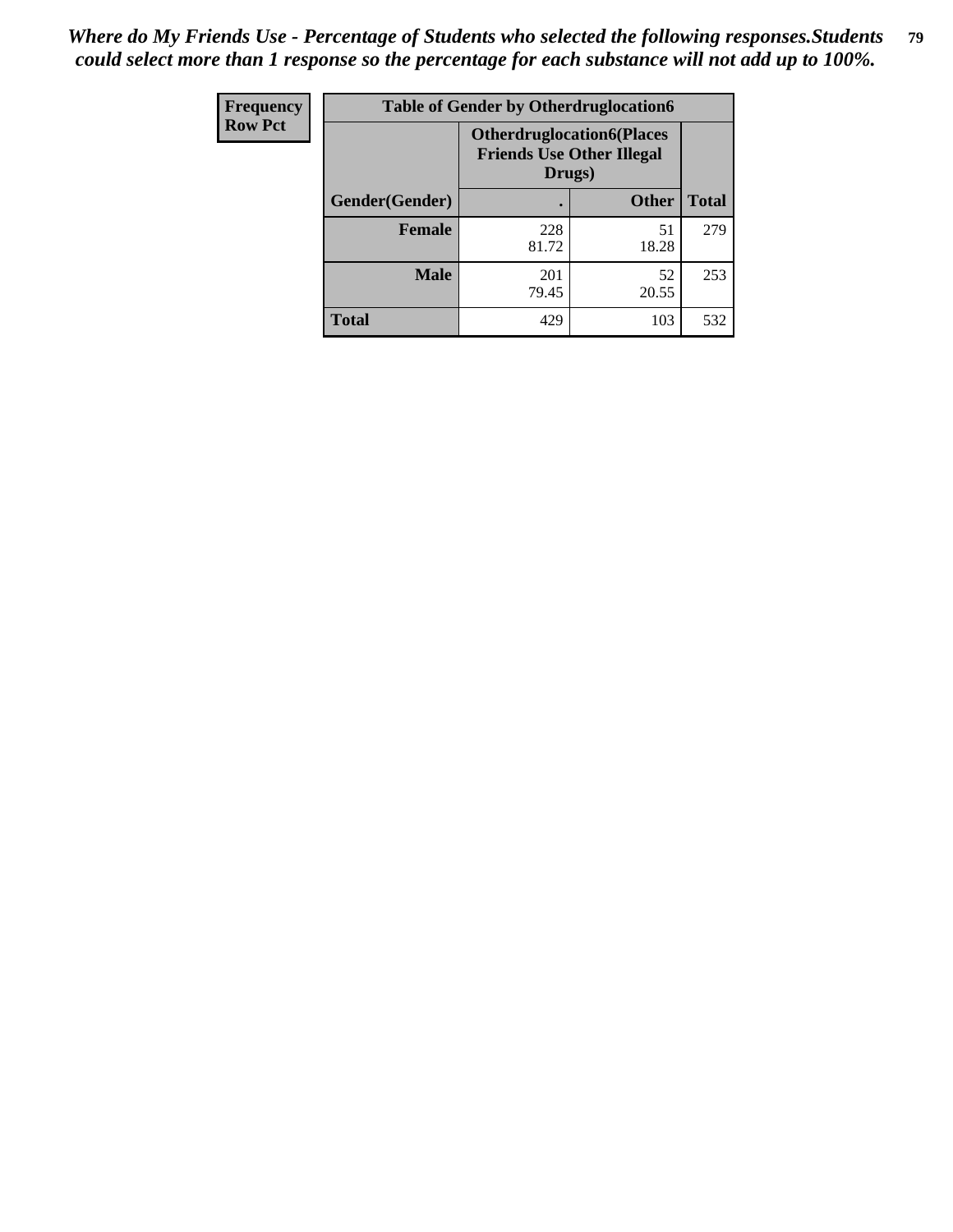*Where do My Friends Use - Percentage of Students who selected the following responses.Students could select more than 1 response so the percentage for each substance will not add up to 100%.*

| Frequency<br>Row Pct | Table of Gender by Otherdruglocation6 | | |
|---|---|---|---|
| | **Otherdruglocation6(Places Friends Use Other Illegal Drugs)** | | |
| **Gender(Gender)** | **.** | **Other** | **Total** |
| **Female** | 228<br>81.72 | 51<br>18.28 | 279 |
| **Male** | 201<br>79.45 | 52<br>20.55 | 253 |
| **Total** | 429 | 103 | 532 |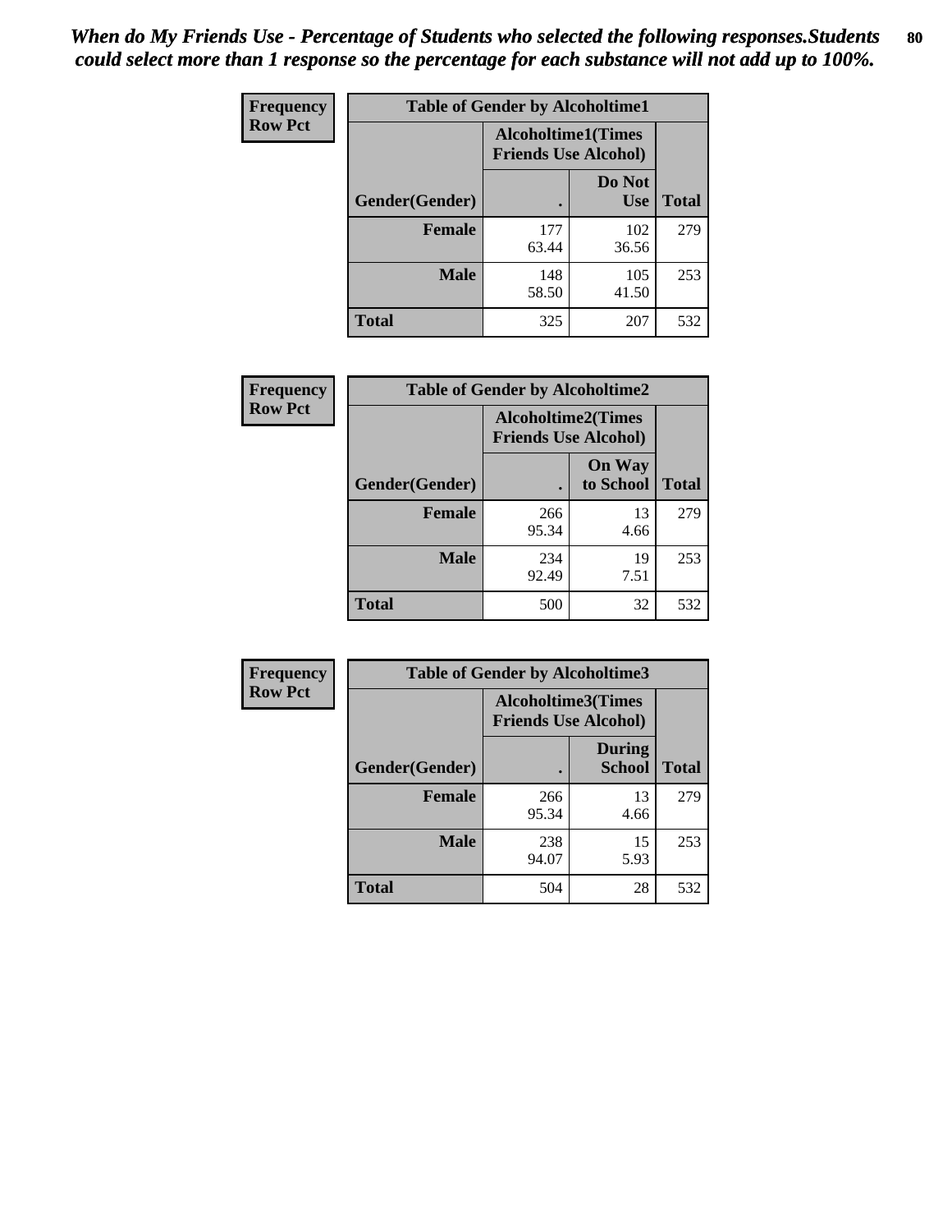*When do My Friends Use - Percentage of Students who selected the following responses.Students could select more than 1 response so the percentage for each substance will not add up to 100%.*

**Frequency**
**Row Pct**

| Table of Gender by Alcoholtime1 | | | |
|---|---|---|---|
| | Alcoholtime1(Times Friends Use Alcohol) | | |
| Gender(Gender) | . | Do Not Use | Total |
| Female | 177<br>63.44 | 102<br>36.56 | 279 |
| Male | 148<br>58.50 | 105<br>41.50 | 253 |
| Total | 325 | 207 | 532 |

**Frequency**
**Row Pct**

| Table of Gender by Alcoholtime2 | | | |
|---|---|---|---|
| | Alcoholtime2(Times Friends Use Alcohol) | | |
| Gender(Gender) | . | On Way to School | Total |
| Female | 266<br>95.34 | 13<br>4.66 | 279 |
| Male | 234<br>92.49 | 19<br>7.51 | 253 |
| Total | 500 | 32 | 532 |

**Frequency**
**Row Pct**

| Table of Gender by Alcoholtime3 | | | |
|---|---|---|---|
| | Alcoholtime3(Times Friends Use Alcohol) | | |
| Gender(Gender) | . | During School | Total |
| Female | 266<br>95.34 | 13<br>4.66 | 279 |
| Male | 238<br>94.07 | 15<br>5.93 | 253 |
| Total | 504 | 28 | 532 |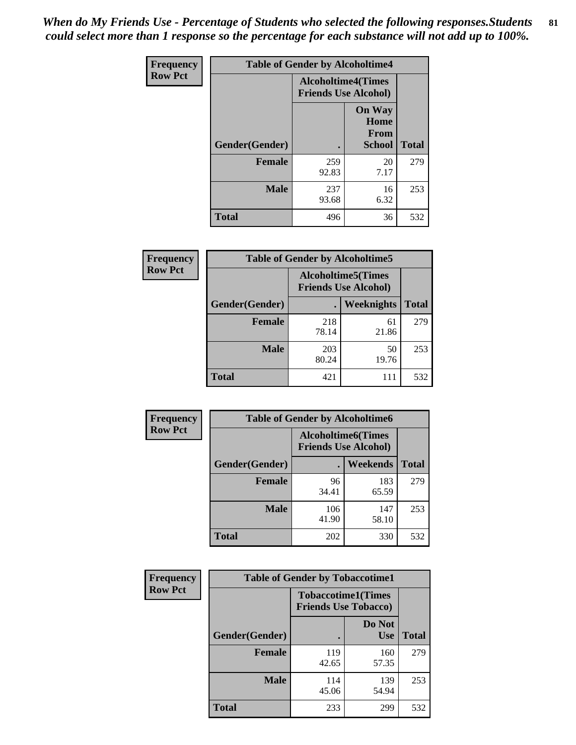*When do My Friends Use - Percentage of Students who selected the following responses.Students could select more than 1 response so the percentage for each substance will not add up to 100%.*

**Frequency**
**Row Pct**

| Table of Gender by Alcoholtime4 | | | |
|---|---|---|---|
| | Alcoholtime4(Times Friends Use Alcohol) | | |
| Gender(Gender) | . | On Way Home From School | Total |
| **Female** | 259<br>92.83 | 20<br>7.17 | 279 |
| **Male** | 237<br>93.68 | 16<br>6.32 | 253 |
| **Total** | 496 | 36 | 532 |

**Frequency**
**Row Pct**

| Table of Gender by Alcoholtime5 | | | |
|---|---|---|---|
| | Alcoholtime5(Times Friends Use Alcohol) | | |
| Gender(Gender) | . | Weeknights | Total |
| **Female** | 218<br>78.14 | 61<br>21.86 | 279 |
| **Male** | 203<br>80.24 | 50<br>19.76 | 253 |
| **Total** | 421 | 111 | 532 |

**Frequency**
**Row Pct**

| Table of Gender by Alcoholtime6 | | | |
|---|---|---|---|
| | Alcoholtime6(Times Friends Use Alcohol) | | |
| Gender(Gender) | . | Weekends | Total |
| **Female** | 96<br>34.41 | 183<br>65.59 | 279 |
| **Male** | 106<br>41.90 | 147<br>58.10 | 253 |
| **Total** | 202 | 330 | 532 |

**Frequency**
**Row Pct**

| Table of Gender by Tobaccotime1 | | | |
|---|---|---|---|
| | Tobaccotime1(Times Friends Use Tobacco) | | |
| Gender(Gender) | . | Do Not Use | Total |
| **Female** | 119<br>42.65 | 160<br>57.35 | 279 |
| **Male** | 114<br>45.06 | 139<br>54.94 | 253 |
| **Total** | 233 | 299 | 532 |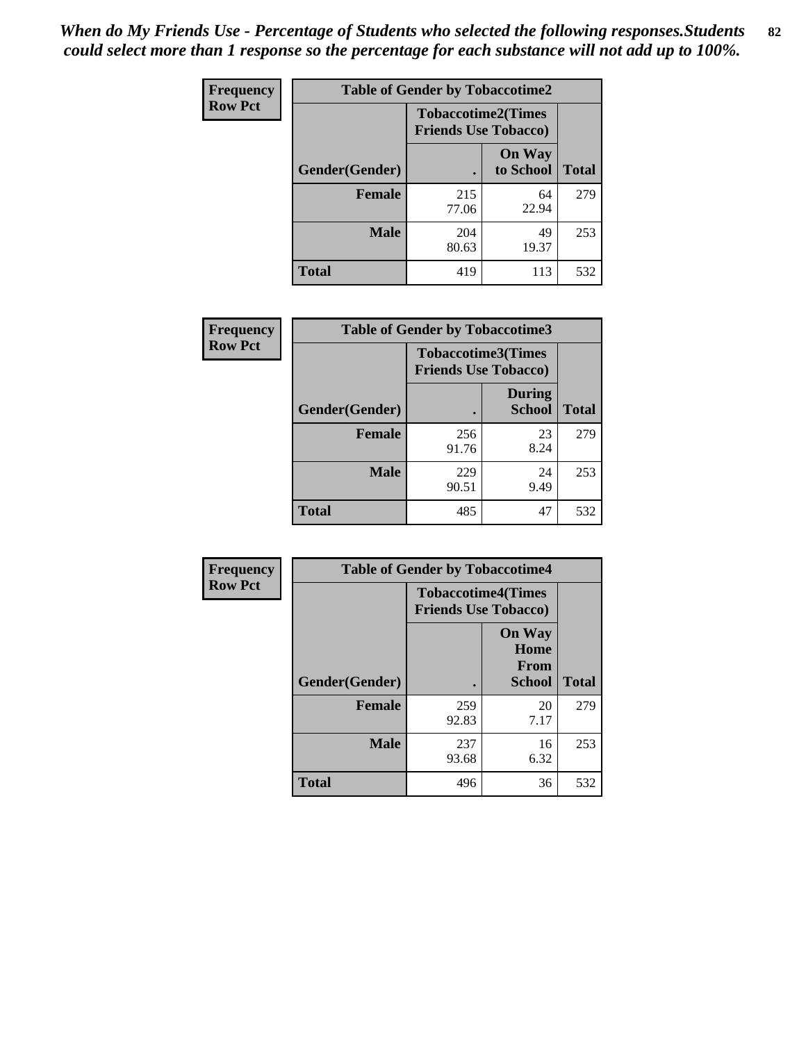*When do My Friends Use - Percentage of Students who selected the following responses.Students could select more than 1 response so the percentage for each substance will not add up to 100%.*

| Frequency<br>Row Pct | Table of Gender by Tobaccotime2 | | |
|---|---|---|---|
| | Tobaccotime2(Times Friends Use Tobacco) | | |
| Gender(Gender) | . | On Way to School | Total |
| **Female** | 215<br>77.06 | 64<br>22.94 | 279 |
| **Male** | 204<br>80.63 | 49<br>19.37 | 253 |
| **Total** | 419 | 113 | 532 |

| Frequency<br>Row Pct | Table of Gender by Tobaccotime3 | | |
|---|---|---|---|
| | Tobaccotime3(Times Friends Use Tobacco) | | |
| Gender(Gender) | . | During School | Total |
| **Female** | 256<br>91.76 | 23<br>8.24 | 279 |
| **Male** | 229<br>90.51 | 24<br>9.49 | 253 |
| **Total** | 485 | 47 | 532 |

| Frequency<br>Row Pct | Table of Gender by Tobaccotime4 | | |
|---|---|---|---|
| | Tobaccotime4(Times Friends Use Tobacco) | | |
| Gender(Gender) | . | On Way Home From School | Total |
| **Female** | 259<br>92.83 | 20<br>7.17 | 279 |
| **Male** | 237<br>93.68 | 16<br>6.32 | 253 |
| **Total** | 496 | 36 | 532 |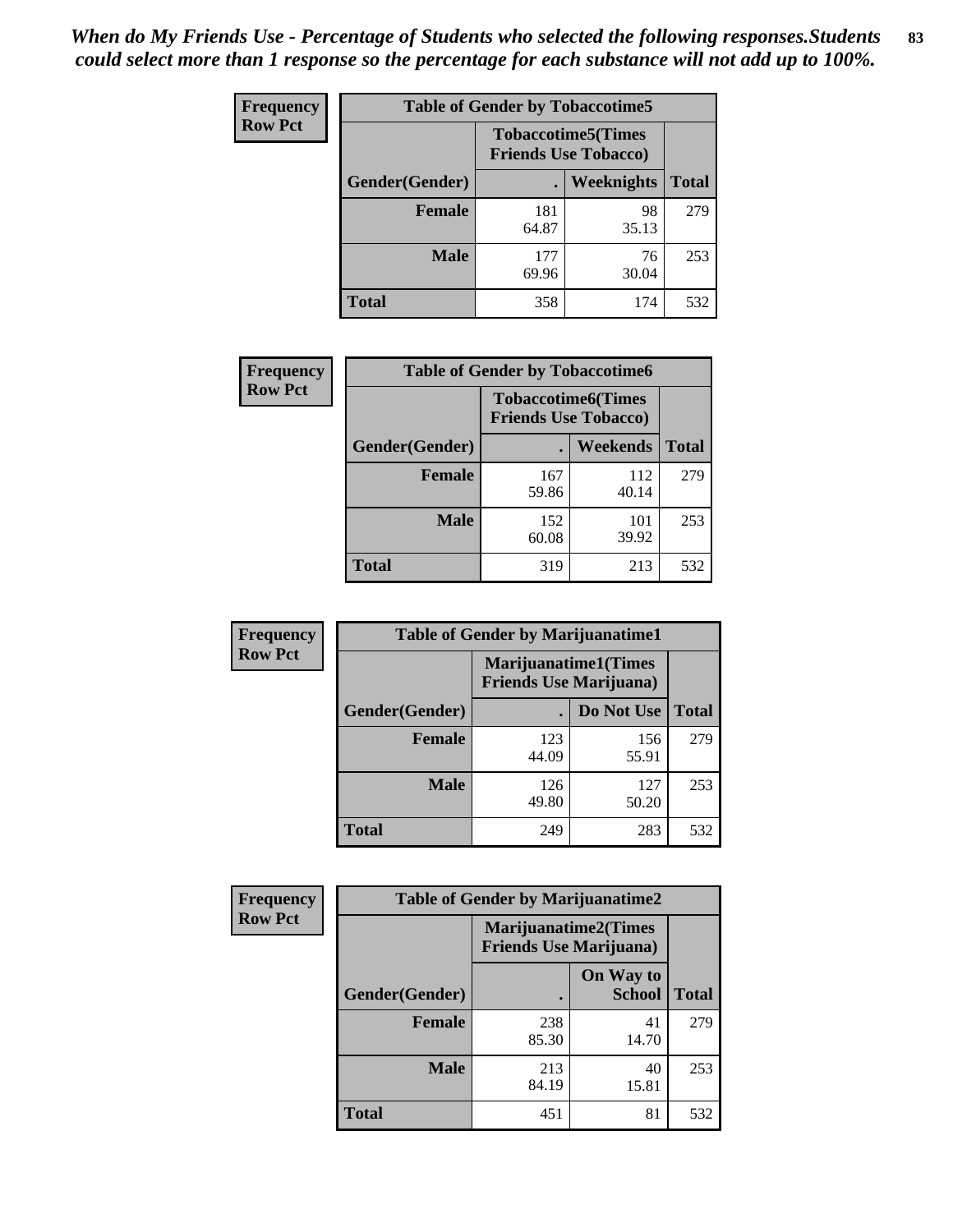*When do My Friends Use - Percentage of Students who selected the following responses.Students could select more than 1 response so the percentage for each substance will not add up to 100%.*

| Frequency<br>Row Pct | Table of Gender by Tobaccotime5 | | |
|---|---|---|---|
| | Tobaccotime5(Times Friends Use Tobacco) | | |
| Gender(Gender) | . | Weeknights | Total |
| Female | 181<br>64.87 | 98<br>35.13 | 279 |
| Male | 177<br>69.96 | 76<br>30.04 | 253 |
| Total | 358 | 174 | 532 |

| Frequency<br>Row Pct | Table of Gender by Tobaccotime6 | | |
|---|---|---|---|
| | Tobaccotime6(Times Friends Use Tobacco) | | |
| Gender(Gender) | . | Weekends | Total |
| Female | 167<br>59.86 | 112<br>40.14 | 279 |
| Male | 152<br>60.08 | 101<br>39.92 | 253 |
| Total | 319 | 213 | 532 |

| Frequency<br>Row Pct | Table of Gender by Marijuanatime1 | | |
|---|---|---|---|
| | Marijuanatime1(Times Friends Use Marijuana) | | |
| Gender(Gender) | . | Do Not Use | Total |
| Female | 123<br>44.09 | 156<br>55.91 | 279 |
| Male | 126<br>49.80 | 127<br>50.20 | 253 |
| Total | 249 | 283 | 532 |

| Frequency<br>Row Pct | Table of Gender by Marijuanatime2 | | |
|---|---|---|---|
| | Marijuanatime2(Times Friends Use Marijuana) | | |
| Gender(Gender) | . | On Way to School | Total |
| Female | 238<br>85.30 | 41<br>14.70 | 279 |
| Male | 213<br>84.19 | 40<br>15.81 | 253 |
| Total | 451 | 81 | 532 |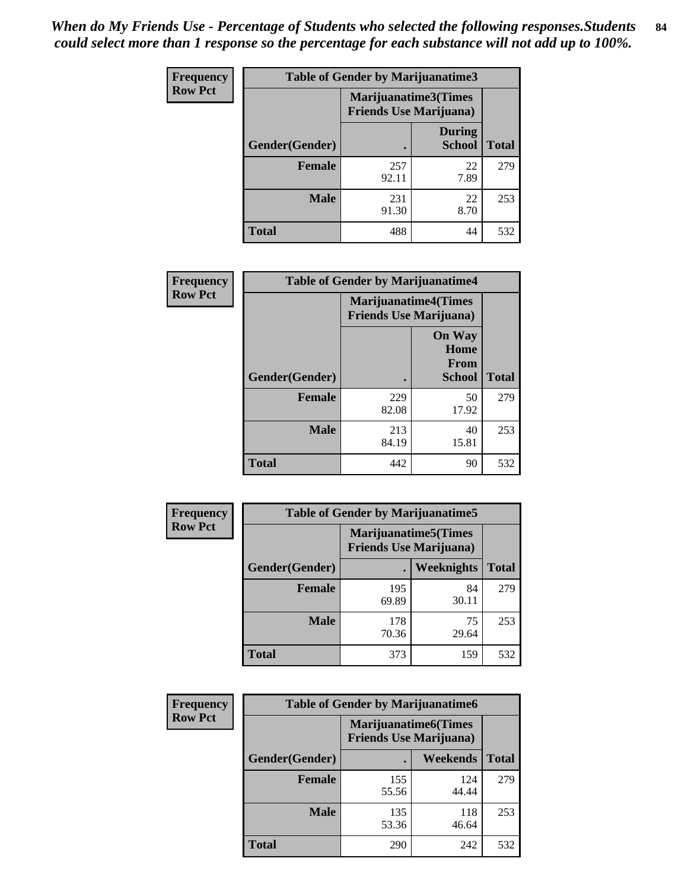*When do My Friends Use - Percentage of Students who selected the following responses.Students could select more than 1 response so the percentage for each substance will not add up to 100%.*

**Frequency Row Pct**

| Table of Gender by Marijuanatime3 | | | |
|---|---|---|---|
| | Marijuanatime3(Times Friends Use Marijuana) | | |
| Gender(Gender) | . | During School | Total |
| **Female** | 257<br>92.11 | 22<br>7.89 | 279 |
| **Male** | 231<br>91.30 | 22<br>8.70 | 253 |
| **Total** | 488 | 44 | 532 |

**Frequency Row Pct**

| Table of Gender by Marijuanatime4 | | | |
|---|---|---|---|
| | Marijuanatime4(Times Friends Use Marijuana) | | |
| Gender(Gender) | . | On Way Home From School | Total |
| **Female** | 229<br>82.08 | 50<br>17.92 | 279 |
| **Male** | 213<br>84.19 | 40<br>15.81 | 253 |
| **Total** | 442 | 90 | 532 |

**Frequency Row Pct**

| Table of Gender by Marijuanatime5 | | | |
|---|---|---|---|
| | Marijuanatime5(Times Friends Use Marijuana) | | |
| Gender(Gender) | . | Weeknights | Total |
| **Female** | 195<br>69.89 | 84<br>30.11 | 279 |
| **Male** | 178<br>70.36 | 75<br>29.64 | 253 |
| **Total** | 373 | 159 | 532 |

**Frequency Row Pct**

| Table of Gender by Marijuanatime6 | | | |
|---|---|---|---|
| | Marijuanatime6(Times Friends Use Marijuana) | | |
| Gender(Gender) | . | Weekends | Total |
| **Female** | 155<br>55.56 | 124<br>44.44 | 279 |
| **Male** | 135<br>53.36 | 118<br>46.64 | 253 |
| **Total** | 290 | 242 | 532 |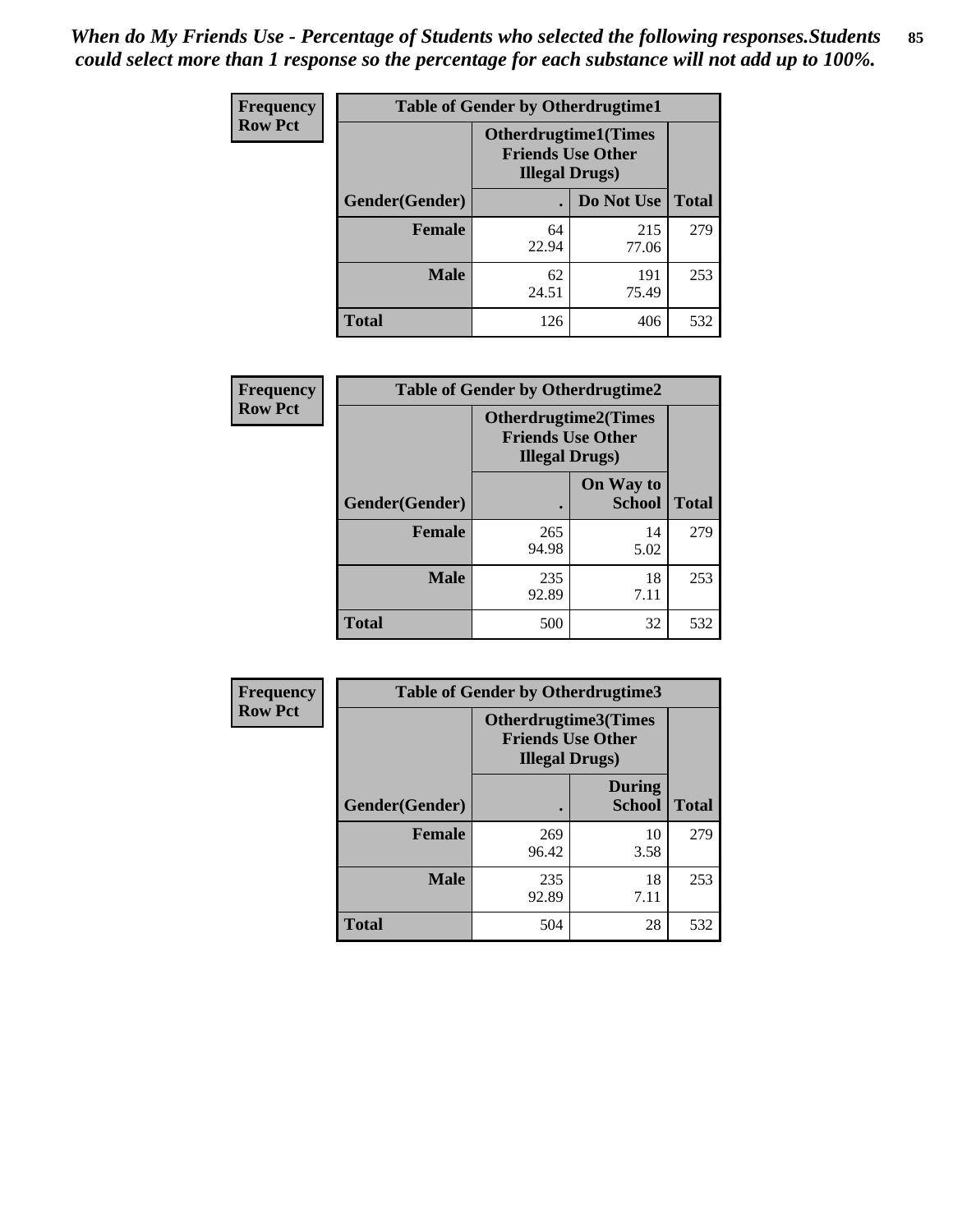*When do My Friends Use - Percentage of Students who selected the following responses.Students could select more than 1 response so the percentage for each substance will not add up to 100%.*

**Frequency**
**Row Pct**

| Table of Gender by Otherdrugtime1 | | | |
|---|---|---|---|
| | Otherdrugtime1(Times Friends Use Other Illegal Drugs) | | |
| Gender(Gender) | . | Do Not Use | Total |
| Female | 64<br>22.94 | 215<br>77.06 | 279 |
| Male | 62<br>24.51 | 191<br>75.49 | 253 |
| Total | 126 | 406 | 532 |

**Frequency**
**Row Pct**

| Table of Gender by Otherdrugtime2 | | | |
|---|---|---|---|
| | Otherdrugtime2(Times Friends Use Other Illegal Drugs) | | |
| Gender(Gender) | . | On Way to School | Total |
| Female | 265<br>94.98 | 14<br>5.02 | 279 |
| Male | 235<br>92.89 | 18<br>7.11 | 253 |
| Total | 500 | 32 | 532 |

**Frequency**
**Row Pct**

| Table of Gender by Otherdrugtime3 | | | |
|---|---|---|---|
| | Otherdrugtime3(Times Friends Use Other Illegal Drugs) | | |
| Gender(Gender) | . | During School | Total |
| Female | 269<br>96.42 | 10<br>3.58 | 279 |
| Male | 235<br>92.89 | 18<br>7.11 | 253 |
| Total | 504 | 28 | 532 |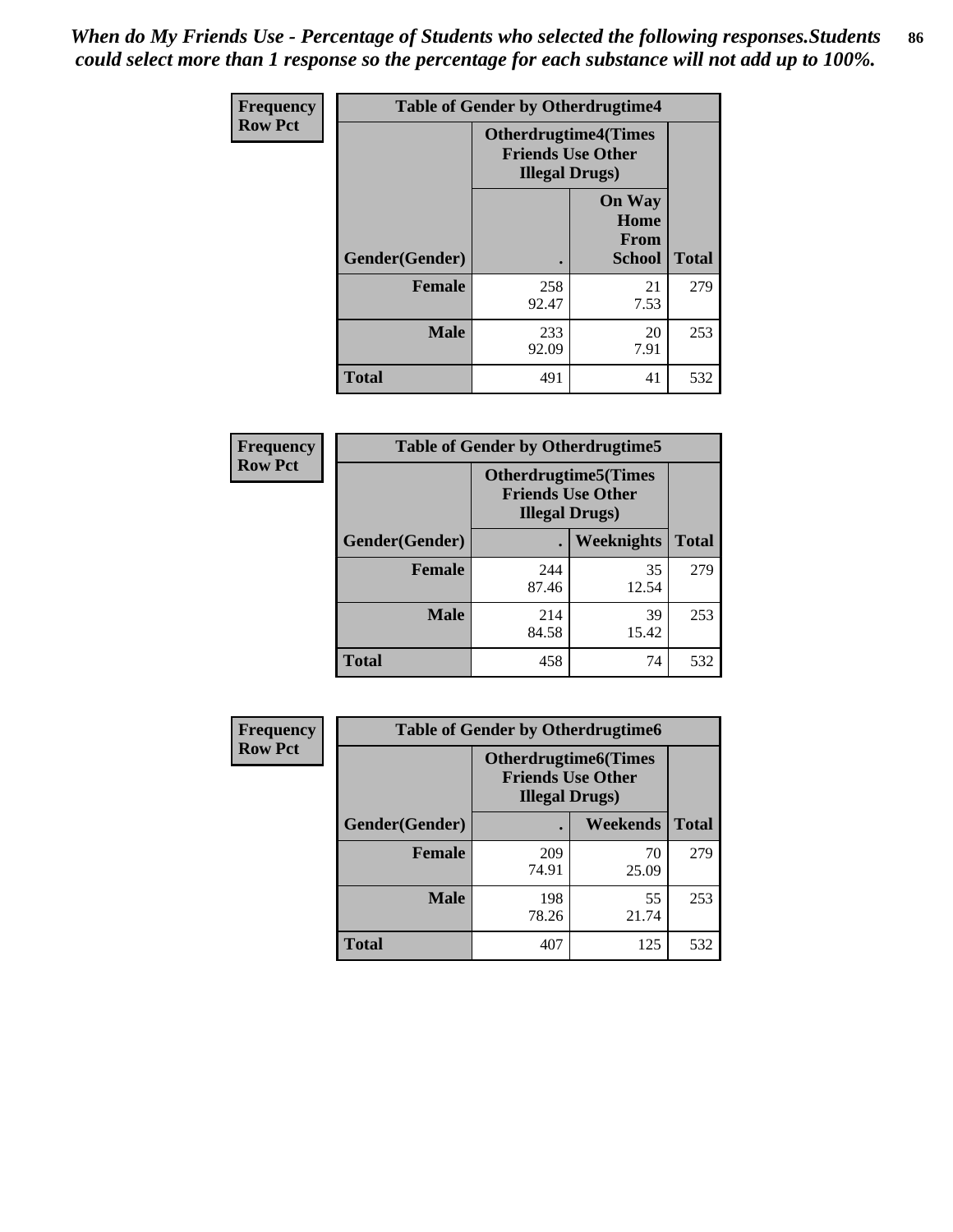*When do My Friends Use - Percentage of Students who selected the following responses.Students could select more than 1 response so the percentage for each substance will not add up to 100%.*

| Frequency Row Pct | Table of Gender by Otherdrugtime4 | | |
|---|---|---|---|
| | Otherdrugtime4(Times Friends Use Other Illegal Drugs) | | |
| Gender(Gender) | . | On Way Home From School | Total |
| Female | 258<br>92.47 | 21<br>7.53 | 279 |
| Male | 233<br>92.09 | 20<br>7.91 | 253 |
| Total | 491 | 41 | 532 |

| Frequency Row Pct | Table of Gender by Otherdrugtime5 | | |
|---|---|---|---|
| | Otherdrugtime5(Times Friends Use Other Illegal Drugs) | | |
| Gender(Gender) | . | Weeknights | Total |
| Female | 244<br>87.46 | 35<br>12.54 | 279 |
| Male | 214<br>84.58 | 39<br>15.42 | 253 |
| Total | 458 | 74 | 532 |

| Frequency Row Pct | Table of Gender by Otherdrugtime6 | | |
|---|---|---|---|
| | Otherdrugtime6(Times Friends Use Other Illegal Drugs) | | |
| Gender(Gender) | . | Weekends | Total |
| Female | 209<br>74.91 | 70<br>25.09 | 279 |
| Male | 198<br>78.26 | 55<br>21.74 | 253 |
| Total | 407 | 125 | 532 |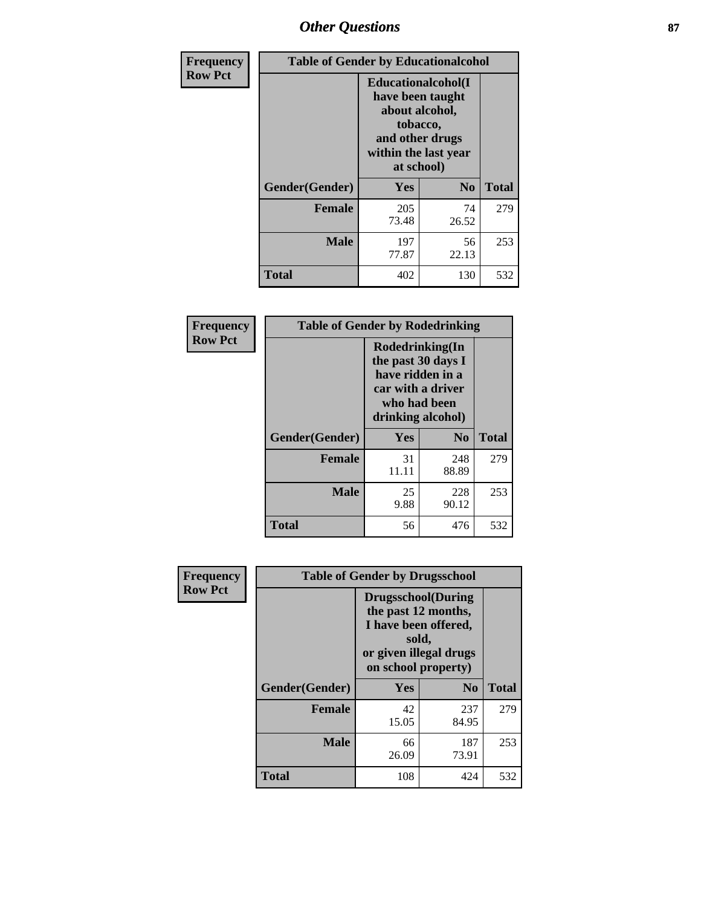## Other Questions

**Frequency**
**Row Pct**

| Table of Gender by Educationalcohol | | | |
|---|---|---|---|
| | Educationalcohol(I have been taught about alcohol, tobacco, and other drugs within the last year at school) | | |
| Gender(Gender) | Yes | No | Total |
| Female | 205<br>73.48 | 74<br>26.52 | 279 |
| Male | 197<br>77.87 | 56<br>22.13 | 253 |
| Total | 402 | 130 | 532 |

**Frequency**
**Row Pct**

| Table of Gender by Rodedrinking | | | |
|---|---|---|---|
| | Rodedrinking(In the past 30 days I have ridden in a car with a driver who had been drinking alcohol) | | |
| Gender(Gender) | Yes | No | Total |
| Female | 31<br>11.11 | 248<br>88.89 | 279 |
| Male | 25<br>9.88 | 228<br>90.12 | 253 |
| Total | 56 | 476 | 532 |

**Frequency**
**Row Pct**

| Table of Gender by Drugsschool | | | |
|---|---|---|---|
| | Drugsschool(During the past 12 months, I have been offered, sold, or given illegal drugs on school property) | | |
| Gender(Gender) | Yes | No | Total |
| Female | 42<br>15.05 | 237<br>84.95 | 279 |
| Male | 66<br>26.09 | 187<br>73.91 | 253 |
| Total | 108 | 424 | 532 |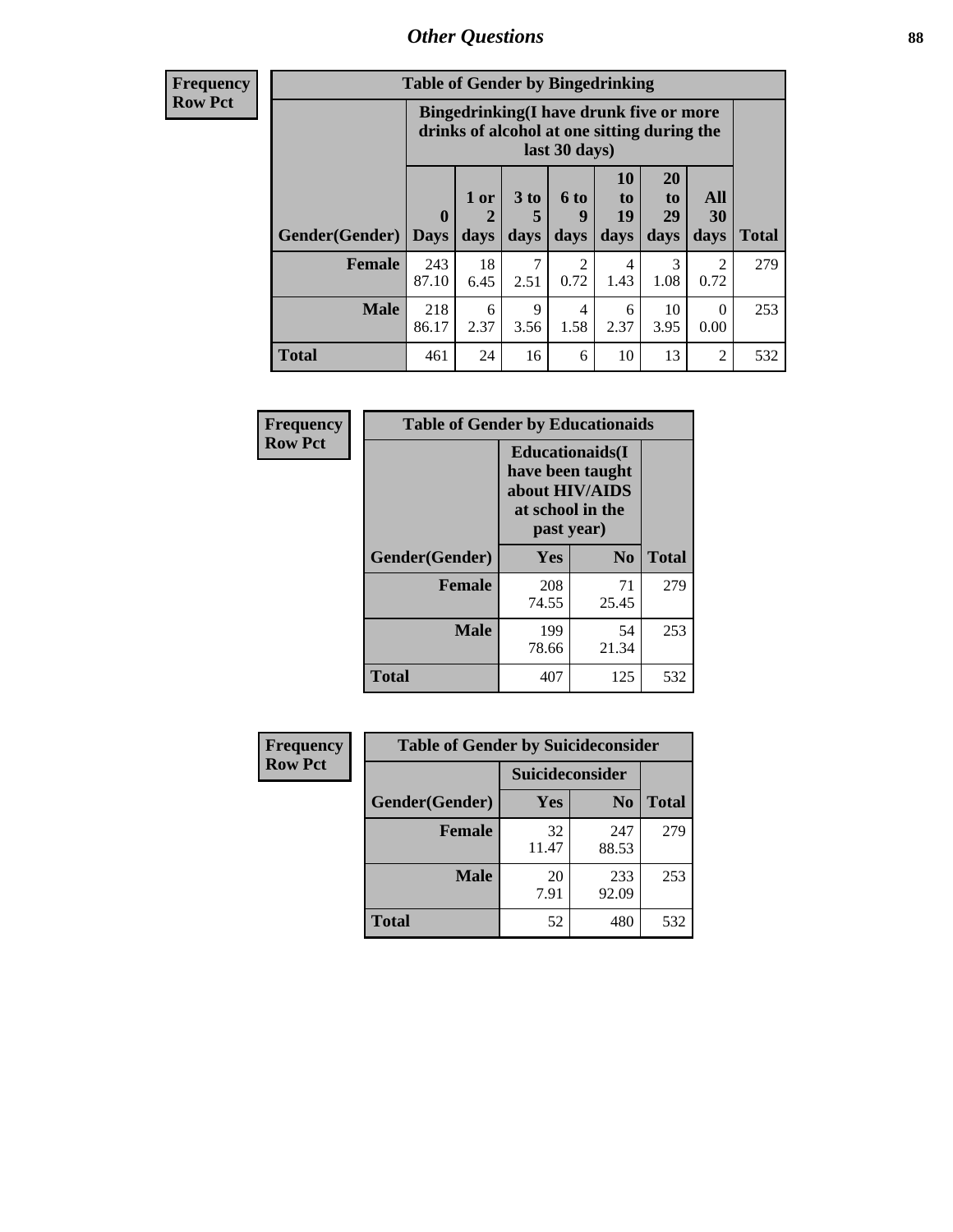## Other Questions

**Frequency / Row Pct**

| Table of Gender by Bingedrinking | | | | | | | | |
|---|---|---|---|---|---|---|---|---|
| | Bingedrinking(I have drunk five or more drinks of alcohol at one sitting during the last 30 days) | | | | | | | |
| Gender(Gender) | 0 Days | 1 or 2 days | 3 to 5 days | 6 to 9 days | 10 to 19 days | 20 to 29 days | All 30 days | Total |
| **Female** | 243<br>87.10 | 18<br>6.45 | 7<br>2.51 | 2<br>0.72 | 4<br>1.43 | 3<br>1.08 | 2<br>0.72 | 279 |
| **Male** | 218<br>86.17 | 6<br>2.37 | 9<br>3.56 | 4<br>1.58 | 6<br>2.37 | 10<br>3.95 | 0<br>0.00 | 253 |
| **Total** | 461 | 24 | 16 | 6 | 10 | 13 | 2 | 532 |

**Frequency / Row Pct**

| Table of Gender by Educationaids | | | |
|---|---|---|---|
| | Educationaids(I have been taught about HIV/AIDS at school in the past year) | | |
| Gender(Gender) | Yes | No | Total |
| **Female** | 208<br>74.55 | 71<br>25.45 | 279 |
| **Male** | 199<br>78.66 | 54<br>21.34 | 253 |
| **Total** | 407 | 125 | 532 |

**Frequency / Row Pct**

| Table of Gender by Suicideconsider | | | |
|---|---|---|---|
| | Suicideconsider | | |
| Gender(Gender) | Yes | No | Total |
| **Female** | 32<br>11.47 | 247<br>88.53 | 279 |
| **Male** | 20<br>7.91 | 233<br>92.09 | 253 |
| **Total** | 52 | 480 | 532 |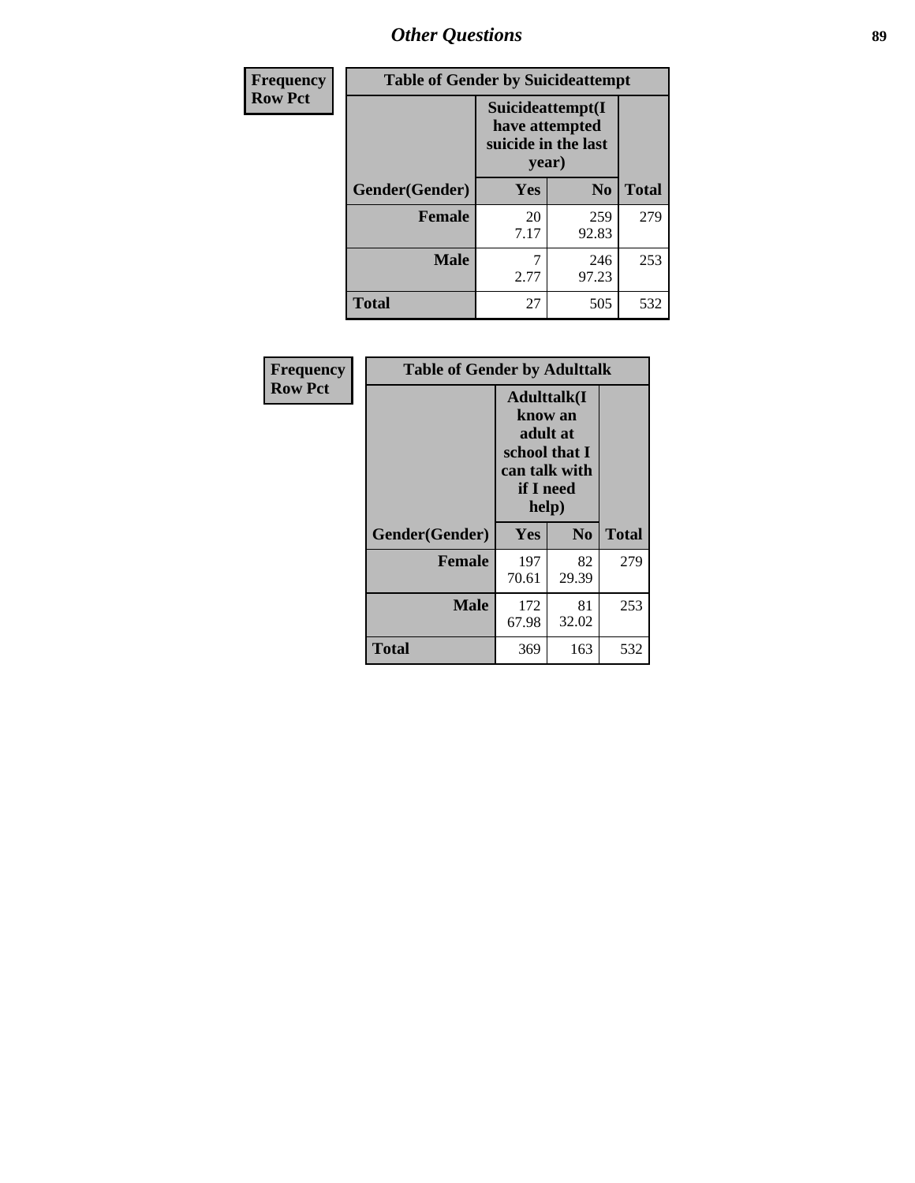| Frequency Row Pct | Table of Gender by Suicideattempt | | |
|---|---|---|---|
| | Suicideattempt(I have attempted suicide in the last year) | | |
| Gender(Gender) | Yes | No | Total |
| Female | 20<br>7.17 | 259<br>92.83 | 279 |
| Male | 7<br>2.77 | 246<br>97.23 | 253 |
| Total | 27 | 505 | 532 |

| Frequency Row Pct | Table of Gender by Adulttalk | | |
|---|---|---|---|
| | Adulttalk(I know an adult at school that I can talk with if I need help) | | |
| Gender(Gender) | Yes | No | Total |
| Female | 197<br>70.61 | 82<br>29.39 | 279 |
| Male | 172<br>67.98 | 81<br>32.02 | 253 |
| Total | 369 | 163 | 532 |